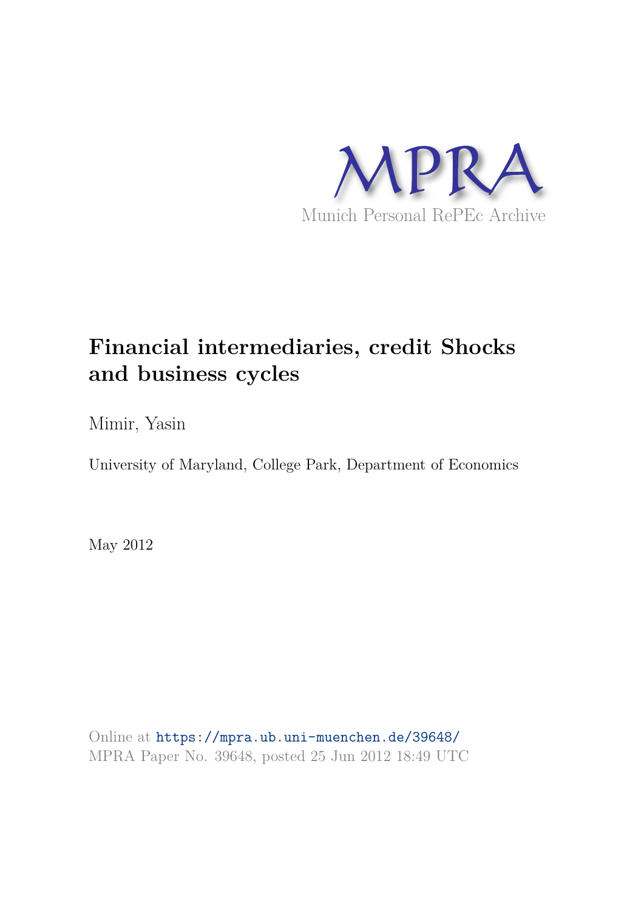MPRA

Munich Personal RePEc Archive

# Financial intermediaries, credit Shocks and business cycles

Mimir, Yasin

University of Maryland, College Park, Department of Economics

May 2012

Online at https://mpra.ub.uni-muenchen.de/39648/
MPRA Paper No. 39648, posted 25 Jun 2012 18:49 UTC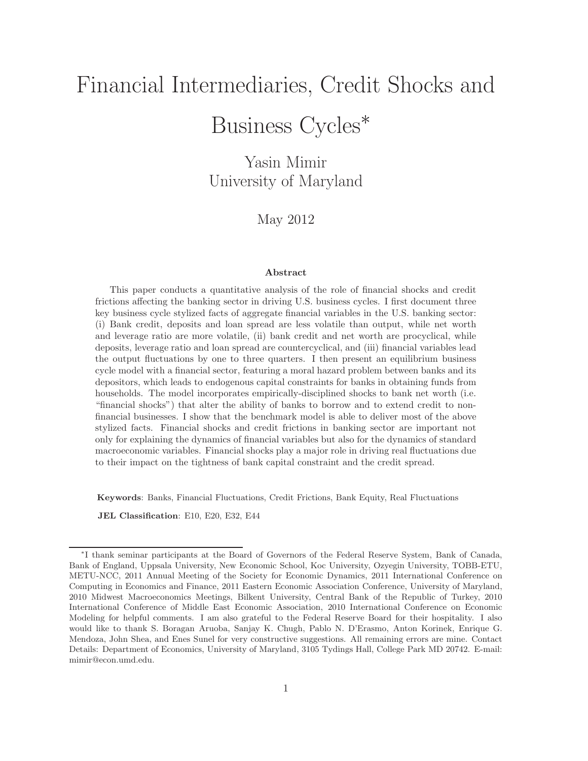# Financial Intermediaries, Credit Shocks and Business Cycles*

Yasin Mimir
University of Maryland

May 2012

### Abstract

This paper conducts a quantitative analysis of the role of financial shocks and credit frictions affecting the banking sector in driving U.S. business cycles. I first document three key business cycle stylized facts of aggregate financial variables in the U.S. banking sector: (i) Bank credit, deposits and loan spread are less volatile than output, while net worth and leverage ratio are more volatile, (ii) bank credit and net worth are procyclical, while deposits, leverage ratio and loan spread are countercyclical, and (iii) financial variables lead the output fluctuations by one to three quarters. I then present an equilibrium business cycle model with a financial sector, featuring a moral hazard problem between banks and its depositors, which leads to endogenous capital constraints for banks in obtaining funds from households. The model incorporates empirically-disciplined shocks to bank net worth (i.e. "financial shocks") that alter the ability of banks to borrow and to extend credit to non-financial businesses. I show that the benchmark model is able to deliver most of the above stylized facts. Financial shocks and credit frictions in banking sector are important not only for explaining the dynamics of financial variables but also for the dynamics of standard macroeconomic variables. Financial shocks play a major role in driving real fluctuations due to their impact on the tightness of bank capital constraint and the credit spread.

**Keywords**: Banks, Financial Fluctuations, Credit Frictions, Bank Equity, Real Fluctuations

**JEL Classification**: E10, E20, E32, E44

---

*I thank seminar participants at the Board of Governors of the Federal Reserve System, Bank of Canada, Bank of England, Uppsala University, New Economic School, Koc University, Ozyegin University, TOBB-ETU, METU-NCC, 2011 Annual Meeting of the Society for Economic Dynamics, 2011 International Conference on Computing in Economics and Finance, 2011 Eastern Economic Association Conference, University of Maryland, 2010 Midwest Macroeconomics Meetings, Bilkent University, Central Bank of the Republic of Turkey, 2010 International Conference of Middle East Economic Association, 2010 International Conference on Economic Modeling for helpful comments. I am also grateful to the Federal Reserve Board for their hospitality. I also would like to thank S. Boragan Aruoba, Sanjay K. Chugh, Pablo N. D'Erasmo, Anton Korinek, Enrique G. Mendoza, John Shea, and Enes Sunel for very constructive suggestions. All remaining errors are mine. Contact Details: Department of Economics, University of Maryland, 3105 Tydings Hall, College Park MD 20742. E-mail: mimir@econ.umd.edu.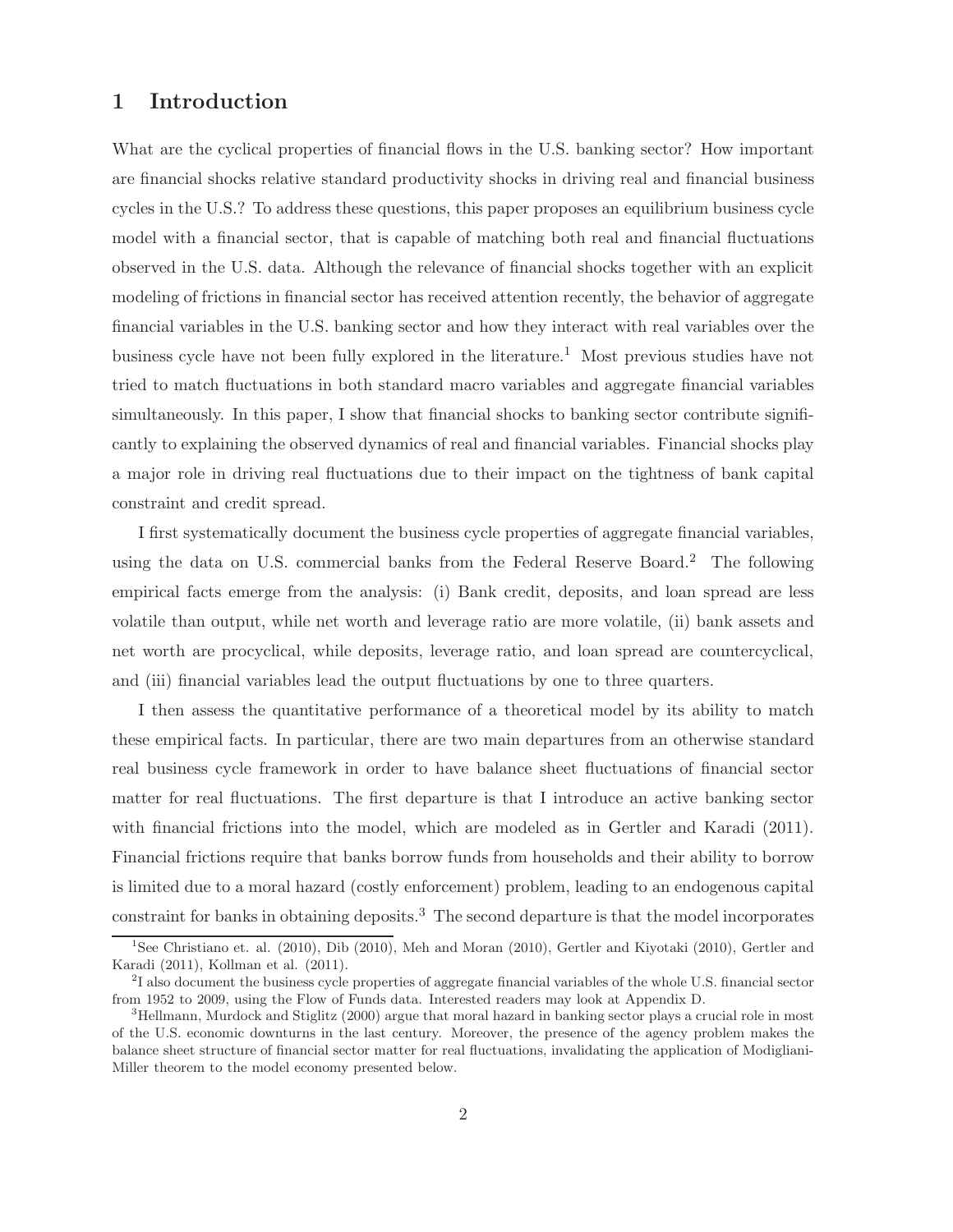## 1 Introduction

What are the cyclical properties of financial flows in the U.S. banking sector? How important are financial shocks relative standard productivity shocks in driving real and financial business cycles in the U.S.? To address these questions, this paper proposes an equilibrium business cycle model with a financial sector, that is capable of matching both real and financial fluctuations observed in the U.S. data. Although the relevance of financial shocks together with an explicit modeling of frictions in financial sector has received attention recently, the behavior of aggregate financial variables in the U.S. banking sector and how they interact with real variables over the business cycle have not been fully explored in the literature.[1] Most previous studies have not tried to match fluctuations in both standard macro variables and aggregate financial variables simultaneously. In this paper, I show that financial shocks to banking sector contribute significantly to explaining the observed dynamics of real and financial variables. Financial shocks play a major role in driving real fluctuations due to their impact on the tightness of bank capital constraint and credit spread.

I first systematically document the business cycle properties of aggregate financial variables, using the data on U.S. commercial banks from the Federal Reserve Board.[2] The following empirical facts emerge from the analysis: (i) Bank credit, deposits, and loan spread are less volatile than output, while net worth and leverage ratio are more volatile, (ii) bank assets and net worth are procyclical, while deposits, leverage ratio, and loan spread are countercyclical, and (iii) financial variables lead the output fluctuations by one to three quarters.

I then assess the quantitative performance of a theoretical model by its ability to match these empirical facts. In particular, there are two main departures from an otherwise standard real business cycle framework in order to have balance sheet fluctuations of financial sector matter for real fluctuations. The first departure is that I introduce an active banking sector with financial frictions into the model, which are modeled as in Gertler and Karadi (2011). Financial frictions require that banks borrow funds from households and their ability to borrow is limited due to a moral hazard (costly enforcement) problem, leading to an endogenous capital constraint for banks in obtaining deposits.[3] The second departure is that the model incorporates

[1] See Christiano et. al. (2010), Dib (2010), Meh and Moran (2010), Gertler and Kiyotaki (2010), Gertler and Karadi (2011), Kollman et al. (2011).

[2] I also document the business cycle properties of aggregate financial variables of the whole U.S. financial sector from 1952 to 2009, using the Flow of Funds data. Interested readers may look at Appendix D.

[3] Hellmann, Murdock and Stiglitz (2000) argue that moral hazard in banking sector plays a crucial role in most of the U.S. economic downturns in the last century. Moreover, the presence of the agency problem makes the balance sheet structure of financial sector matter for real fluctuations, invalidating the application of Modigliani-Miller theorem to the model economy presented below.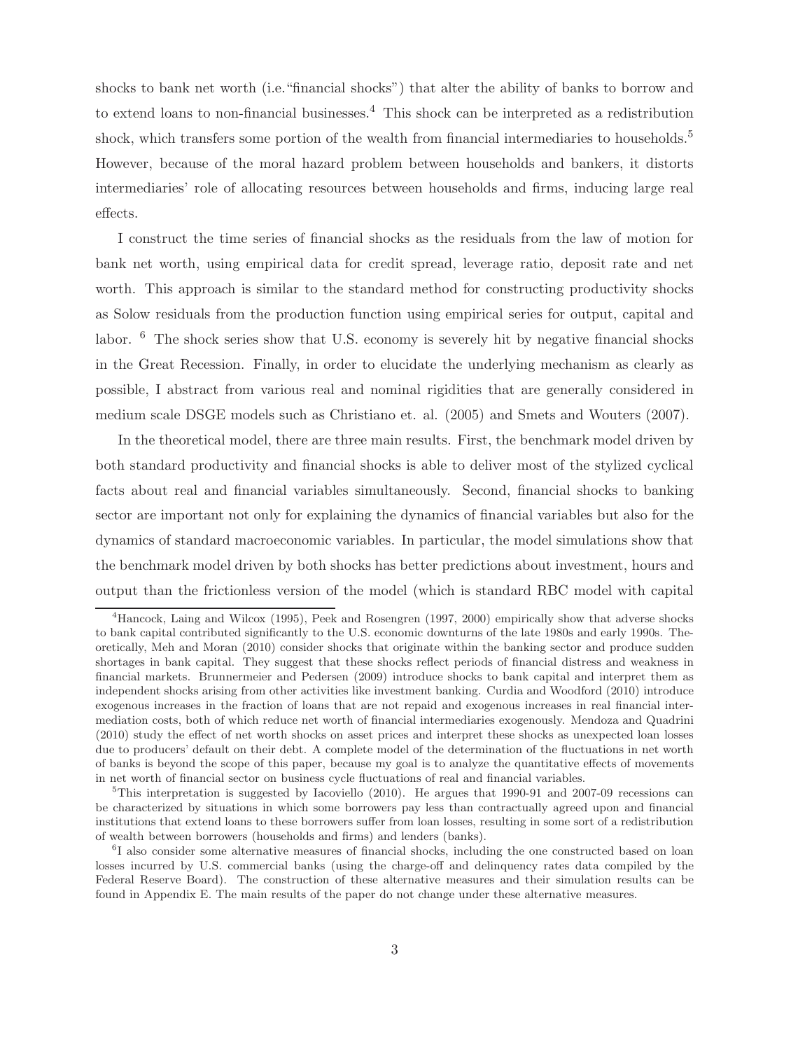shocks to bank net worth (i.e."financial shocks") that alter the ability of banks to borrow and to extend loans to non-financial businesses.[4] This shock can be interpreted as a redistribution shock, which transfers some portion of the wealth from financial intermediaries to households.[5] However, because of the moral hazard problem between households and bankers, it distorts intermediaries' role of allocating resources between households and firms, inducing large real effects.

I construct the time series of financial shocks as the residuals from the law of motion for bank net worth, using empirical data for credit spread, leverage ratio, deposit rate and net worth. This approach is similar to the standard method for constructing productivity shocks as Solow residuals from the production function using empirical series for output, capital and labor. [6] The shock series show that U.S. economy is severely hit by negative financial shocks in the Great Recession. Finally, in order to elucidate the underlying mechanism as clearly as possible, I abstract from various real and nominal rigidities that are generally considered in medium scale DSGE models such as Christiano et. al. (2005) and Smets and Wouters (2007).

In the theoretical model, there are three main results. First, the benchmark model driven by both standard productivity and financial shocks is able to deliver most of the stylized cyclical facts about real and financial variables simultaneously. Second, financial shocks to banking sector are important not only for explaining the dynamics of financial variables but also for the dynamics of standard macroeconomic variables. In particular, the model simulations show that the benchmark model driven by both shocks has better predictions about investment, hours and output than the frictionless version of the model (which is standard RBC model with capital

[4] Hancock, Laing and Wilcox (1995), Peek and Rosengren (1997, 2000) empirically show that adverse shocks to bank capital contributed significantly to the U.S. economic downturns of the late 1980s and early 1990s. Theoretically, Meh and Moran (2010) consider shocks that originate within the banking sector and produce sudden shortages in bank capital. They suggest that these shocks reflect periods of financial distress and weakness in financial markets. Brunnermeier and Pedersen (2009) introduce shocks to bank capital and interpret them as independent shocks arising from other activities like investment banking. Curdia and Woodford (2010) introduce exogenous increases in the fraction of loans that are not repaid and exogenous increases in real financial intermediation costs, both of which reduce net worth of financial intermediaries exogenously. Mendoza and Quadrini (2010) study the effect of net worth shocks on asset prices and interpret these shocks as unexpected loan losses due to producers' default on their debt. A complete model of the determination of the fluctuations in net worth of banks is beyond the scope of this paper, because my goal is to analyze the quantitative effects of movements in net worth of financial sector on business cycle fluctuations of real and financial variables.

[5] This interpretation is suggested by Iacoviello (2010). He argues that 1990-91 and 2007-09 recessions can be characterized by situations in which some borrowers pay less than contractually agreed upon and financial institutions that extend loans to these borrowers suffer from loan losses, resulting in some sort of a redistribution of wealth between borrowers (households and firms) and lenders (banks).

[6] I also consider some alternative measures of financial shocks, including the one constructed based on loan losses incurred by U.S. commercial banks (using the charge-off and delinquency rates data compiled by the Federal Reserve Board). The construction of these alternative measures and their simulation results can be found in Appendix E. The main results of the paper do not change under these alternative measures.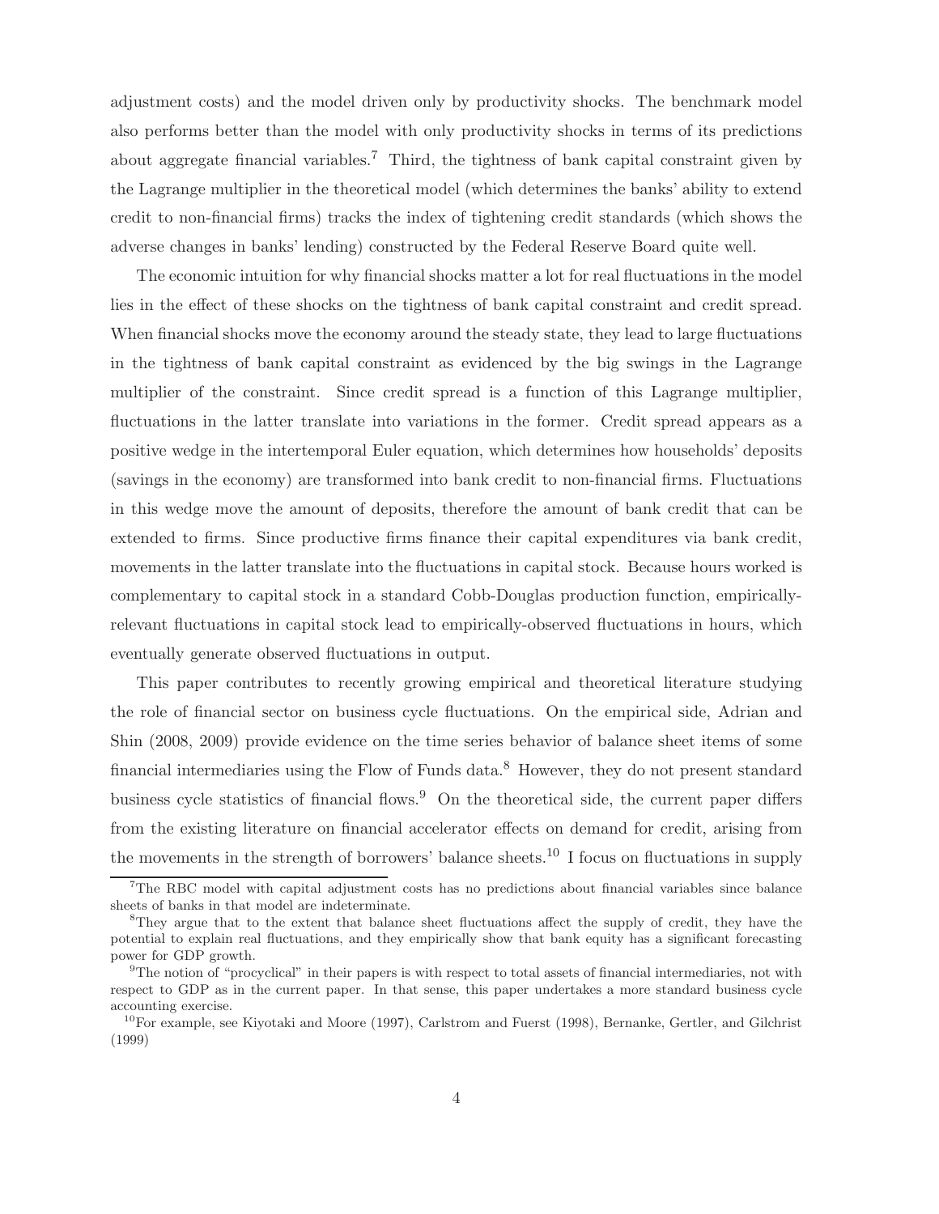adjustment costs) and the model driven only by productivity shocks. The benchmark model also performs better than the model with only productivity shocks in terms of its predictions about aggregate financial variables.[7] Third, the tightness of bank capital constraint given by the Lagrange multiplier in the theoretical model (which determines the banks' ability to extend credit to non-financial firms) tracks the index of tightening credit standards (which shows the adverse changes in banks' lending) constructed by the Federal Reserve Board quite well.

The economic intuition for why financial shocks matter a lot for real fluctuations in the model lies in the effect of these shocks on the tightness of bank capital constraint and credit spread. When financial shocks move the economy around the steady state, they lead to large fluctuations in the tightness of bank capital constraint as evidenced by the big swings in the Lagrange multiplier of the constraint. Since credit spread is a function of this Lagrange multiplier, fluctuations in the latter translate into variations in the former. Credit spread appears as a positive wedge in the intertemporal Euler equation, which determines how households' deposits (savings in the economy) are transformed into bank credit to non-financial firms. Fluctuations in this wedge move the amount of deposits, therefore the amount of bank credit that can be extended to firms. Since productive firms finance their capital expenditures via bank credit, movements in the latter translate into the fluctuations in capital stock. Because hours worked is complementary to capital stock in a standard Cobb-Douglas production function, empirically-relevant fluctuations in capital stock lead to empirically-observed fluctuations in hours, which eventually generate observed fluctuations in output.

This paper contributes to recently growing empirical and theoretical literature studying the role of financial sector on business cycle fluctuations. On the empirical side, Adrian and Shin (2008, 2009) provide evidence on the time series behavior of balance sheet items of some financial intermediaries using the Flow of Funds data.[8] However, they do not present standard business cycle statistics of financial flows.[9] On the theoretical side, the current paper differs from the existing literature on financial accelerator effects on demand for credit, arising from the movements in the strength of borrowers' balance sheets.[10] I focus on fluctuations in supply

[7] The RBC model with capital adjustment costs has no predictions about financial variables since balance sheets of banks in that model are indeterminate.

[8] They argue that to the extent that balance sheet fluctuations affect the supply of credit, they have the potential to explain real fluctuations, and they empirically show that bank equity has a significant forecasting power for GDP growth.

[9] The notion of "procyclical" in their papers is with respect to total assets of financial intermediaries, not with respect to GDP as in the current paper. In that sense, this paper undertakes a more standard business cycle accounting exercise.

[10] For example, see Kiyotaki and Moore (1997), Carlstrom and Fuerst (1998), Bernanke, Gertler, and Gilchrist (1999)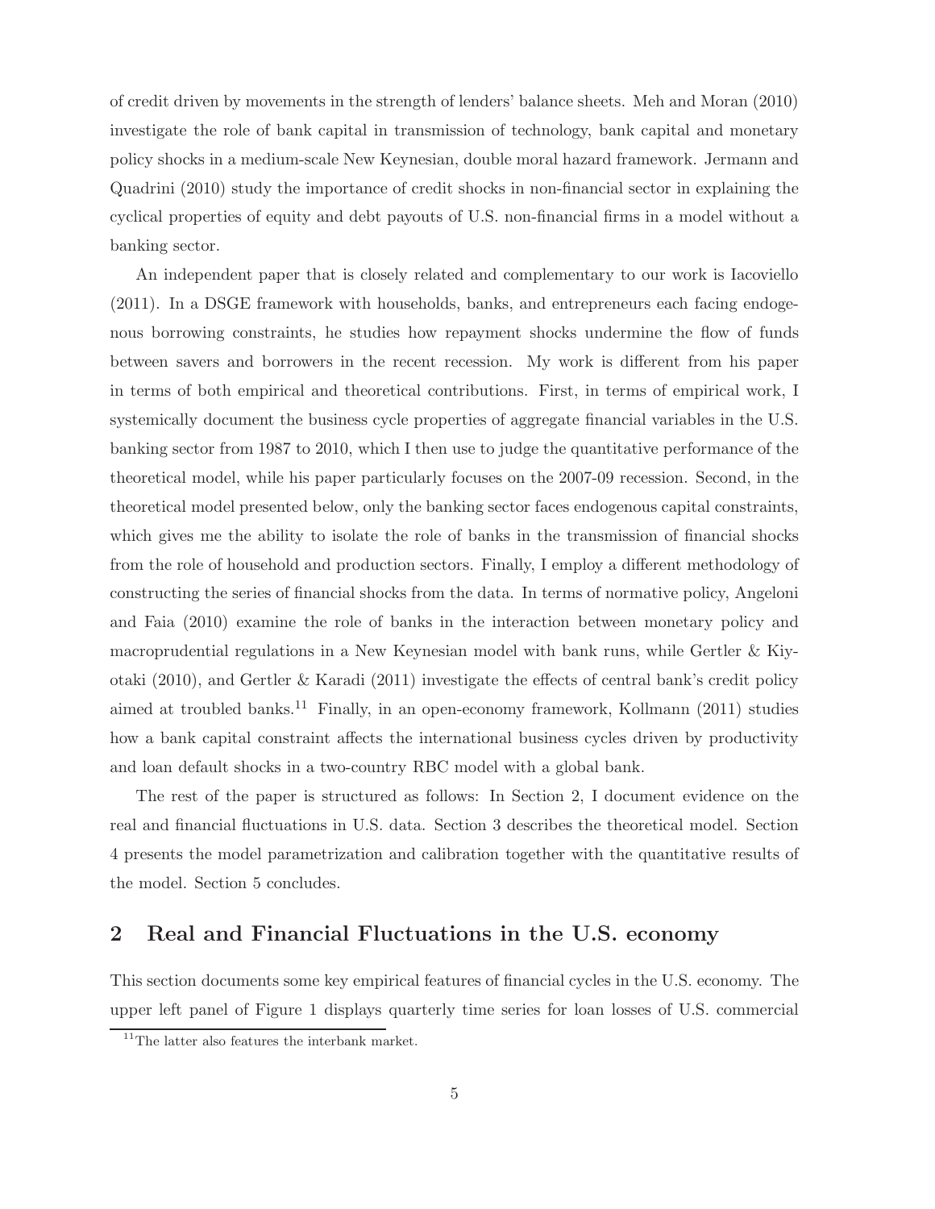of credit driven by movements in the strength of lenders' balance sheets. Meh and Moran (2010) investigate the role of bank capital in transmission of technology, bank capital and monetary policy shocks in a medium-scale New Keynesian, double moral hazard framework. Jermann and Quadrini (2010) study the importance of credit shocks in non-financial sector in explaining the cyclical properties of equity and debt payouts of U.S. non-financial firms in a model without a banking sector.

An independent paper that is closely related and complementary to our work is Iacoviello (2011). In a DSGE framework with households, banks, and entrepreneurs each facing endogenous borrowing constraints, he studies how repayment shocks undermine the flow of funds between savers and borrowers in the recent recession. My work is different from his paper in terms of both empirical and theoretical contributions. First, in terms of empirical work, I systemically document the business cycle properties of aggregate financial variables in the U.S. banking sector from 1987 to 2010, which I then use to judge the quantitative performance of the theoretical model, while his paper particularly focuses on the 2007-09 recession. Second, in the theoretical model presented below, only the banking sector faces endogenous capital constraints, which gives me the ability to isolate the role of banks in the transmission of financial shocks from the role of household and production sectors. Finally, I employ a different methodology of constructing the series of financial shocks from the data. In terms of normative policy, Angeloni and Faia (2010) examine the role of banks in the interaction between monetary policy and macroprudential regulations in a New Keynesian model with bank runs, while Gertler & Kiyotaki (2010), and Gertler & Karadi (2011) investigate the effects of central bank's credit policy aimed at troubled banks.[11] Finally, in an open-economy framework, Kollmann (2011) studies how a bank capital constraint affects the international business cycles driven by productivity and loan default shocks in a two-country RBC model with a global bank.

The rest of the paper is structured as follows: In Section 2, I document evidence on the real and financial fluctuations in U.S. data. Section 3 describes the theoretical model. Section 4 presents the model parametrization and calibration together with the quantitative results of the model. Section 5 concludes.

## 2 Real and Financial Fluctuations in the U.S. economy

This section documents some key empirical features of financial cycles in the U.S. economy. The upper left panel of Figure 1 displays quarterly time series for loan losses of U.S. commercial

[11] The latter also features the interbank market.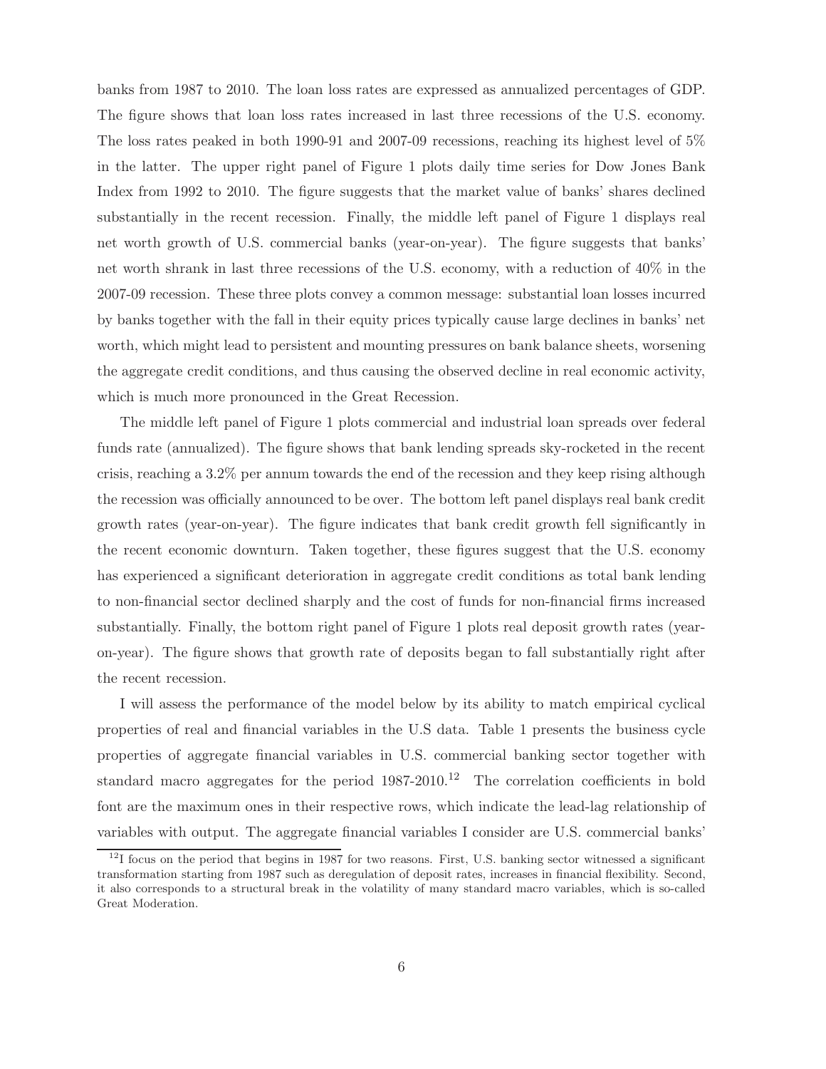banks from 1987 to 2010. The loan loss rates are expressed as annualized percentages of GDP. The figure shows that loan loss rates increased in last three recessions of the U.S. economy. The loss rates peaked in both 1990-91 and 2007-09 recessions, reaching its highest level of 5% in the latter. The upper right panel of Figure 1 plots daily time series for Dow Jones Bank Index from 1992 to 2010. The figure suggests that the market value of banks' shares declined substantially in the recent recession. Finally, the middle left panel of Figure 1 displays real net worth growth of U.S. commercial banks (year-on-year). The figure suggests that banks' net worth shrank in last three recessions of the U.S. economy, with a reduction of 40% in the 2007-09 recession. These three plots convey a common message: substantial loan losses incurred by banks together with the fall in their equity prices typically cause large declines in banks' net worth, which might lead to persistent and mounting pressures on bank balance sheets, worsening the aggregate credit conditions, and thus causing the observed decline in real economic activity, which is much more pronounced in the Great Recession.

The middle left panel of Figure 1 plots commercial and industrial loan spreads over federal funds rate (annualized). The figure shows that bank lending spreads sky-rocketed in the recent crisis, reaching a 3.2% per annum towards the end of the recession and they keep rising although the recession was officially announced to be over. The bottom left panel displays real bank credit growth rates (year-on-year). The figure indicates that bank credit growth fell significantly in the recent economic downturn. Taken together, these figures suggest that the U.S. economy has experienced a significant deterioration in aggregate credit conditions as total bank lending to non-financial sector declined sharply and the cost of funds for non-financial firms increased substantially. Finally, the bottom right panel of Figure 1 plots real deposit growth rates (year-on-year). The figure shows that growth rate of deposits began to fall substantially right after the recent recession.

I will assess the performance of the model below by its ability to match empirical cyclical properties of real and financial variables in the U.S data. Table 1 presents the business cycle properties of aggregate financial variables in U.S. commercial banking sector together with standard macro aggregates for the period 1987-2010.[12] The correlation coefficients in bold font are the maximum ones in their respective rows, which indicate the lead-lag relationship of variables with output. The aggregate financial variables I consider are U.S. commercial banks'

[12] I focus on the period that begins in 1987 for two reasons. First, U.S. banking sector witnessed a significant transformation starting from 1987 such as deregulation of deposit rates, increases in financial flexibility. Second, it also corresponds to a structural break in the volatility of many standard macro variables, which is so-called Great Moderation.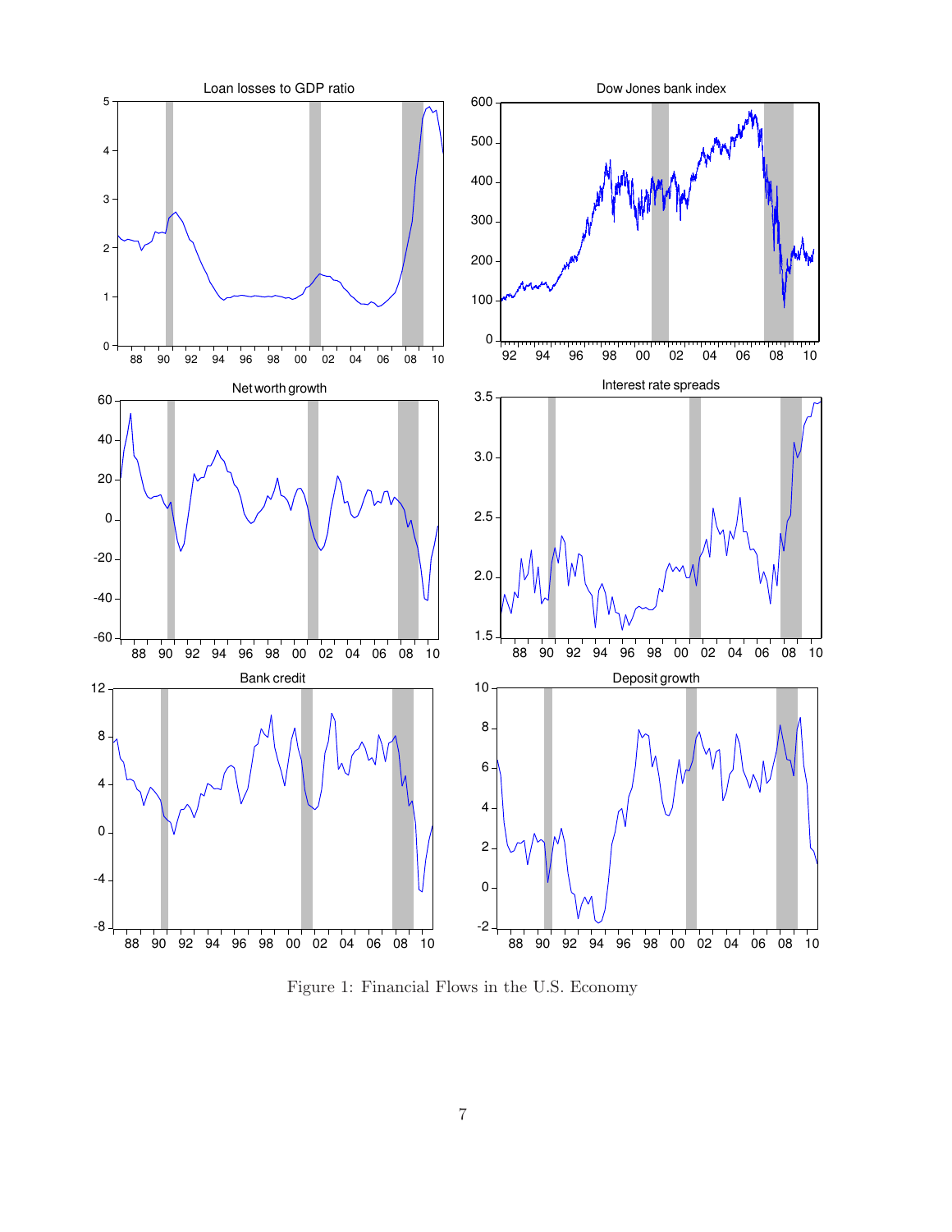Figure 1: Financial Flows in the U.S. Economy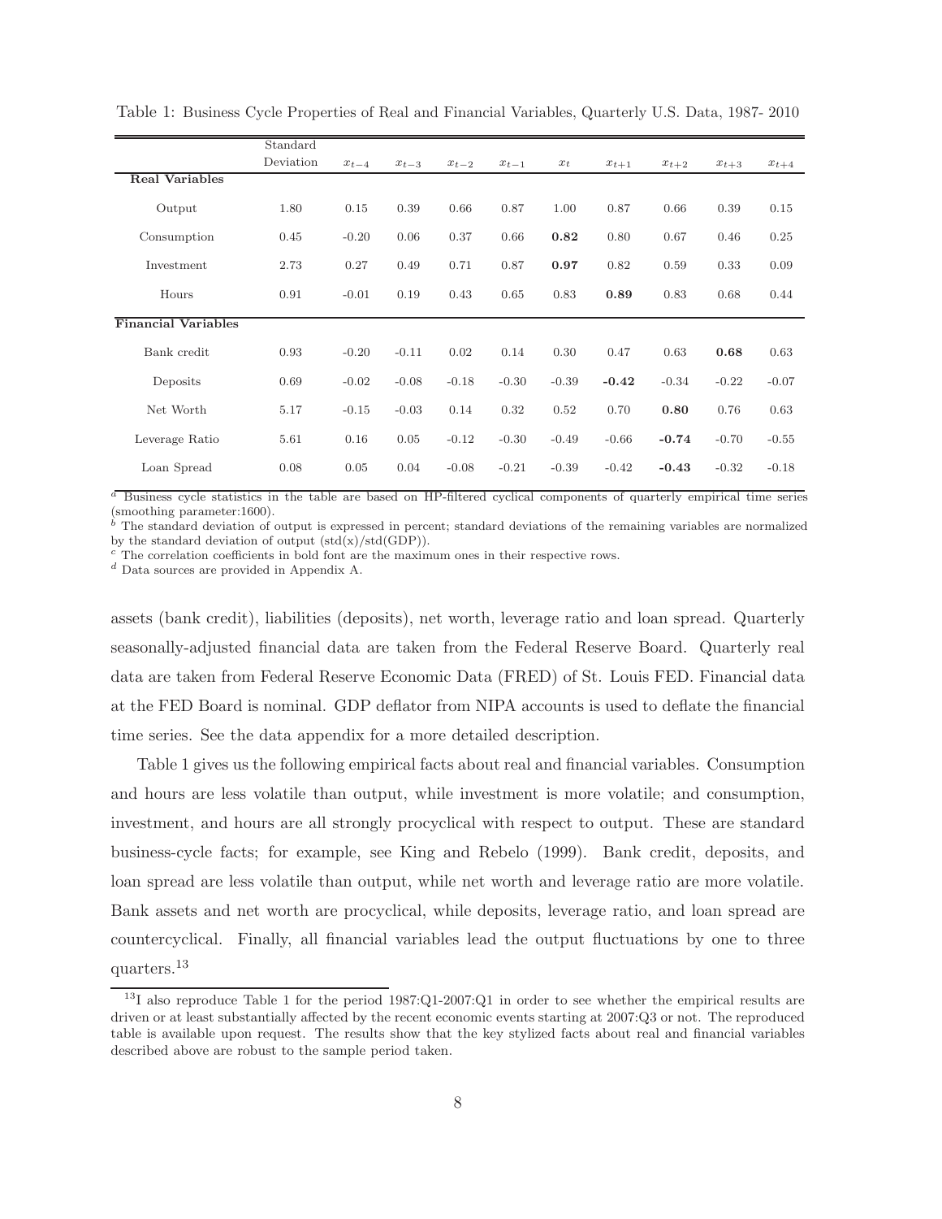Table 1: Business Cycle Properties of Real and Financial Variables, Quarterly U.S. Data, 1987- 2010

| | Standard Deviation | $x_{t-4}$ | $x_{t-3}$ | $x_{t-2}$ | $x_{t-1}$ | $x_t$ | $x_{t+1}$ | $x_{t+2}$ | $x_{t+3}$ | $x_{t+4}$ |
|---|---|---|---|---|---|---|---|---|---|---|
| **Real Variables** | | | | | | | | | | |
| Output | 1.80 | 0.15 | 0.39 | 0.66 | 0.87 | 1.00 | 0.87 | 0.66 | 0.39 | 0.15 |
| Consumption | 0.45 | -0.20 | 0.06 | 0.37 | 0.66 | **0.82** | 0.80 | 0.67 | 0.46 | 0.25 |
| Investment | 2.73 | 0.27 | 0.49 | 0.71 | 0.87 | **0.97** | 0.82 | 0.59 | 0.33 | 0.09 |
| Hours | 0.91 | -0.01 | 0.19 | 0.43 | 0.65 | 0.83 | **0.89** | 0.83 | 0.68 | 0.44 |
| **Financial Variables** | | | | | | | | | | |
| Bank credit | 0.93 | -0.20 | -0.11 | 0.02 | 0.14 | 0.30 | 0.47 | 0.63 | **0.68** | 0.63 |
| Deposits | 0.69 | -0.02 | -0.08 | -0.18 | -0.30 | -0.39 | **-0.42** | -0.34 | -0.22 | -0.07 |
| Net Worth | 5.17 | -0.15 | -0.03 | 0.14 | 0.32 | 0.52 | 0.70 | **0.80** | 0.76 | 0.63 |
| Leverage Ratio | 5.61 | 0.16 | 0.05 | -0.12 | -0.30 | -0.49 | -0.66 | **-0.74** | -0.70 | -0.55 |
| Loan Spread | 0.08 | 0.05 | 0.04 | -0.08 | -0.21 | -0.39 | -0.42 | **-0.43** | -0.32 | -0.18 |

[a] Business cycle statistics in the table are based on HP-filtered cyclical components of quarterly empirical time series (smoothing parameter:1600).
[b] The standard deviation of output is expressed in percent; standard deviations of the remaining variables are normalized by the standard deviation of output (std(x)/std(GDP)).
[c] The correlation coefficients in bold font are the maximum ones in their respective rows.
[d] Data sources are provided in Appendix A.

assets (bank credit), liabilities (deposits), net worth, leverage ratio and loan spread. Quarterly seasonally-adjusted financial data are taken from the Federal Reserve Board. Quarterly real data are taken from Federal Reserve Economic Data (FRED) of St. Louis FED. Financial data at the FED Board is nominal. GDP deflator from NIPA accounts is used to deflate the financial time series. See the data appendix for a more detailed description.

Table 1 gives us the following empirical facts about real and financial variables. Consumption and hours are less volatile than output, while investment is more volatile; and consumption, investment, and hours are all strongly procyclical with respect to output. These are standard business-cycle facts; for example, see King and Rebelo (1999). Bank credit, deposits, and loan spread are less volatile than output, while net worth and leverage ratio are more volatile. Bank assets and net worth are procyclical, while deposits, leverage ratio, and loan spread are countercyclical. Finally, all financial variables lead the output fluctuations by one to three quarters.[13]

[13] I also reproduce Table 1 for the period 1987:Q1-2007:Q1 in order to see whether the empirical results are driven or at least substantially affected by the recent economic events starting at 2007:Q3 or not. The reproduced table is available upon request. The results show that the key stylized facts about real and financial variables described above are robust to the sample period taken.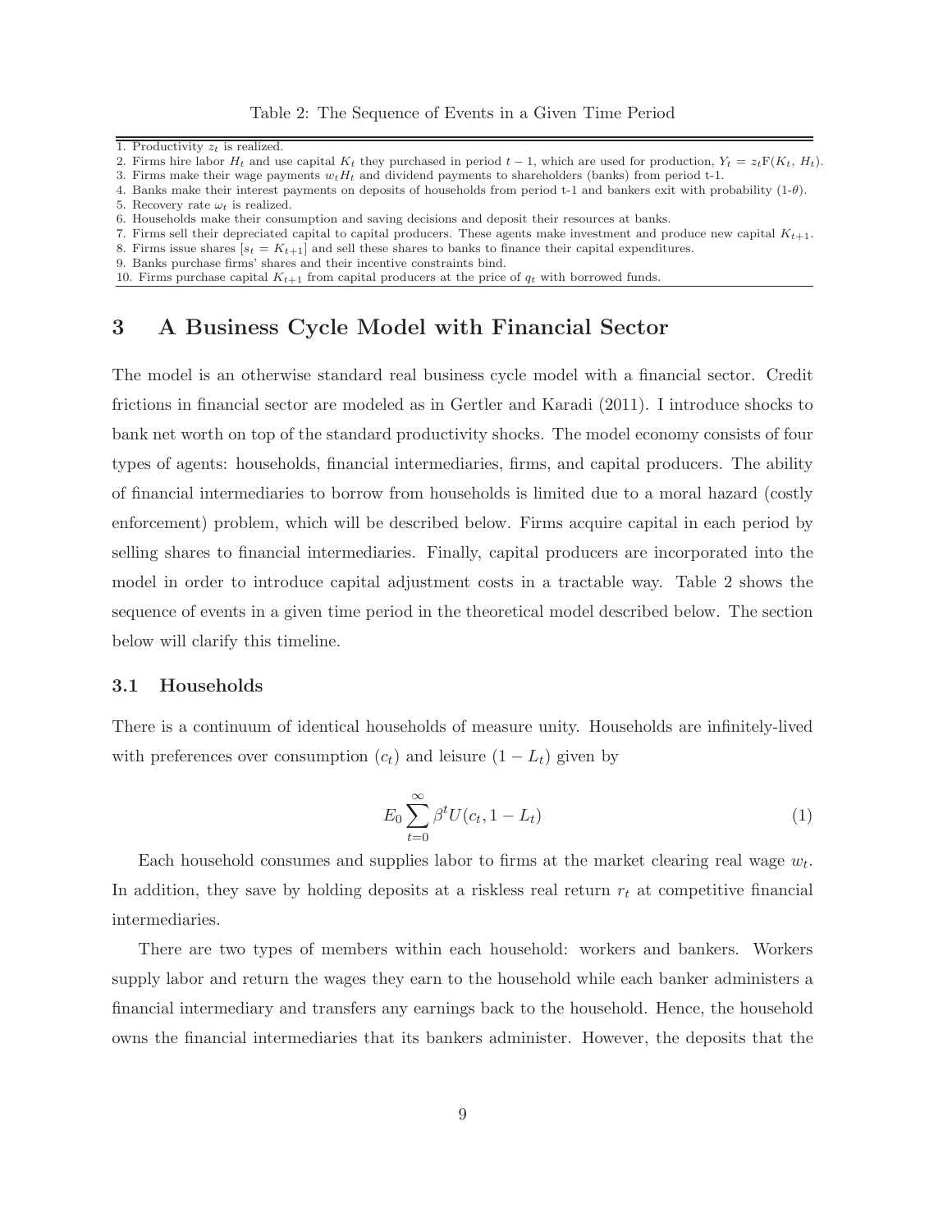Table 2: The Sequence of Events in a Given Time Period

1. Productivity $z_t$ is realized.
2. Firms hire labor $H_t$ and use capital $K_t$ they purchased in period $t-1$, which are used for production, $Y_t = z_t F(K_t, H_t)$.
3. Firms make their wage payments $w_t H_t$ and dividend payments to shareholders (banks) from period t-1.
4. Banks make their interest payments on deposits of households from period t-1 and bankers exit with probability $(1-\theta)$.
5. Recovery rate $\omega_t$ is realized.
6. Households make their consumption and saving decisions and deposit their resources at banks.
7. Firms sell their depreciated capital to capital producers. These agents make investment and produce new capital $K_{t+1}$.
8. Firms issue shares $[s_t = K_{t+1}]$ and sell these shares to banks to finance their capital expenditures.
9. Banks purchase firms' shares and their incentive constraints bind.
10. Firms purchase capital $K_{t+1}$ from capital producers at the price of $q_t$ with borrowed funds.

# 3 A Business Cycle Model with Financial Sector

The model is an otherwise standard real business cycle model with a financial sector. Credit frictions in financial sector are modeled as in Gertler and Karadi (2011). I introduce shocks to bank net worth on top of the standard productivity shocks. The model economy consists of four types of agents: households, financial intermediaries, firms, and capital producers. The ability of financial intermediaries to borrow from households is limited due to a moral hazard (costly enforcement) problem, which will be described below. Firms acquire capital in each period by selling shares to financial intermediaries. Finally, capital producers are incorporated into the model in order to introduce capital adjustment costs in a tractable way. Table 2 shows the sequence of events in a given time period in the theoretical model described below. The section below will clarify this timeline.

## 3.1 Households

There is a continuum of identical households of measure unity. Households are infinitely-lived with preferences over consumption ($c_t$) and leisure ($1 - L_t$) given by

$$E_0 \sum_{t=0}^{\infty} \beta^t U(c_t, 1 - L_t) \tag{1}$$

Each household consumes and supplies labor to firms at the market clearing real wage $w_t$. In addition, they save by holding deposits at a riskless real return $r_t$ at competitive financial intermediaries.

There are two types of members within each household: workers and bankers. Workers supply labor and return the wages they earn to the household while each banker administers a financial intermediary and transfers any earnings back to the household. Hence, the household owns the financial intermediaries that its bankers administer. However, the deposits that the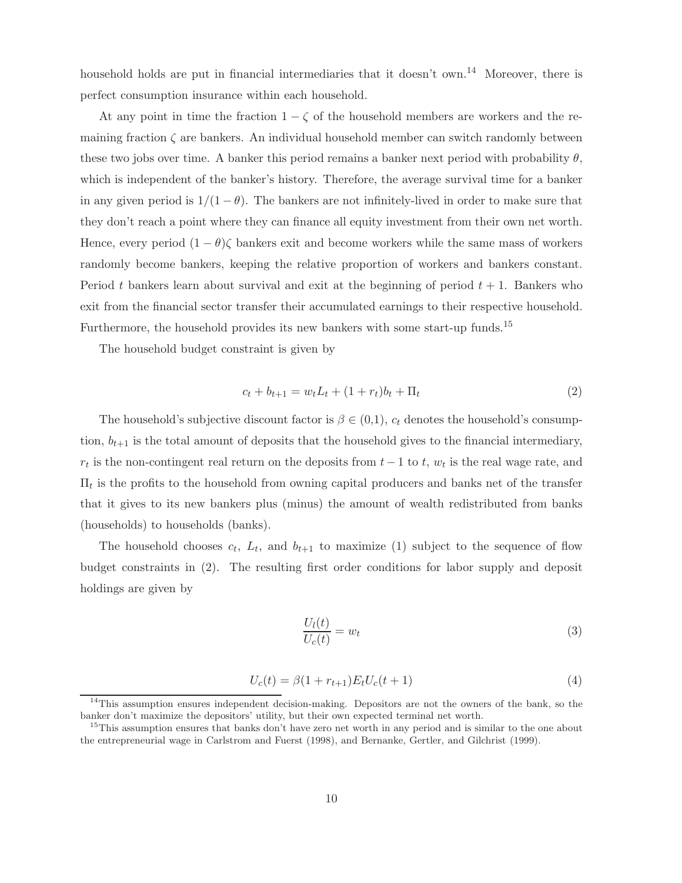household holds are put in financial intermediaries that it doesn't own.[14] Moreover, there is perfect consumption insurance within each household.

At any point in time the fraction $1 - \zeta$ of the household members are workers and the remaining fraction $\zeta$ are bankers. An individual household member can switch randomly between these two jobs over time. A banker this period remains a banker next period with probability $\theta$, which is independent of the banker's history. Therefore, the average survival time for a banker in any given period is $1/(1 - \theta)$. The bankers are not infinitely-lived in order to make sure that they don't reach a point where they can finance all equity investment from their own net worth. Hence, every period $(1 - \theta)\zeta$ bankers exit and become workers while the same mass of workers randomly become bankers, keeping the relative proportion of workers and bankers constant. Period $t$ bankers learn about survival and exit at the beginning of period $t + 1$. Bankers who exit from the financial sector transfer their accumulated earnings to their respective household. Furthermore, the household provides its new bankers with some start-up funds.[15]

The household budget constraint is given by

$$c_t + b_{t+1} = w_t L_t + (1 + r_t)b_t + \Pi_t \tag{2}$$

The household's subjective discount factor is $\beta \in (0,1)$, $c_t$ denotes the household's consumption, $b_{t+1}$ is the total amount of deposits that the household gives to the financial intermediary, $r_t$ is the non-contingent real return on the deposits from $t - 1$ to $t$, $w_t$ is the real wage rate, and $\Pi_t$ is the profits to the household from owning capital producers and banks net of the transfer that it gives to its new bankers plus (minus) the amount of wealth redistributed from banks (households) to households (banks).

The household chooses $c_t$, $L_t$, and $b_{t+1}$ to maximize (1) subject to the sequence of flow budget constraints in (2). The resulting first order conditions for labor supply and deposit holdings are given by

$$\frac{U_l(t)}{U_c(t)} = w_t \tag{3}$$

$$U_c(t) = \beta(1 + r_{t+1})E_t U_c(t + 1) \tag{4}$$

[14] This assumption ensures independent decision-making. Depositors are not the owners of the bank, so the banker don't maximize the depositors' utility, but their own expected terminal net worth.

[15] This assumption ensures that banks don't have zero net worth in any period and is similar to the one about the entrepreneurial wage in Carlstrom and Fuerst (1998), and Bernanke, Gertler, and Gilchrist (1999).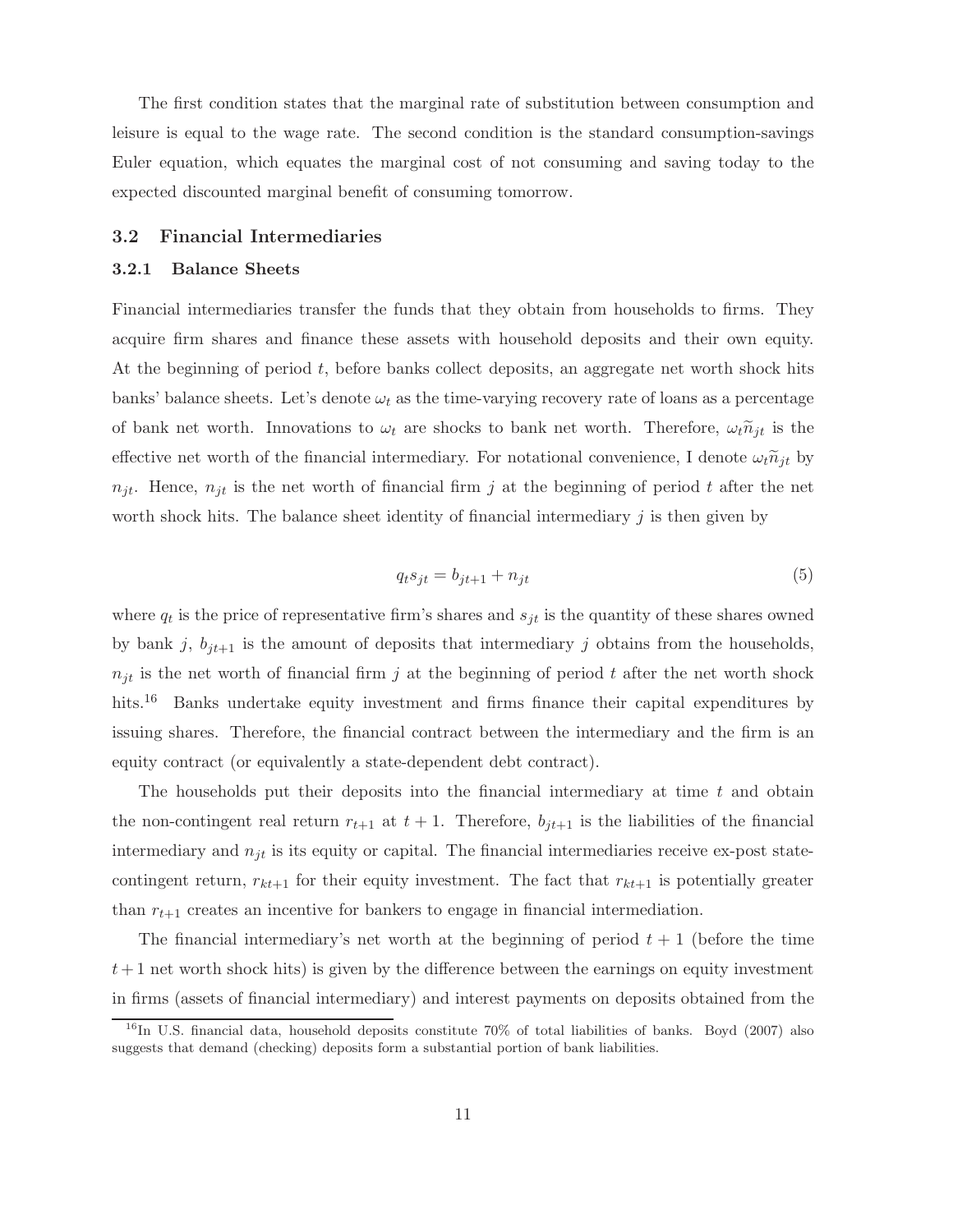The first condition states that the marginal rate of substitution between consumption and leisure is equal to the wage rate. The second condition is the standard consumption-savings Euler equation, which equates the marginal cost of not consuming and saving today to the expected discounted marginal benefit of consuming tomorrow.

## 3.2 Financial Intermediaries

### 3.2.1 Balance Sheets

Financial intermediaries transfer the funds that they obtain from households to firms. They acquire firm shares and finance these assets with household deposits and their own equity. At the beginning of period $t$, before banks collect deposits, an aggregate net worth shock hits banks' balance sheets. Let's denote $\omega_t$ as the time-varying recovery rate of loans as a percentage of bank net worth. Innovations to $\omega_t$ are shocks to bank net worth. Therefore, $\omega_t \widetilde{n}_{jt}$ is the effective net worth of the financial intermediary. For notational convenience, I denote $\omega_t \widetilde{n}_{jt}$ by $n_{jt}$. Hence, $n_{jt}$ is the net worth of financial firm $j$ at the beginning of period $t$ after the net worth shock hits. The balance sheet identity of financial intermediary $j$ is then given by

$$q_t s_{jt} = b_{jt+1} + n_{jt} \tag{5}$$

where $q_t$ is the price of representative firm's shares and $s_{jt}$ is the quantity of these shares owned by bank $j$, $b_{jt+1}$ is the amount of deposits that intermediary $j$ obtains from the households, $n_{jt}$ is the net worth of financial firm $j$ at the beginning of period $t$ after the net worth shock hits.[16] Banks undertake equity investment and firms finance their capital expenditures by issuing shares. Therefore, the financial contract between the intermediary and the firm is an equity contract (or equivalently a state-dependent debt contract).

The households put their deposits into the financial intermediary at time $t$ and obtain the non-contingent real return $r_{t+1}$ at $t+1$. Therefore, $b_{jt+1}$ is the liabilities of the financial intermediary and $n_{jt}$ is its equity or capital. The financial intermediaries receive ex-post state-contingent return, $r_{kt+1}$ for their equity investment. The fact that $r_{kt+1}$ is potentially greater than $r_{t+1}$ creates an incentive for bankers to engage in financial intermediation.

The financial intermediary's net worth at the beginning of period $t+1$ (before the time $t+1$ net worth shock hits) is given by the difference between the earnings on equity investment in firms (assets of financial intermediary) and interest payments on deposits obtained from the

[16] In U.S. financial data, household deposits constitute 70% of total liabilities of banks. Boyd (2007) also suggests that demand (checking) deposits form a substantial portion of bank liabilities.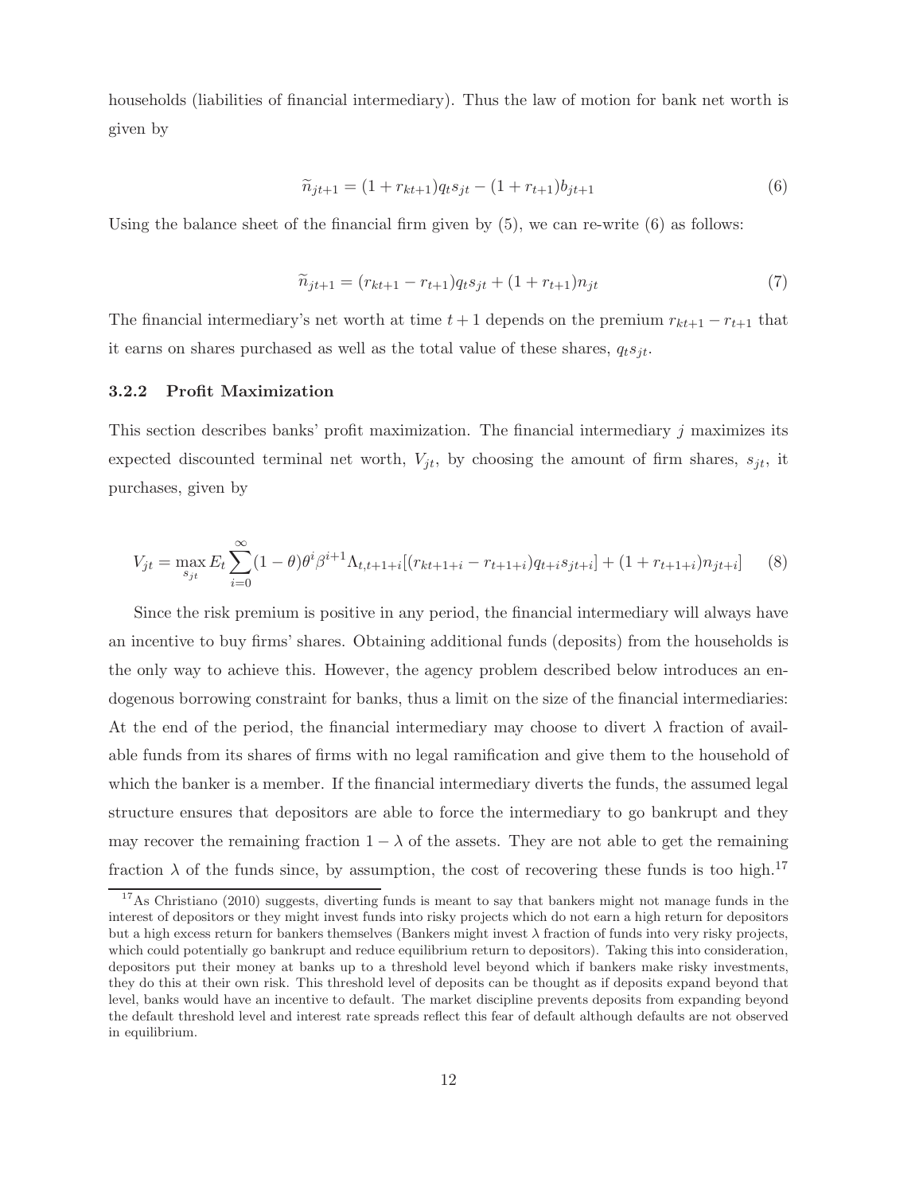households (liabilities of financial intermediary). Thus the law of motion for bank net worth is given by

$$\widetilde{n}_{jt+1} = (1 + r_{kt+1})q_t s_{jt} - (1 + r_{t+1})b_{jt+1} \tag{6}$$

Using the balance sheet of the financial firm given by (5), we can re-write (6) as follows:

$$\widetilde{n}_{jt+1} = (r_{kt+1} - r_{t+1})q_t s_{jt} + (1 + r_{t+1})n_{jt} \tag{7}$$

The financial intermediary's net worth at time $t+1$ depends on the premium $r_{kt+1} - r_{t+1}$ that it earns on shares purchased as well as the total value of these shares, $q_t s_{jt}$.

### 3.2.2 Profit Maximization

This section describes banks' profit maximization. The financial intermediary $j$ maximizes its expected discounted terminal net worth, $V_{jt}$, by choosing the amount of firm shares, $s_{jt}$, it purchases, given by

$$V_{jt} = \max_{s_{jt}} E_t \sum_{i=0}^{\infty} (1-\theta)\theta^i \beta^{i+1} \Lambda_{t,t+1+i}[(r_{kt+1+i} - r_{t+1+i})q_{t+i}s_{jt+i}] + (1 + r_{t+1+i})n_{jt+i}] \tag{8}$$

Since the risk premium is positive in any period, the financial intermediary will always have an incentive to buy firms' shares. Obtaining additional funds (deposits) from the households is the only way to achieve this. However, the agency problem described below introduces an endogenous borrowing constraint for banks, thus a limit on the size of the financial intermediaries: At the end of the period, the financial intermediary may choose to divert $\lambda$ fraction of available funds from its shares of firms with no legal ramification and give them to the household of which the banker is a member. If the financial intermediary diverts the funds, the assumed legal structure ensures that depositors are able to force the intermediary to go bankrupt and they may recover the remaining fraction $1 - \lambda$ of the assets. They are not able to get the remaining fraction $\lambda$ of the funds since, by assumption, the cost of recovering these funds is too high.[17]

[17] As Christiano (2010) suggests, diverting funds is meant to say that bankers might not manage funds in the interest of depositors or they might invest funds into risky projects which do not earn a high return for depositors but a high excess return for bankers themselves (Bankers might invest $\lambda$ fraction of funds into very risky projects, which could potentially go bankrupt and reduce equilibrium return to depositors). Taking this into consideration, depositors put their money at banks up to a threshold level beyond which if bankers make risky investments, they do this at their own risk. This threshold level of deposits can be thought as if deposits expand beyond that level, banks would have an incentive to default. The market discipline prevents deposits from expanding beyond the default threshold level and interest rate spreads reflect this fear of default although defaults are not observed in equilibrium.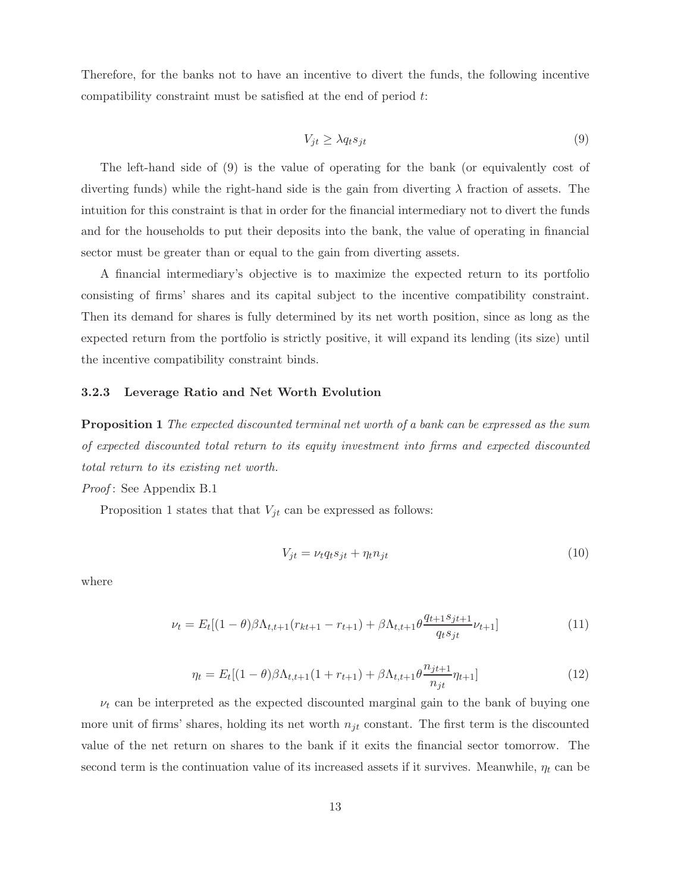Therefore, for the banks not to have an incentive to divert the funds, the following incentive compatibility constraint must be satisfied at the end of period $t$:

$$V_{jt} \geq \lambda q_t s_{jt} \tag{9}$$

The left-hand side of (9) is the value of operating for the bank (or equivalently cost of diverting funds) while the right-hand side is the gain from diverting $\lambda$ fraction of assets. The intuition for this constraint is that in order for the financial intermediary not to divert the funds and for the households to put their deposits into the bank, the value of operating in financial sector must be greater than or equal to the gain from diverting assets.

A financial intermediary's objective is to maximize the expected return to its portfolio consisting of firms' shares and its capital subject to the incentive compatibility constraint. Then its demand for shares is fully determined by its net worth position, since as long as the expected return from the portfolio is strictly positive, it will expand its lending (its size) until the incentive compatibility constraint binds.

### 3.2.3 Leverage Ratio and Net Worth Evolution

**Proposition 1** *The expected discounted terminal net worth of a bank can be expressed as the sum of expected discounted total return to its equity investment into firms and expected discounted total return to its existing net worth.*

*Proof*: See Appendix B.1

Proposition 1 states that that $V_{jt}$ can be expressed as follows:

$$V_{jt} = \nu_t q_t s_{jt} + \eta_t n_{jt} \tag{10}$$

where

$$\nu_t = E_t[(1-\theta)\beta\Lambda_{t,t+1}(r_{kt+1} - r_{t+1}) + \beta\Lambda_{t,t+1}\theta\frac{q_{t+1}s_{jt+1}}{q_t s_{jt}}\nu_{t+1}] \tag{11}$$

$$\eta_t = E_t[(1-\theta)\beta\Lambda_{t,t+1}(1 + r_{t+1}) + \beta\Lambda_{t,t+1}\theta\frac{n_{jt+1}}{n_{jt}}\eta_{t+1}] \tag{12}$$

$\nu_t$ can be interpreted as the expected discounted marginal gain to the bank of buying one more unit of firms' shares, holding its net worth $n_{jt}$ constant. The first term is the discounted value of the net return on shares to the bank if it exits the financial sector tomorrow. The second term is the continuation value of its increased assets if it survives. Meanwhile, $\eta_t$ can be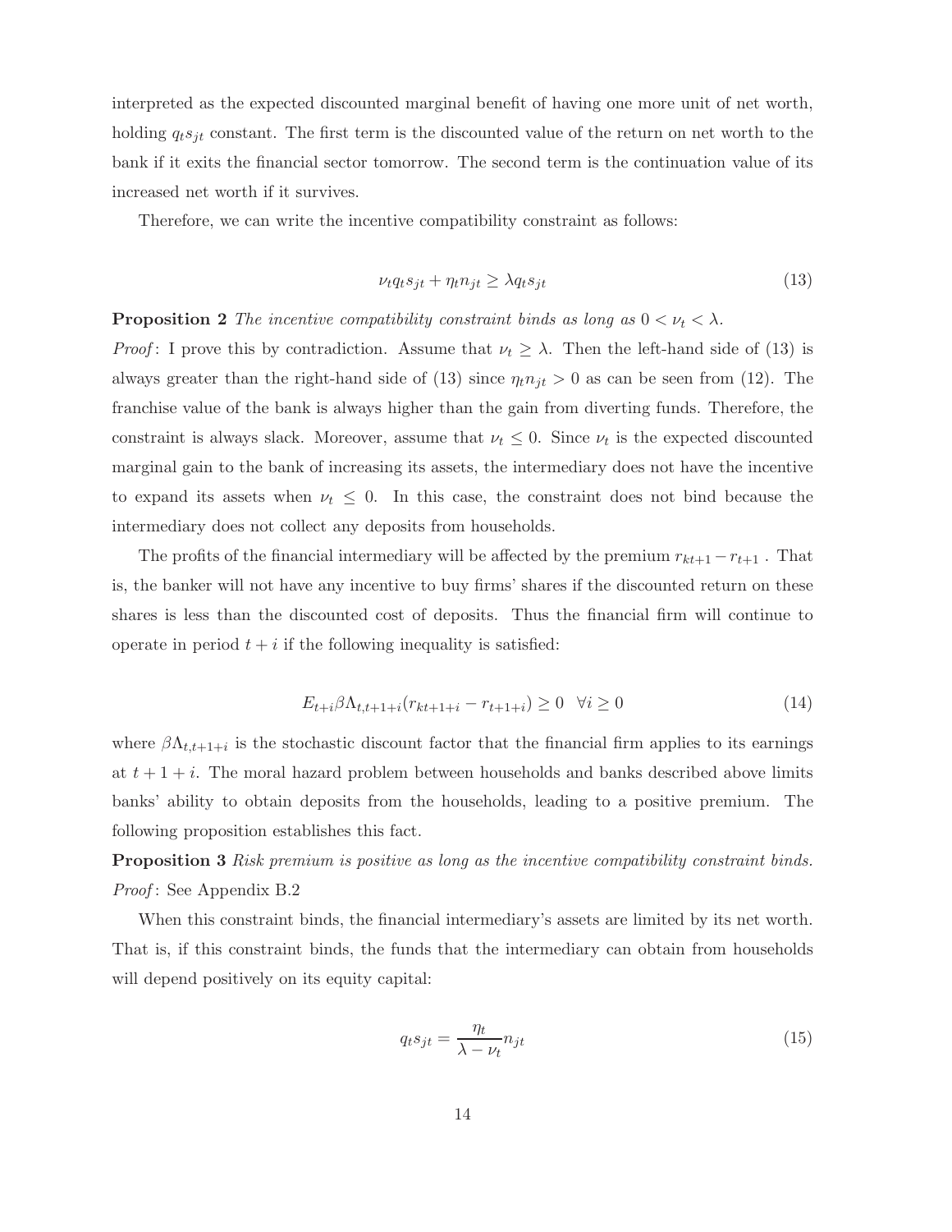interpreted as the expected discounted marginal benefit of having one more unit of net worth, holding $q_t s_{jt}$ constant. The first term is the discounted value of the return on net worth to the bank if it exits the financial sector tomorrow. The second term is the continuation value of its increased net worth if it survives.

Therefore, we can write the incentive compatibility constraint as follows:

$$\nu_t q_t s_{jt} + \eta_t n_{jt} \geq \lambda q_t s_{jt} \tag{13}$$

**Proposition 2** *The incentive compatibility constraint binds as long as* $0 < \nu_t < \lambda$.

*Proof*: I prove this by contradiction. Assume that $\nu_t \geq \lambda$. Then the left-hand side of (13) is always greater than the right-hand side of (13) since $\eta_t n_{jt} > 0$ as can be seen from (12). The franchise value of the bank is always higher than the gain from diverting funds. Therefore, the constraint is always slack. Moreover, assume that $\nu_t \leq 0$. Since $\nu_t$ is the expected discounted marginal gain to the bank of increasing its assets, the intermediary does not have the incentive to expand its assets when $\nu_t \leq 0$. In this case, the constraint does not bind because the intermediary does not collect any deposits from households.

The profits of the financial intermediary will be affected by the premium $r_{kt+1} - r_{t+1}$ . That is, the banker will not have any incentive to buy firms' shares if the discounted return on these shares is less than the discounted cost of deposits. Thus the financial firm will continue to operate in period $t + i$ if the following inequality is satisfied:

$$E_{t+i} \beta \Lambda_{t,t+1+i} (r_{kt+1+i} - r_{t+1+i}) \geq 0 \quad \forall i \geq 0 \tag{14}$$

where $\beta \Lambda_{t,t+1+i}$ is the stochastic discount factor that the financial firm applies to its earnings at $t + 1 + i$. The moral hazard problem between households and banks described above limits banks' ability to obtain deposits from the households, leading to a positive premium. The following proposition establishes this fact.

**Proposition 3** *Risk premium is positive as long as the incentive compatibility constraint binds.*

*Proof*: See Appendix B.2

When this constraint binds, the financial intermediary's assets are limited by its net worth. That is, if this constraint binds, the funds that the intermediary can obtain from households will depend positively on its equity capital:

$$q_t s_{jt} = \frac{\eta_t}{\lambda - \nu_t} n_{jt} \tag{15}$$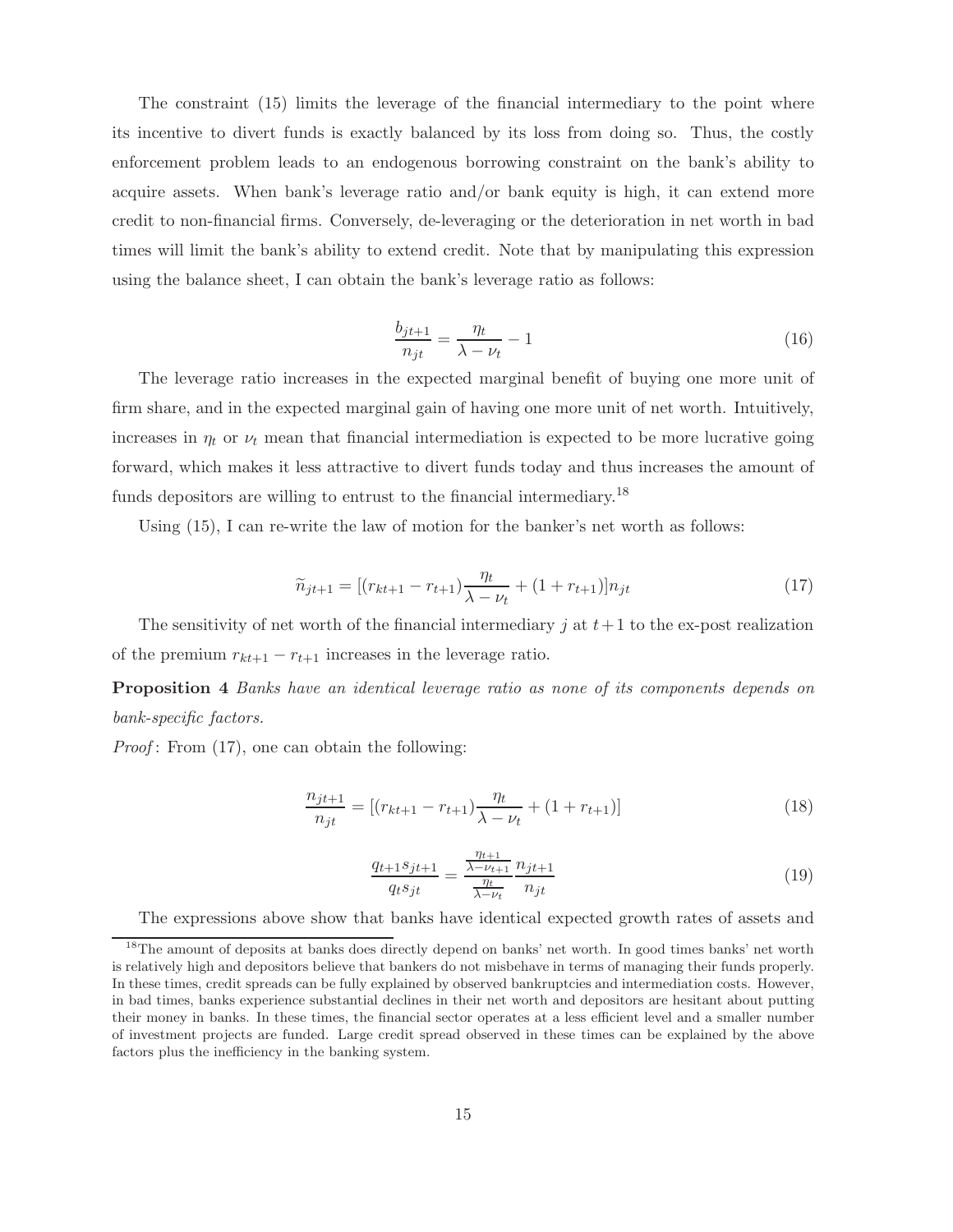The constraint (15) limits the leverage of the financial intermediary to the point where its incentive to divert funds is exactly balanced by its loss from doing so. Thus, the costly enforcement problem leads to an endogenous borrowing constraint on the bank's ability to acquire assets. When bank's leverage ratio and/or bank equity is high, it can extend more credit to non-financial firms. Conversely, de-leveraging or the deterioration in net worth in bad times will limit the bank's ability to extend credit. Note that by manipulating this expression using the balance sheet, I can obtain the bank's leverage ratio as follows:

$$\frac{b_{jt+1}}{n_{jt}} = \frac{\eta_t}{\lambda - \nu_t} - 1 \tag{16}$$

The leverage ratio increases in the expected marginal benefit of buying one more unit of firm share, and in the expected marginal gain of having one more unit of net worth. Intuitively, increases in $\eta_t$ or $\nu_t$ mean that financial intermediation is expected to be more lucrative going forward, which makes it less attractive to divert funds today and thus increases the amount of funds depositors are willing to entrust to the financial intermediary.[18]

Using (15), I can re-write the law of motion for the banker's net worth as follows:

$$\widetilde{n}_{jt+1} = [(r_{kt+1} - r_{t+1})\frac{\eta_t}{\lambda - \nu_t} + (1 + r_{t+1})]n_{jt} \tag{17}$$

The sensitivity of net worth of the financial intermediary $j$ at $t+1$ to the ex-post realization of the premium $r_{kt+1} - r_{t+1}$ increases in the leverage ratio.

**Proposition 4** *Banks have an identical leverage ratio as none of its components depends on bank-specific factors.*

*Proof*: From (17), one can obtain the following:

$$\frac{n_{jt+1}}{n_{jt}} = [(r_{kt+1} - r_{t+1})\frac{\eta_t}{\lambda - \nu_t} + (1 + r_{t+1})] \tag{18}$$

$$\frac{q_{t+1}s_{jt+1}}{q_t s_{jt}} = \frac{\frac{\eta_{t+1}}{\lambda - \nu_{t+1}}}{\frac{\eta_t}{\lambda - \nu_t}} \frac{n_{jt+1}}{n_{jt}} \tag{19}$$

The expressions above show that banks have identical expected growth rates of assets and

[18] The amount of deposits at banks does directly depend on banks' net worth. In good times banks' net worth is relatively high and depositors believe that bankers do not misbehave in terms of managing their funds properly. In these times, credit spreads can be fully explained by observed bankruptcies and intermediation costs. However, in bad times, banks experience substantial declines in their net worth and depositors are hesitant about putting their money in banks. In these times, the financial sector operates at a less efficient level and a smaller number of investment projects are funded. Large credit spread observed in these times can be explained by the above factors plus the inefficiency in the banking system.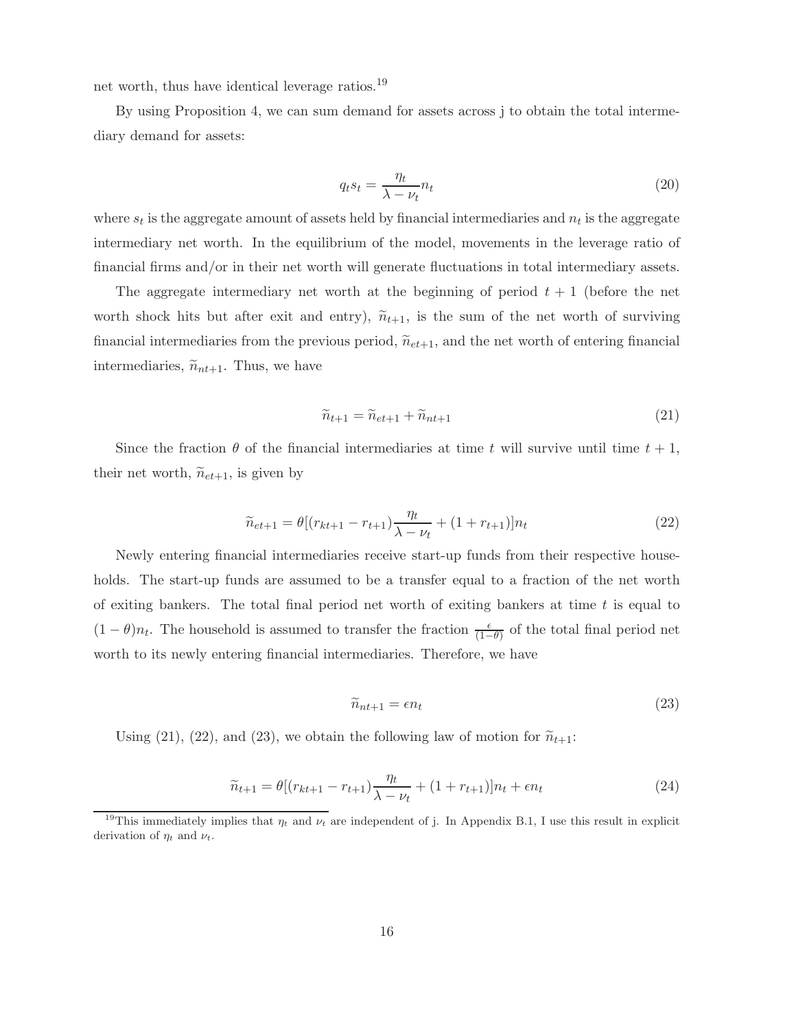net worth, thus have identical leverage ratios.[19]

By using Proposition 4, we can sum demand for assets across j to obtain the total intermediary demand for assets:

$$q_t s_t = \frac{\eta_t}{\lambda - \nu_t} n_t \tag{20}$$

where $s_t$ is the aggregate amount of assets held by financial intermediaries and $n_t$ is the aggregate intermediary net worth. In the equilibrium of the model, movements in the leverage ratio of financial firms and/or in their net worth will generate fluctuations in total intermediary assets.

The aggregate intermediary net worth at the beginning of period $t+1$ (before the net worth shock hits but after exit and entry), $\widetilde{n}_{t+1}$, is the sum of the net worth of surviving financial intermediaries from the previous period, $\widetilde{n}_{et+1}$, and the net worth of entering financial intermediaries, $\widetilde{n}_{nt+1}$. Thus, we have

$$\widetilde{n}_{t+1} = \widetilde{n}_{et+1} + \widetilde{n}_{nt+1} \tag{21}$$

Since the fraction $\theta$ of the financial intermediaries at time $t$ will survive until time $t+1$, their net worth, $\widetilde{n}_{et+1}$, is given by

$$\widetilde{n}_{et+1} = \theta[(r_{kt+1} - r_{t+1})\frac{\eta_t}{\lambda - \nu_t} + (1 + r_{t+1})]n_t \tag{22}$$

Newly entering financial intermediaries receive start-up funds from their respective households. The start-up funds are assumed to be a transfer equal to a fraction of the net worth of exiting bankers. The total final period net worth of exiting bankers at time $t$ is equal to $(1-\theta)n_t$. The household is assumed to transfer the fraction $\frac{\epsilon}{(1-\theta)}$ of the total final period net worth to its newly entering financial intermediaries. Therefore, we have

$$\widetilde{n}_{nt+1} = \epsilon n_t \tag{23}$$

Using (21), (22), and (23), we obtain the following law of motion for $\widetilde{n}_{t+1}$:

$$\widetilde{n}_{t+1} = \theta[(r_{kt+1} - r_{t+1})\frac{\eta_t}{\lambda - \nu_t} + (1 + r_{t+1})]n_t + \epsilon n_t \tag{24}$$

[19] This immediately implies that $\eta_t$ and $\nu_t$ are independent of j. In Appendix B.1, I use this result in explicit derivation of $\eta_t$ and $\nu_t$.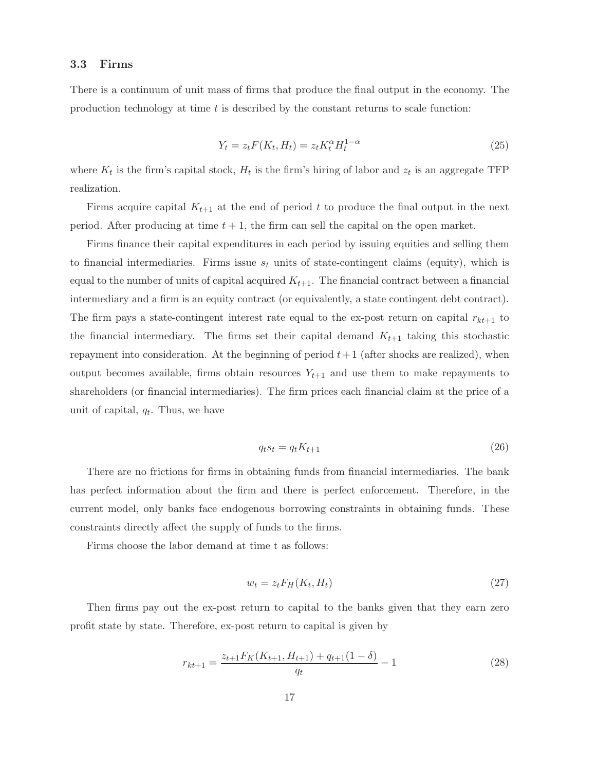### 3.3 Firms

There is a continuum of unit mass of firms that produce the final output in the economy. The production technology at time $t$ is described by the constant returns to scale function:

$$Y_t = z_t F(K_t, H_t) = z_t K_t^{\alpha} H_t^{1-\alpha} \tag{25}$$

where $K_t$ is the firm's capital stock, $H_t$ is the firm's hiring of labor and $z_t$ is an aggregate TFP realization.

Firms acquire capital $K_{t+1}$ at the end of period $t$ to produce the final output in the next period. After producing at time $t+1$, the firm can sell the capital on the open market.

Firms finance their capital expenditures in each period by issuing equities and selling them to financial intermediaries. Firms issue $s_t$ units of state-contingent claims (equity), which is equal to the number of units of capital acquired $K_{t+1}$. The financial contract between a financial intermediary and a firm is an equity contract (or equivalently, a state contingent debt contract). The firm pays a state-contingent interest rate equal to the ex-post return on capital $r_{kt+1}$ to the financial intermediary. The firms set their capital demand $K_{t+1}$ taking this stochastic repayment into consideration. At the beginning of period $t+1$ (after shocks are realized), when output becomes available, firms obtain resources $Y_{t+1}$ and use them to make repayments to shareholders (or financial intermediaries). The firm prices each financial claim at the price of a unit of capital, $q_t$. Thus, we have

$$q_t s_t = q_t K_{t+1} \tag{26}$$

There are no frictions for firms in obtaining funds from financial intermediaries. The bank has perfect information about the firm and there is perfect enforcement. Therefore, in the current model, only banks face endogenous borrowing constraints in obtaining funds. These constraints directly affect the supply of funds to the firms.

Firms choose the labor demand at time t as follows:

$$w_t = z_t F_H(K_t, H_t) \tag{27}$$

Then firms pay out the ex-post return to capital to the banks given that they earn zero profit state by state. Therefore, ex-post return to capital is given by

$$r_{kt+1} = \frac{z_{t+1} F_K(K_{t+1}, H_{t+1}) + q_{t+1}(1-\delta)}{q_t} - 1 \tag{28}$$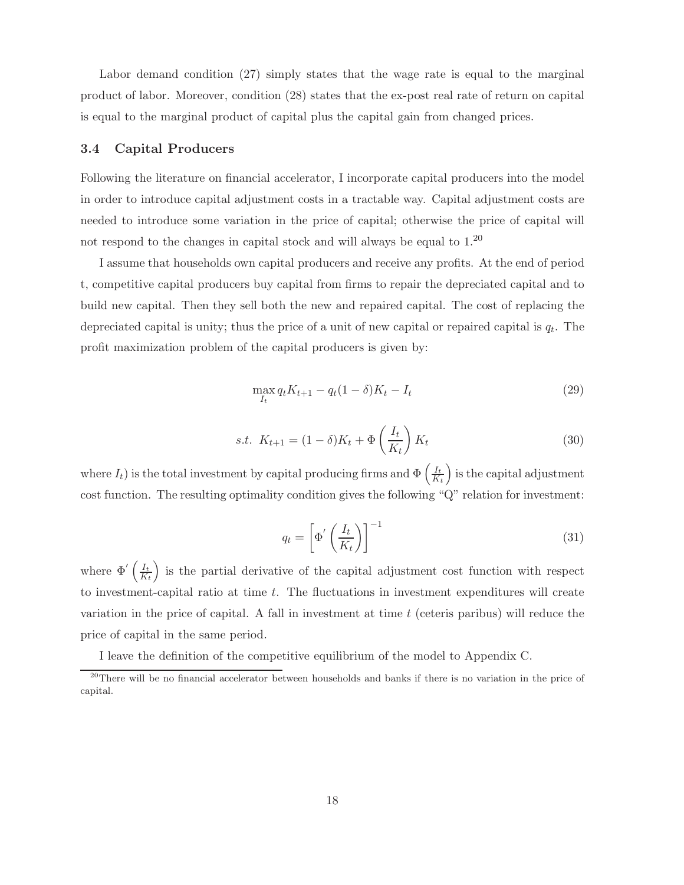Labor demand condition (27) simply states that the wage rate is equal to the marginal product of labor. Moreover, condition (28) states that the ex-post real rate of return on capital is equal to the marginal product of capital plus the capital gain from changed prices.

### 3.4 Capital Producers

Following the literature on financial accelerator, I incorporate capital producers into the model in order to introduce capital adjustment costs in a tractable way. Capital adjustment costs are needed to introduce some variation in the price of capital; otherwise the price of capital will not respond to the changes in capital stock and will always be equal to 1.[20]

I assume that households own capital producers and receive any profits. At the end of period t, competitive capital producers buy capital from firms to repair the depreciated capital and to build new capital. Then they sell both the new and repaired capital. The cost of replacing the depreciated capital is unity; thus the price of a unit of new capital or repaired capital is $q_t$. The profit maximization problem of the capital producers is given by:

$$\max_{I_t} q_t K_{t+1} - q_t(1-\delta)K_t - I_t \tag{29}$$

$$s.t. \;\; K_{t+1} = (1-\delta)K_t + \Phi\left(\frac{I_t}{K_t}\right)K_t \tag{30}$$

where $I_t$) is the total investment by capital producing firms and $\Phi\left(\frac{I_t}{K_t}\right)$ is the capital adjustment cost function. The resulting optimality condition gives the following "Q" relation for investment:

$$q_t = \left[\Phi'\left(\frac{I_t}{K_t}\right)\right]^{-1} \tag{31}$$

where $\Phi'\left(\frac{I_t}{K_t}\right)$ is the partial derivative of the capital adjustment cost function with respect to investment-capital ratio at time $t$. The fluctuations in investment expenditures will create variation in the price of capital. A fall in investment at time $t$ (ceteris paribus) will reduce the price of capital in the same period.

I leave the definition of the competitive equilibrium of the model to Appendix C.

[20] There will be no financial accelerator between households and banks if there is no variation in the price of capital.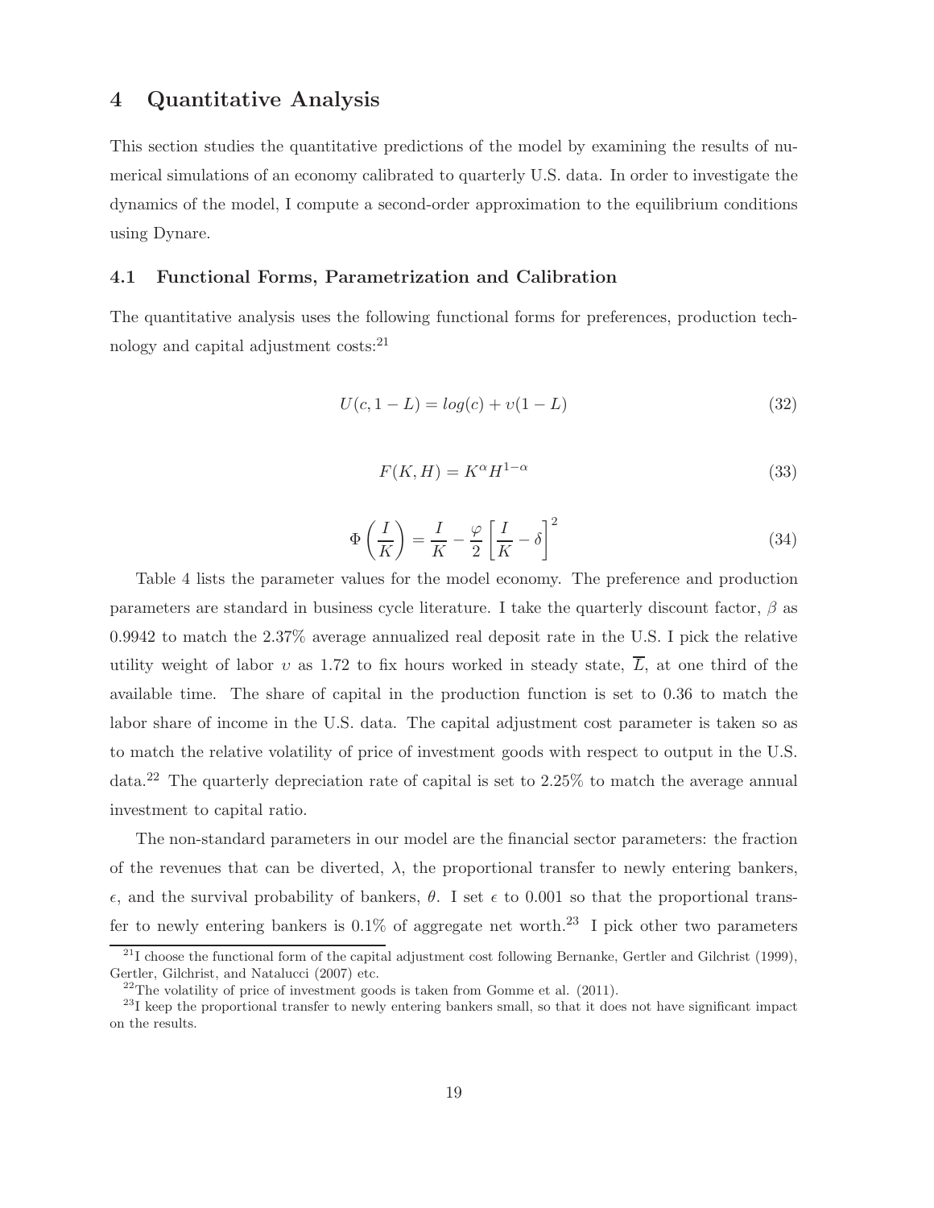# 4 Quantitative Analysis

This section studies the quantitative predictions of the model by examining the results of numerical simulations of an economy calibrated to quarterly U.S. data. In order to investigate the dynamics of the model, I compute a second-order approximation to the equilibrium conditions using Dynare.

## 4.1 Functional Forms, Parametrization and Calibration

The quantitative analysis uses the following functional forms for preferences, production technology and capital adjustment costs:[21]

$$U(c, 1-L) = log(c) + \upsilon(1-L) \tag{32}$$

$$F(K, H) = K^{\alpha} H^{1-\alpha} \tag{33}$$

$$\Phi\left(\frac{I}{K}\right) = \frac{I}{K} - \frac{\varphi}{2}\left[\frac{I}{K} - \delta\right]^2 \tag{34}$$

Table 4 lists the parameter values for the model economy. The preference and production parameters are standard in business cycle literature. I take the quarterly discount factor, $\beta$ as 0.9942 to match the 2.37% average annualized real deposit rate in the U.S. I pick the relative utility weight of labor $\upsilon$ as 1.72 to fix hours worked in steady state, $\overline{L}$, at one third of the available time. The share of capital in the production function is set to 0.36 to match the labor share of income in the U.S. data. The capital adjustment cost parameter is taken so as to match the relative volatility of price of investment goods with respect to output in the U.S. data.[22] The quarterly depreciation rate of capital is set to 2.25% to match the average annual investment to capital ratio.

The non-standard parameters in our model are the financial sector parameters: the fraction of the revenues that can be diverted, $\lambda$, the proportional transfer to newly entering bankers, $\epsilon$, and the survival probability of bankers, $\theta$. I set $\epsilon$ to 0.001 so that the proportional transfer to newly entering bankers is 0.1% of aggregate net worth.[23] I pick other two parameters

[21] I choose the functional form of the capital adjustment cost following Bernanke, Gertler and Gilchrist (1999), Gertler, Gilchrist, and Natalucci (2007) etc.

[22] The volatility of price of investment goods is taken from Gomme et al. (2011).

[23] I keep the proportional transfer to newly entering bankers small, so that it does not have significant impact on the results.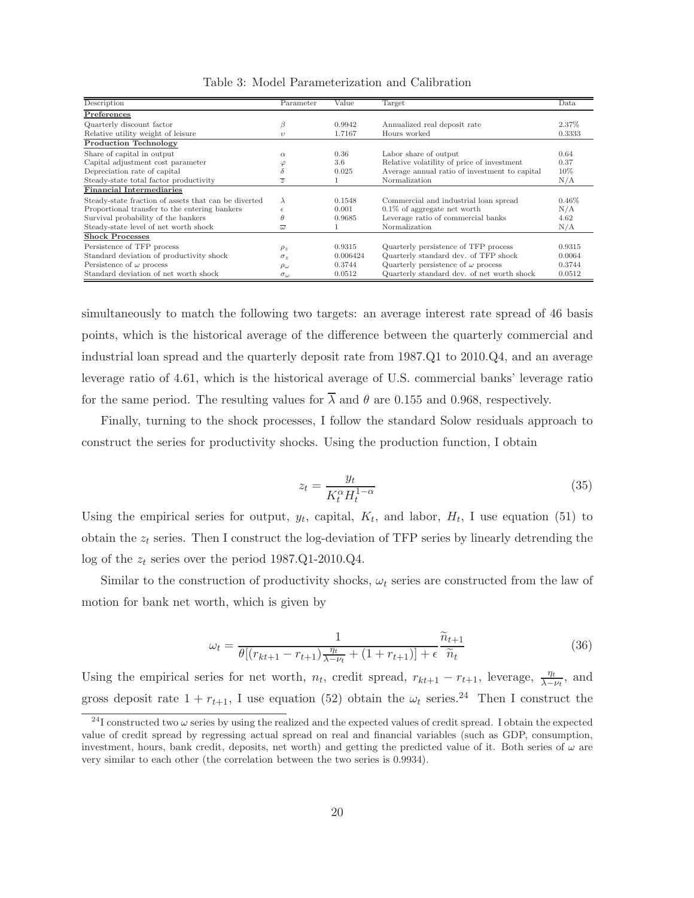Table 3: Model Parameterization and Calibration

| Description | Parameter | Value | Target | Data |
|---|---|---|---|---|
| **Preferences** | | | | |
| Quarterly discount factor | $\beta$ | 0.9942 | Annualized real deposit rate | 2.37% |
| Relative utility weight of leisure | $\upsilon$ | 1.7167 | Hours worked | 0.3333 |
| **Production Technology** | | | | |
| Share of capital in output | $\alpha$ | 0.36 | Labor share of output | 0.64 |
| Capital adjustment cost parameter | $\varphi$ | 3.6 | Relative volatility of price of investment | 0.37 |
| Depreciation rate of capital | $\delta$ | 0.025 | Average annual ratio of investment to capital | 10% |
| Steady-state total factor productivity | $\overline{z}$ | 1 | Normalization | N/A |
| **Financial Intermediaries** | | | | |
| Steady-state fraction of assets that can be diverted | $\lambda$ | 0.1548 | Commercial and industrial loan spread | 0.46% |
| Proportional transfer to the entering bankers | $\epsilon$ | 0.001 | 0.1% of aggregate net worth | N/A |
| Survival probability of the bankers | $\theta$ | 0.9685 | Leverage ratio of commercial banks | 4.62 |
| Steady-state level of net worth shock | $\overline{\omega}$ | 1 | Normalization | N/A |
| **Shock Processes** | | | | |
| Persistence of TFP process | $\rho_z$ | 0.9315 | Quarterly persistence of TFP process | 0.9315 |
| Standard deviation of productivity shock | $\sigma_z$ | 0.006424 | Quarterly standard dev. of TFP shock | 0.0064 |
| Persistence of $\omega$ process | $\rho_\omega$ | 0.3744 | Quarterly persistence of $\omega$ process | 0.3744 |
| Standard deviation of net worth shock | $\sigma_\omega$ | 0.0512 | Quarterly standard dev. of net worth shock | 0.0512 |

simultaneously to match the following two targets: an average interest rate spread of 46 basis points, which is the historical average of the difference between the quarterly commercial and industrial loan spread and the quarterly deposit rate from 1987.Q1 to 2010.Q4, and an average leverage ratio of 4.61, which is the historical average of U.S. commercial banks' leverage ratio for the same period. The resulting values for $\overline{\lambda}$ and $\theta$ are 0.155 and 0.968, respectively.

Finally, turning to the shock processes, I follow the standard Solow residuals approach to construct the series for productivity shocks. Using the production function, I obtain

$$z_t = \frac{y_t}{K_t^{\alpha} H_t^{1-\alpha}} \tag{35}$$

Using the empirical series for output, $y_t$, capital, $K_t$, and labor, $H_t$, I use equation (51) to obtain the $z_t$ series. Then I construct the log-deviation of TFP series by linearly detrending the log of the $z_t$ series over the period 1987.Q1-2010.Q4.

Similar to the construction of productivity shocks, $\omega_t$ series are constructed from the law of motion for bank net worth, which is given by

$$\omega_t = \frac{1}{\theta[(r_{kt+1} - r_{t+1})\frac{\eta_t}{\lambda - \nu_t} + (1 + r_{t+1})] + \epsilon} \frac{\widetilde{n}_{t+1}}{\widetilde{n}_t} \tag{36}$$

Using the empirical series for net worth, $n_t$, credit spread, $r_{kt+1} - r_{t+1}$, leverage, $\frac{\eta_t}{\lambda - \nu_t}$, and gross deposit rate $1 + r_{t+1}$, I use equation (52) obtain the $\omega_t$ series.[24] Then I construct the

[24] I constructed two $\omega$ series by using the realized and the expected values of credit spread. I obtain the expected value of credit spread by regressing actual spread on real and financial variables (such as GDP, consumption, investment, hours, bank credit, deposits, net worth) and getting the predicted value of it. Both series of $\omega$ are very similar to each other (the correlation between the two series is 0.9934).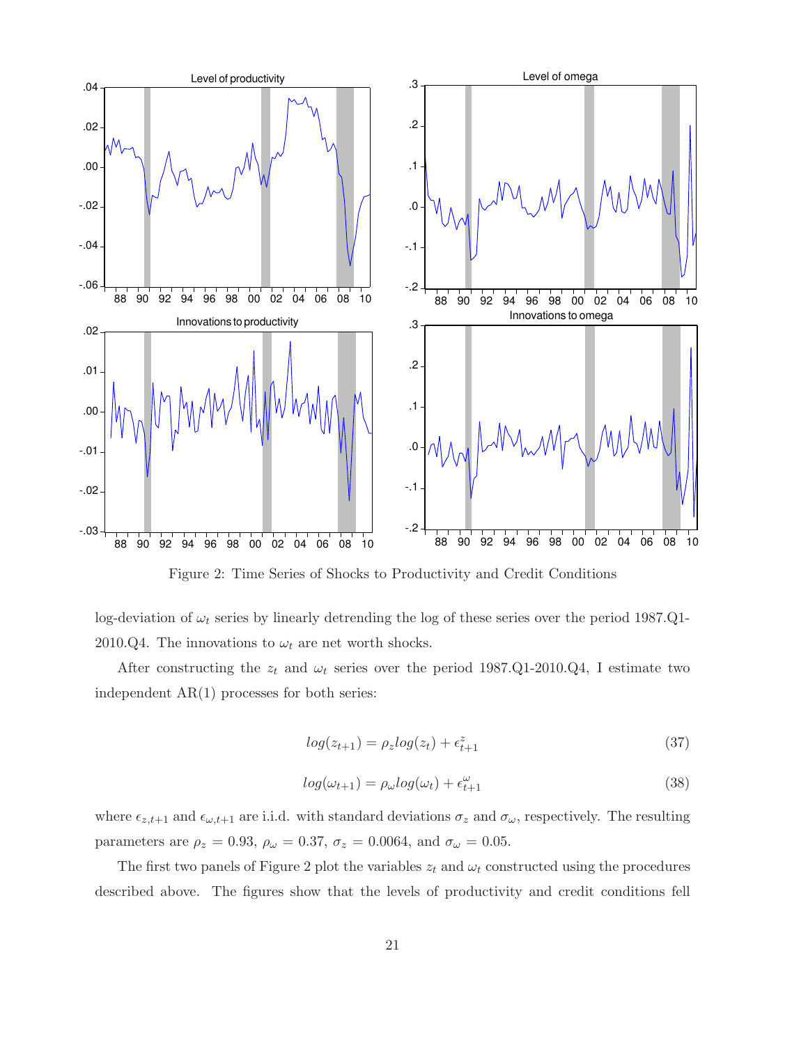Figure 2: Time Series of Shocks to Productivity and Credit Conditions

log-deviation of $\omega_t$ series by linearly detrending the log of these series over the period 1987.Q1-2010.Q4. The innovations to $\omega_t$ are net worth shocks.

After constructing the $z_t$ and $\omega_t$ series over the period 1987.Q1-2010.Q4, I estimate two independent AR(1) processes for both series:

$$log(z_{t+1}) = \rho_z log(z_t) + \epsilon^z_{t+1} \tag{37}$$

$$log(\omega_{t+1}) = \rho_\omega log(\omega_t) + \epsilon^\omega_{t+1} \tag{38}$$

where $\epsilon_{z,t+1}$ and $\epsilon_{\omega,t+1}$ are i.i.d. with standard deviations $\sigma_z$ and $\sigma_\omega$, respectively. The resulting parameters are $\rho_z = 0.93$, $\rho_\omega = 0.37$, $\sigma_z = 0.0064$, and $\sigma_\omega = 0.05$.

The first two panels of Figure 2 plot the variables $z_t$ and $\omega_t$ constructed using the procedures described above. The figures show that the levels of productivity and credit conditions fell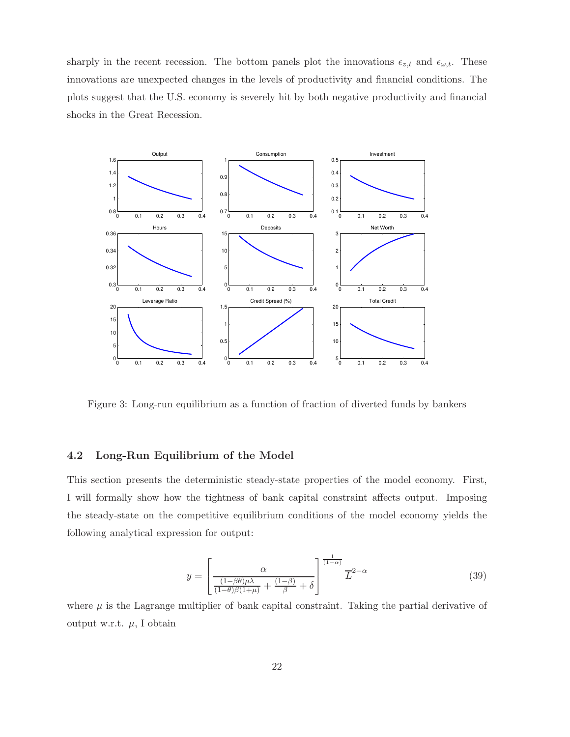sharply in the recent recession. The bottom panels plot the innovations $\epsilon_{z,t}$ and $\epsilon_{\omega,t}$. These innovations are unexpected changes in the levels of productivity and financial conditions. The plots suggest that the U.S. economy is severely hit by both negative productivity and financial shocks in the Great Recession.

Figure 3: Long-run equilibrium as a function of fraction of diverted funds by bankers

### 4.2 Long-Run Equilibrium of the Model

This section presents the deterministic steady-state properties of the model economy. First, I will formally show how the tightness of bank capital constraint affects output. Imposing the steady-state on the competitive equilibrium conditions of the model economy yields the following analytical expression for output:

$$y = \left[ \frac{\alpha}{\frac{(1-\beta\theta)\mu\lambda}{(1-\theta)\beta(1+\mu)} + \frac{(1-\beta)}{\beta} + \delta} \right]^{\frac{1}{(1-\alpha)}} \overline{L}^{2-\alpha} \tag{39}$$

where $\mu$ is the Lagrange multiplier of bank capital constraint. Taking the partial derivative of output w.r.t. $\mu$, I obtain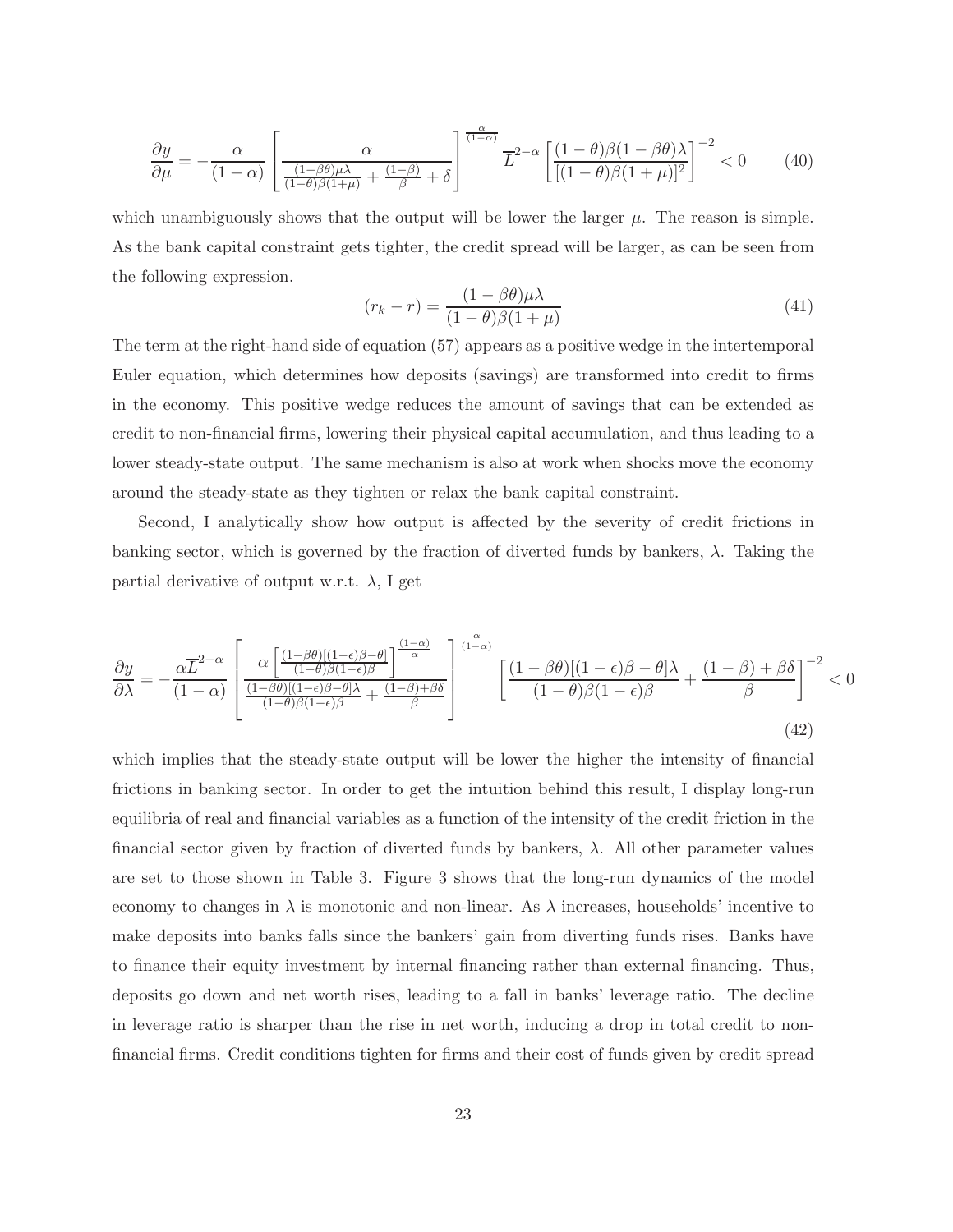$$\frac{\partial y}{\partial \mu} = -\frac{\alpha}{(1-\alpha)} \left[ \frac{\alpha}{\frac{(1-\beta\theta)\mu\lambda}{(1-\theta)\beta(1+\mu)} + \frac{(1-\beta)}{\beta} + \delta} \right]^{\frac{\alpha}{(1-\alpha)}} \overline{L}^{2-\alpha} \left[ \frac{(1-\theta)\beta(1-\beta\theta)\lambda}{[(1-\theta)\beta(1+\mu)]^2} \right]^{-2} < 0 \tag{40}$$

which unambiguously shows that the output will be lower the larger $\mu$. The reason is simple. As the bank capital constraint gets tighter, the credit spread will be larger, as can be seen from the following expression.

$$(r_k - r) = \frac{(1-\beta\theta)\mu\lambda}{(1-\theta)\beta(1+\mu)} \tag{41}$$

The term at the right-hand side of equation (57) appears as a positive wedge in the intertemporal Euler equation, which determines how deposits (savings) are transformed into credit to firms in the economy. This positive wedge reduces the amount of savings that can be extended as credit to non-financial firms, lowering their physical capital accumulation, and thus leading to a lower steady-state output. The same mechanism is also at work when shocks move the economy around the steady-state as they tighten or relax the bank capital constraint.

Second, I analytically show how output is affected by the severity of credit frictions in banking sector, which is governed by the fraction of diverted funds by bankers, $\lambda$. Taking the partial derivative of output w.r.t. $\lambda$, I get

$$\frac{\partial y}{\partial \lambda} = -\frac{\alpha \overline{L}^{2-\alpha}}{(1-\alpha)} \left[ \frac{\alpha \left[ \frac{(1-\beta\theta)[(1-\epsilon)\beta-\theta]}{(1-\theta)\beta(1-\epsilon)\beta} \right]^{\frac{(1-\alpha)}{\alpha}}}{\frac{(1-\beta\theta)[(1-\epsilon)\beta-\theta]\lambda}{(1-\theta)\beta(1-\epsilon)\beta} + \frac{(1-\beta)+\beta\delta}{\beta}} \right]^{\frac{\alpha}{(1-\alpha)}} \left[ \frac{(1-\beta\theta)[(1-\epsilon)\beta-\theta]\lambda}{(1-\theta)\beta(1-\epsilon)\beta} + \frac{(1-\beta)+\beta\delta}{\beta} \right]^{-2} < 0 \tag{42}$$

which implies that the steady-state output will be lower the higher the intensity of financial frictions in banking sector. In order to get the intuition behind this result, I display long-run equilibria of real and financial variables as a function of the intensity of the credit friction in the financial sector given by fraction of diverted funds by bankers, $\lambda$. All other parameter values are set to those shown in Table 3. Figure 3 shows that the long-run dynamics of the model economy to changes in $\lambda$ is monotonic and non-linear. As $\lambda$ increases, households' incentive to make deposits into banks falls since the bankers' gain from diverting funds rises. Banks have to finance their equity investment by internal financing rather than external financing. Thus, deposits go down and net worth rises, leading to a fall in banks' leverage ratio. The decline in leverage ratio is sharper than the rise in net worth, inducing a drop in total credit to non-financial firms. Credit conditions tighten for firms and their cost of funds given by credit spread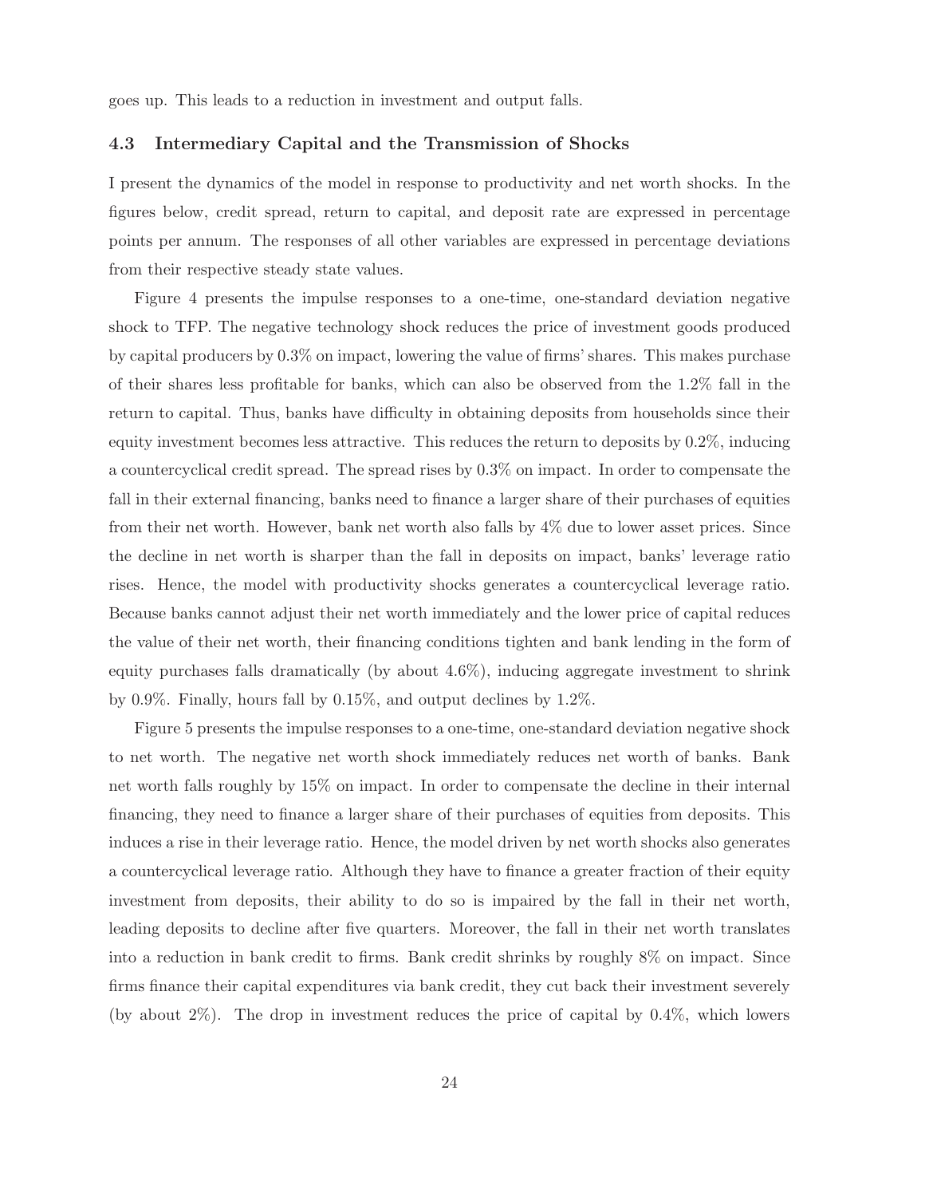goes up. This leads to a reduction in investment and output falls.

### 4.3 Intermediary Capital and the Transmission of Shocks

I present the dynamics of the model in response to productivity and net worth shocks. In the figures below, credit spread, return to capital, and deposit rate are expressed in percentage points per annum. The responses of all other variables are expressed in percentage deviations from their respective steady state values.

Figure 4 presents the impulse responses to a one-time, one-standard deviation negative shock to TFP. The negative technology shock reduces the price of investment goods produced by capital producers by 0.3% on impact, lowering the value of firms' shares. This makes purchase of their shares less profitable for banks, which can also be observed from the 1.2% fall in the return to capital. Thus, banks have difficulty in obtaining deposits from households since their equity investment becomes less attractive. This reduces the return to deposits by 0.2%, inducing a countercyclical credit spread. The spread rises by 0.3% on impact. In order to compensate the fall in their external financing, banks need to finance a larger share of their purchases of equities from their net worth. However, bank net worth also falls by 4% due to lower asset prices. Since the decline in net worth is sharper than the fall in deposits on impact, banks' leverage ratio rises. Hence, the model with productivity shocks generates a countercyclical leverage ratio. Because banks cannot adjust their net worth immediately and the lower price of capital reduces the value of their net worth, their financing conditions tighten and bank lending in the form of equity purchases falls dramatically (by about 4.6%), inducing aggregate investment to shrink by 0.9%. Finally, hours fall by 0.15%, and output declines by 1.2%.

Figure 5 presents the impulse responses to a one-time, one-standard deviation negative shock to net worth. The negative net worth shock immediately reduces net worth of banks. Bank net worth falls roughly by 15% on impact. In order to compensate the decline in their internal financing, they need to finance a larger share of their purchases of equities from deposits. This induces a rise in their leverage ratio. Hence, the model driven by net worth shocks also generates a countercyclical leverage ratio. Although they have to finance a greater fraction of their equity investment from deposits, their ability to do so is impaired by the fall in their net worth, leading deposits to decline after five quarters. Moreover, the fall in their net worth translates into a reduction in bank credit to firms. Bank credit shrinks by roughly 8% on impact. Since firms finance their capital expenditures via bank credit, they cut back their investment severely (by about 2%). The drop in investment reduces the price of capital by 0.4%, which lowers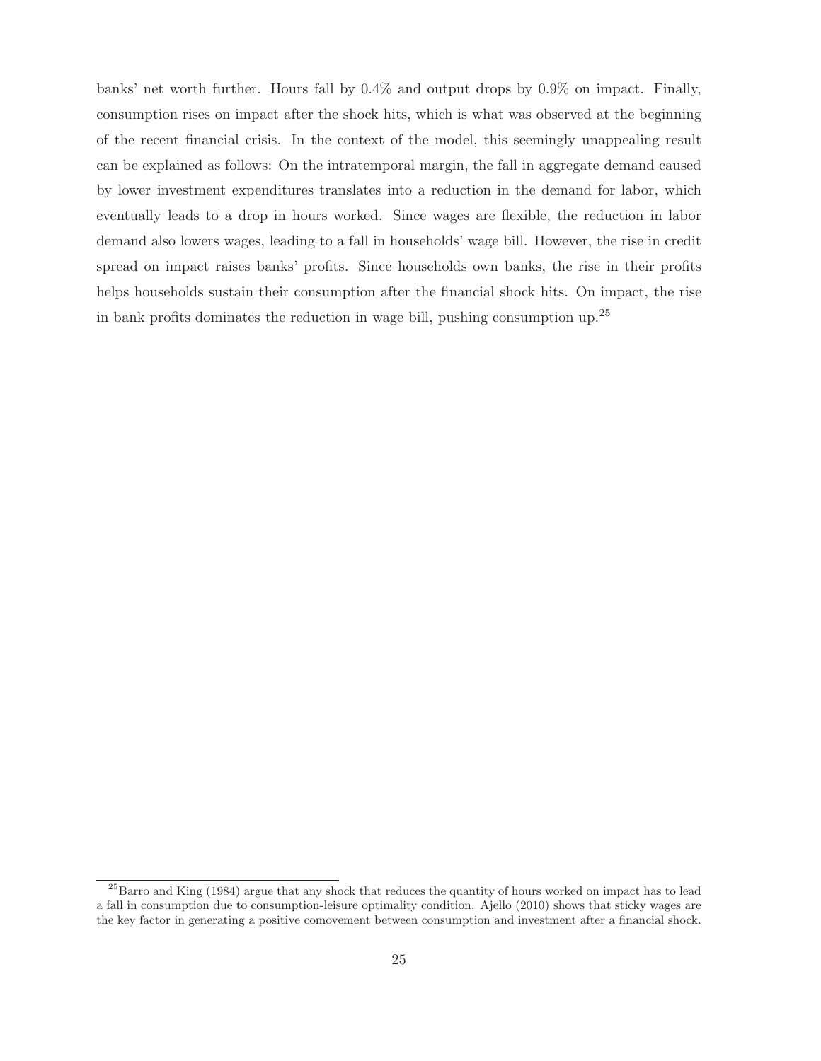banks' net worth further. Hours fall by 0.4% and output drops by 0.9% on impact. Finally, consumption rises on impact after the shock hits, which is what was observed at the beginning of the recent financial crisis. In the context of the model, this seemingly unappealing result can be explained as follows: On the intratemporal margin, the fall in aggregate demand caused by lower investment expenditures translates into a reduction in the demand for labor, which eventually leads to a drop in hours worked. Since wages are flexible, the reduction in labor demand also lowers wages, leading to a fall in households' wage bill. However, the rise in credit spread on impact raises banks' profits. Since households own banks, the rise in their profits helps households sustain their consumption after the financial shock hits. On impact, the rise in bank profits dominates the reduction in wage bill, pushing consumption up.[25]

[25] Barro and King (1984) argue that any shock that reduces the quantity of hours worked on impact has to lead a fall in consumption due to consumption-leisure optimality condition. Ajello (2010) shows that sticky wages are the key factor in generating a positive comovement between consumption and investment after a financial shock.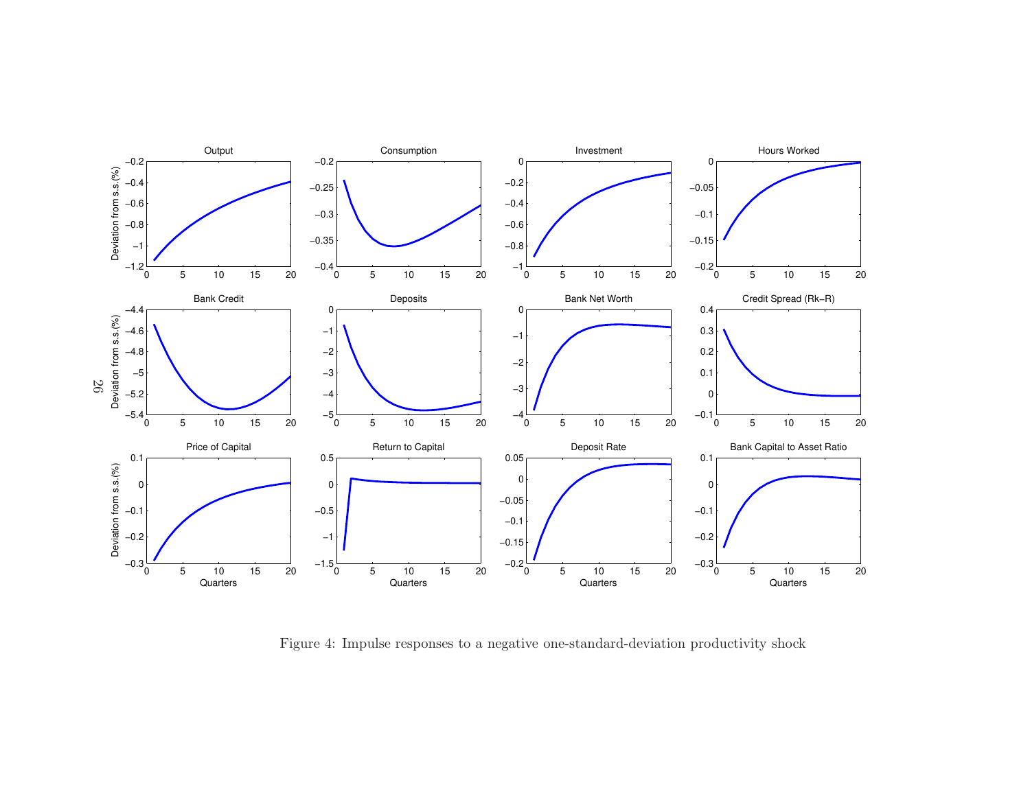Figure 4: Impulse responses to a negative one-standard-deviation productivity shock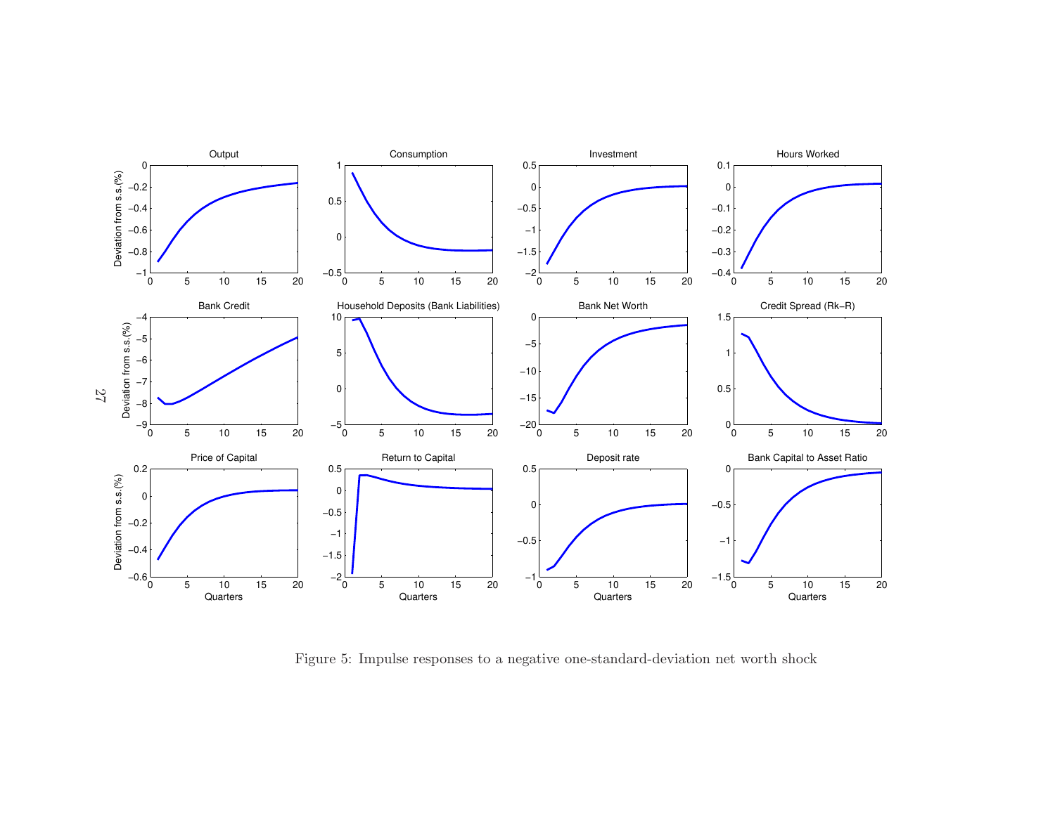Figure 5: Impulse responses to a negative one-standard-deviation net worth shock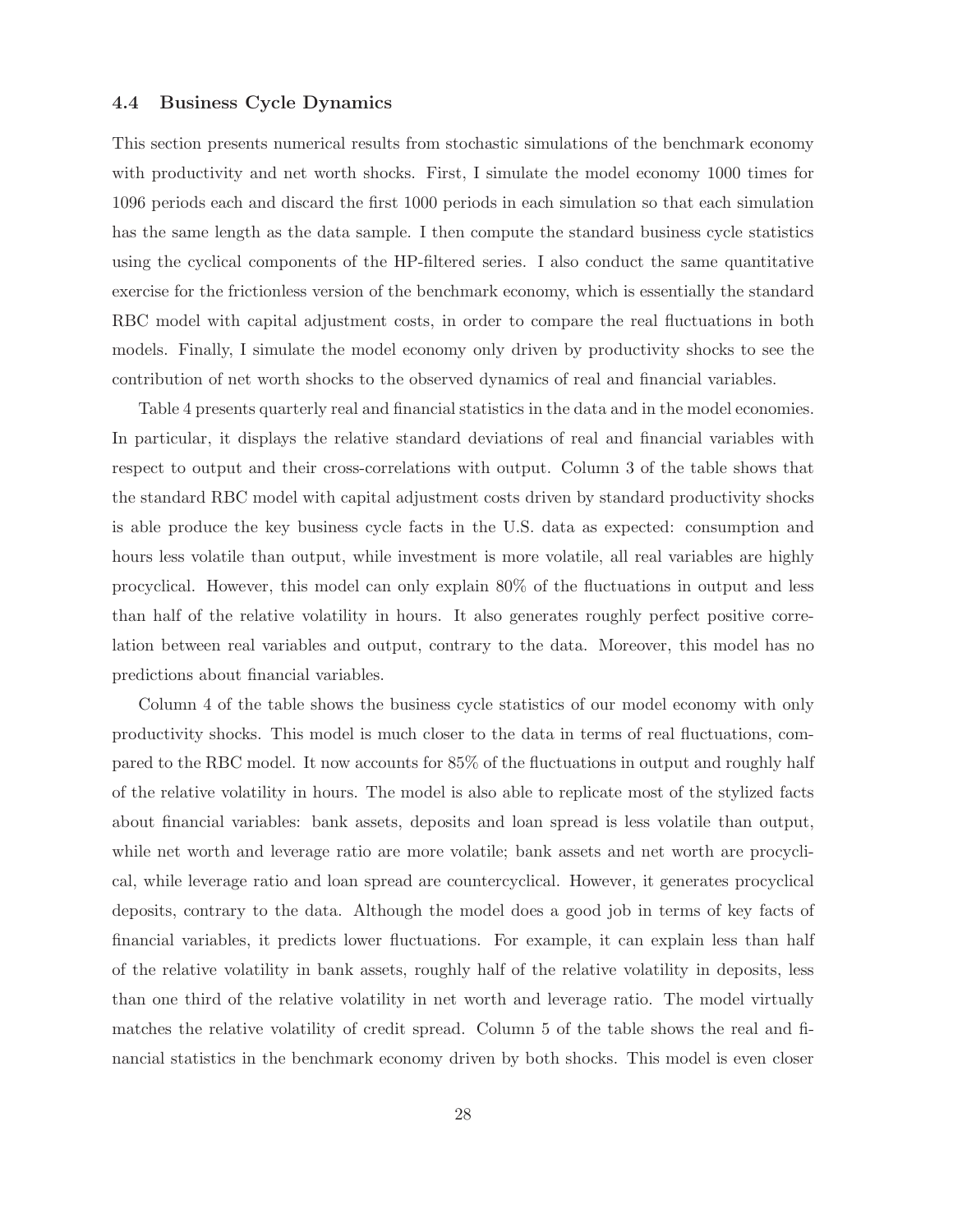### 4.4 Business Cycle Dynamics

This section presents numerical results from stochastic simulations of the benchmark economy with productivity and net worth shocks. First, I simulate the model economy 1000 times for 1096 periods each and discard the first 1000 periods in each simulation so that each simulation has the same length as the data sample. I then compute the standard business cycle statistics using the cyclical components of the HP-filtered series. I also conduct the same quantitative exercise for the frictionless version of the benchmark economy, which is essentially the standard RBC model with capital adjustment costs, in order to compare the real fluctuations in both models. Finally, I simulate the model economy only driven by productivity shocks to see the contribution of net worth shocks to the observed dynamics of real and financial variables.

Table 4 presents quarterly real and financial statistics in the data and in the model economies. In particular, it displays the relative standard deviations of real and financial variables with respect to output and their cross-correlations with output. Column 3 of the table shows that the standard RBC model with capital adjustment costs driven by standard productivity shocks is able produce the key business cycle facts in the U.S. data as expected: consumption and hours less volatile than output, while investment is more volatile, all real variables are highly procyclical. However, this model can only explain 80% of the fluctuations in output and less than half of the relative volatility in hours. It also generates roughly perfect positive correlation between real variables and output, contrary to the data. Moreover, this model has no predictions about financial variables.

Column 4 of the table shows the business cycle statistics of our model economy with only productivity shocks. This model is much closer to the data in terms of real fluctuations, compared to the RBC model. It now accounts for 85% of the fluctuations in output and roughly half of the relative volatility in hours. The model is also able to replicate most of the stylized facts about financial variables: bank assets, deposits and loan spread is less volatile than output, while net worth and leverage ratio are more volatile; bank assets and net worth are procyclical, while leverage ratio and loan spread are countercyclical. However, it generates procyclical deposits, contrary to the data. Although the model does a good job in terms of key facts of financial variables, it predicts lower fluctuations. For example, it can explain less than half of the relative volatility in bank assets, roughly half of the relative volatility in deposits, less than one third of the relative volatility in net worth and leverage ratio. The model virtually matches the relative volatility of credit spread. Column 5 of the table shows the real and financial statistics in the benchmark economy driven by both shocks. This model is even closer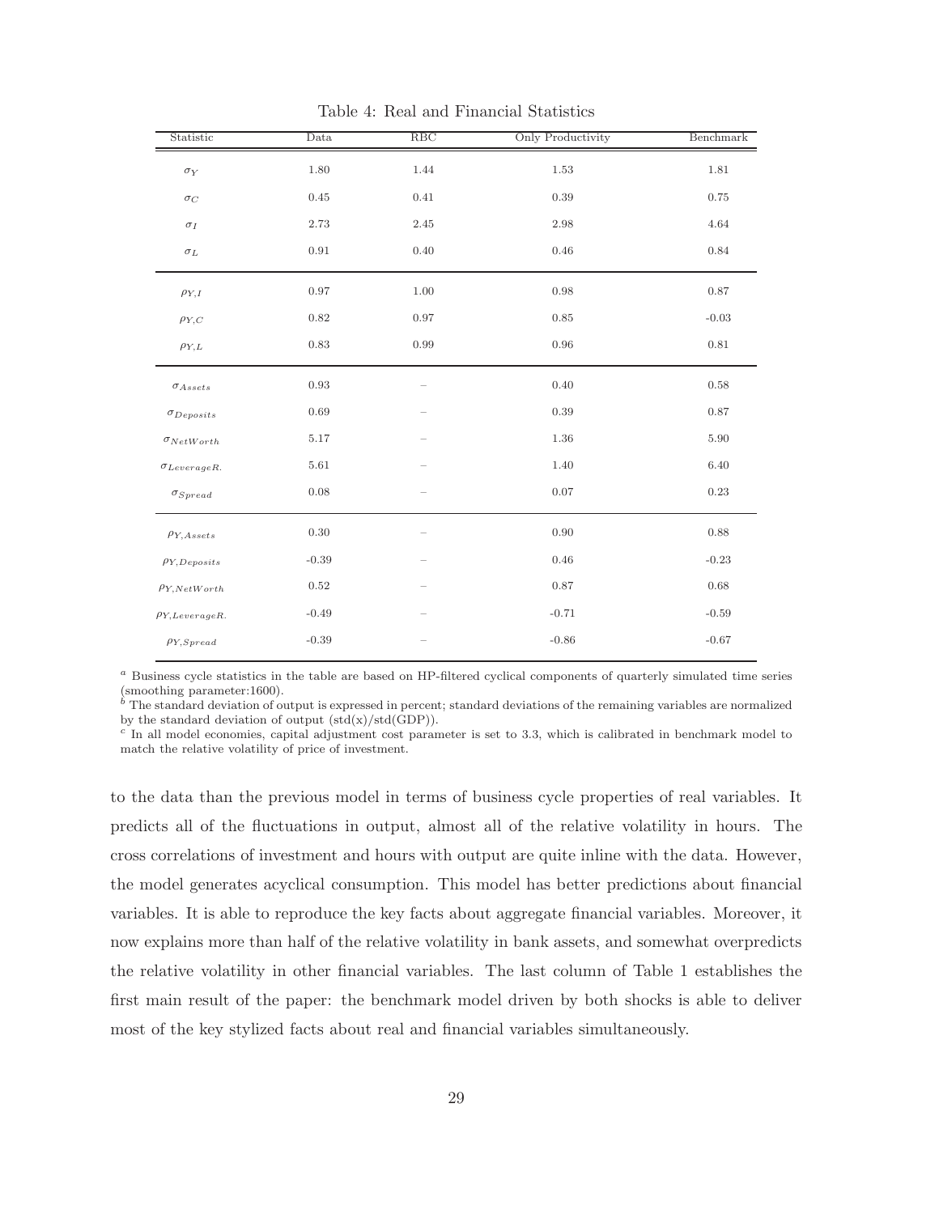Table 4: Real and Financial Statistics

| Statistic | Data | RBC | Only Productivity | Benchmark |
|---|---|---|---|---|
| $\sigma_Y$ | 1.80 | 1.44 | 1.53 | 1.81 |
| $\sigma_C$ | 0.45 | 0.41 | 0.39 | 0.75 |
| $\sigma_I$ | 2.73 | 2.45 | 2.98 | 4.64 |
| $\sigma_L$ | 0.91 | 0.40 | 0.46 | 0.84 |
| $\rho_{Y,I}$ | 0.97 | 1.00 | 0.98 | 0.87 |
| $\rho_{Y,C}$ | 0.82 | 0.97 | 0.85 | -0.03 |
| $\rho_{Y,L}$ | 0.83 | 0.99 | 0.96 | 0.81 |
| $\sigma_{Assets}$ | 0.93 | – | 0.40 | 0.58 |
| $\sigma_{Deposits}$ | 0.69 | – | 0.39 | 0.87 |
| $\sigma_{NetWorth}$ | 5.17 | – | 1.36 | 5.90 |
| $\sigma_{LeverageR.}$ | 5.61 | – | 1.40 | 6.40 |
| $\sigma_{Spread}$ | 0.08 | – | 0.07 | 0.23 |
| $\rho_{Y,Assets}$ | 0.30 | – | 0.90 | 0.88 |
| $\rho_{Y,Deposits}$ | -0.39 | – | 0.46 | -0.23 |
| $\rho_{Y,NetWorth}$ | 0.52 | – | 0.87 | 0.68 |
| $\rho_{Y,LeverageR.}$ | -0.49 | – | -0.71 | -0.59 |
| $\rho_{Y,Spread}$ | -0.39 | – | -0.86 | -0.67 |

[a] Business cycle statistics in the table are based on HP-filtered cyclical components of quarterly simulated time series (smoothing parameter:1600).
[b] The standard deviation of output is expressed in percent; standard deviations of the remaining variables are normalized by the standard deviation of output (std(x)/std(GDP)).
[c] In all model economies, capital adjustment cost parameter is set to 3.3, which is calibrated in benchmark model to match the relative volatility of price of investment.

to the data than the previous model in terms of business cycle properties of real variables. It predicts all of the fluctuations in output, almost all of the relative volatility in hours. The cross correlations of investment and hours with output are quite inline with the data. However, the model generates acyclical consumption. This model has better predictions about financial variables. It is able to reproduce the key facts about aggregate financial variables. Moreover, it now explains more than half of the relative volatility in bank assets, and somewhat overpredicts the relative volatility in other financial variables. The last column of Table 1 establishes the first main result of the paper: the benchmark model driven by both shocks is able to deliver most of the key stylized facts about real and financial variables simultaneously.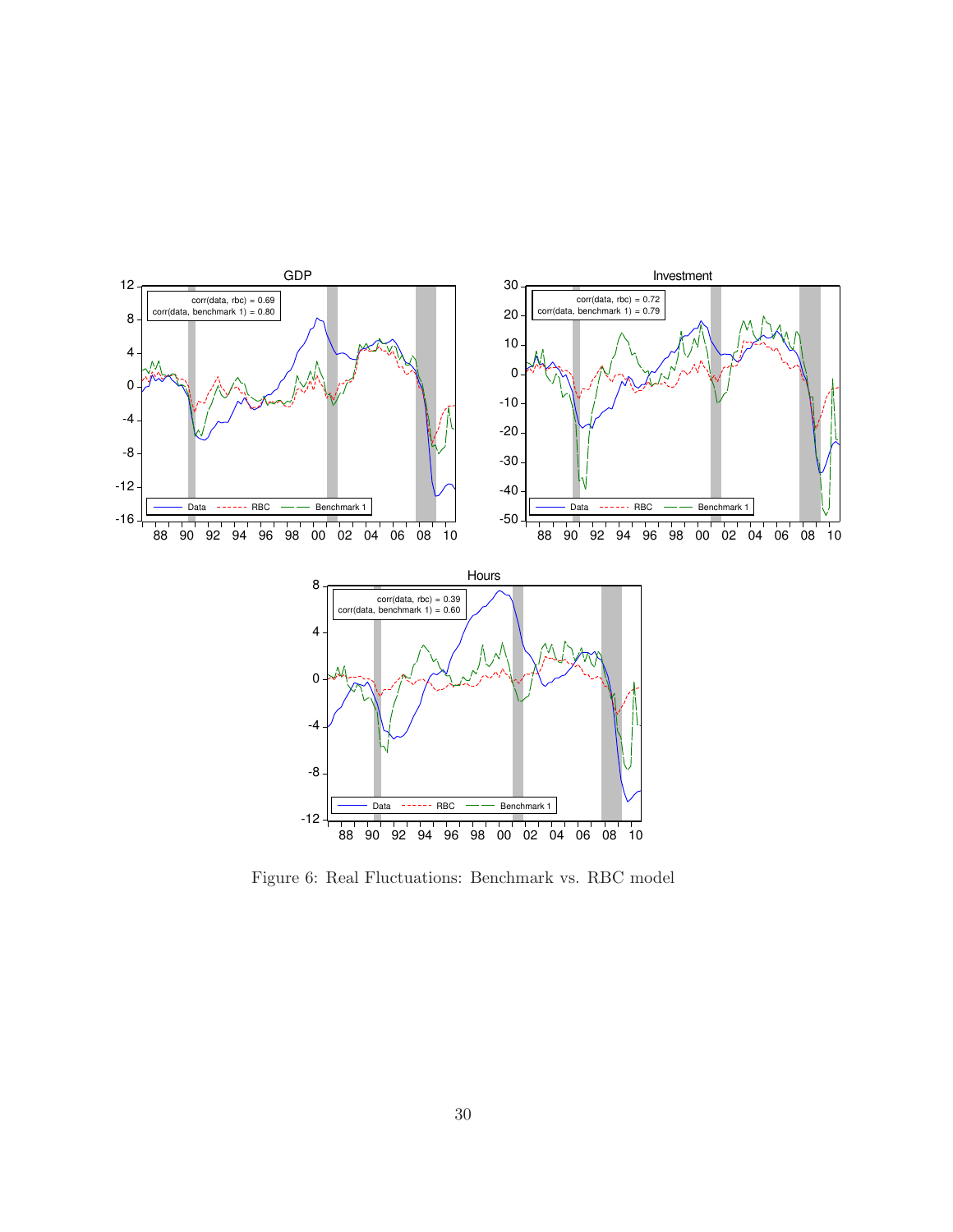Figure 6: Real Fluctuations: Benchmark vs. RBC model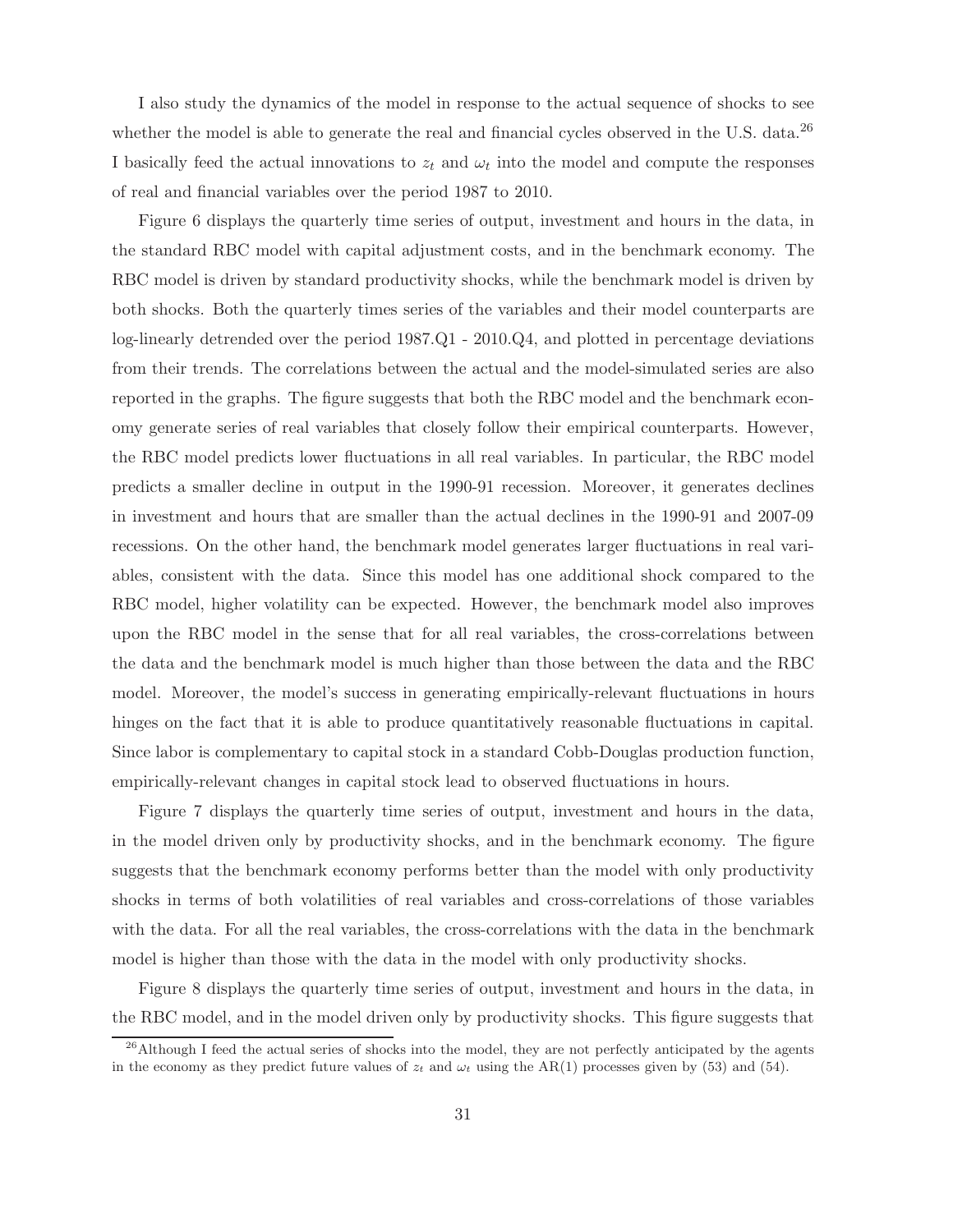I also study the dynamics of the model in response to the actual sequence of shocks to see whether the model is able to generate the real and financial cycles observed in the U.S. data.[26] I basically feed the actual innovations to $z_t$ and $\omega_t$ into the model and compute the responses of real and financial variables over the period 1987 to 2010.

Figure 6 displays the quarterly time series of output, investment and hours in the data, in the standard RBC model with capital adjustment costs, and in the benchmark economy. The RBC model is driven by standard productivity shocks, while the benchmark model is driven by both shocks. Both the quarterly times series of the variables and their model counterparts are log-linearly detrended over the period 1987.Q1 - 2010.Q4, and plotted in percentage deviations from their trends. The correlations between the actual and the model-simulated series are also reported in the graphs. The figure suggests that both the RBC model and the benchmark economy generate series of real variables that closely follow their empirical counterparts. However, the RBC model predicts lower fluctuations in all real variables. In particular, the RBC model predicts a smaller decline in output in the 1990-91 recession. Moreover, it generates declines in investment and hours that are smaller than the actual declines in the 1990-91 and 2007-09 recessions. On the other hand, the benchmark model generates larger fluctuations in real variables, consistent with the data. Since this model has one additional shock compared to the RBC model, higher volatility can be expected. However, the benchmark model also improves upon the RBC model in the sense that for all real variables, the cross-correlations between the data and the benchmark model is much higher than those between the data and the RBC model. Moreover, the model's success in generating empirically-relevant fluctuations in hours hinges on the fact that it is able to produce quantitatively reasonable fluctuations in capital. Since labor is complementary to capital stock in a standard Cobb-Douglas production function, empirically-relevant changes in capital stock lead to observed fluctuations in hours.

Figure 7 displays the quarterly time series of output, investment and hours in the data, in the model driven only by productivity shocks, and in the benchmark economy. The figure suggests that the benchmark economy performs better than the model with only productivity shocks in terms of both volatilities of real variables and cross-correlations of those variables with the data. For all the real variables, the cross-correlations with the data in the benchmark model is higher than those with the data in the model with only productivity shocks.

Figure 8 displays the quarterly time series of output, investment and hours in the data, in the RBC model, and in the model driven only by productivity shocks. This figure suggests that

[26] Although I feed the actual series of shocks into the model, they are not perfectly anticipated by the agents in the economy as they predict future values of $z_t$ and $\omega_t$ using the AR(1) processes given by (53) and (54).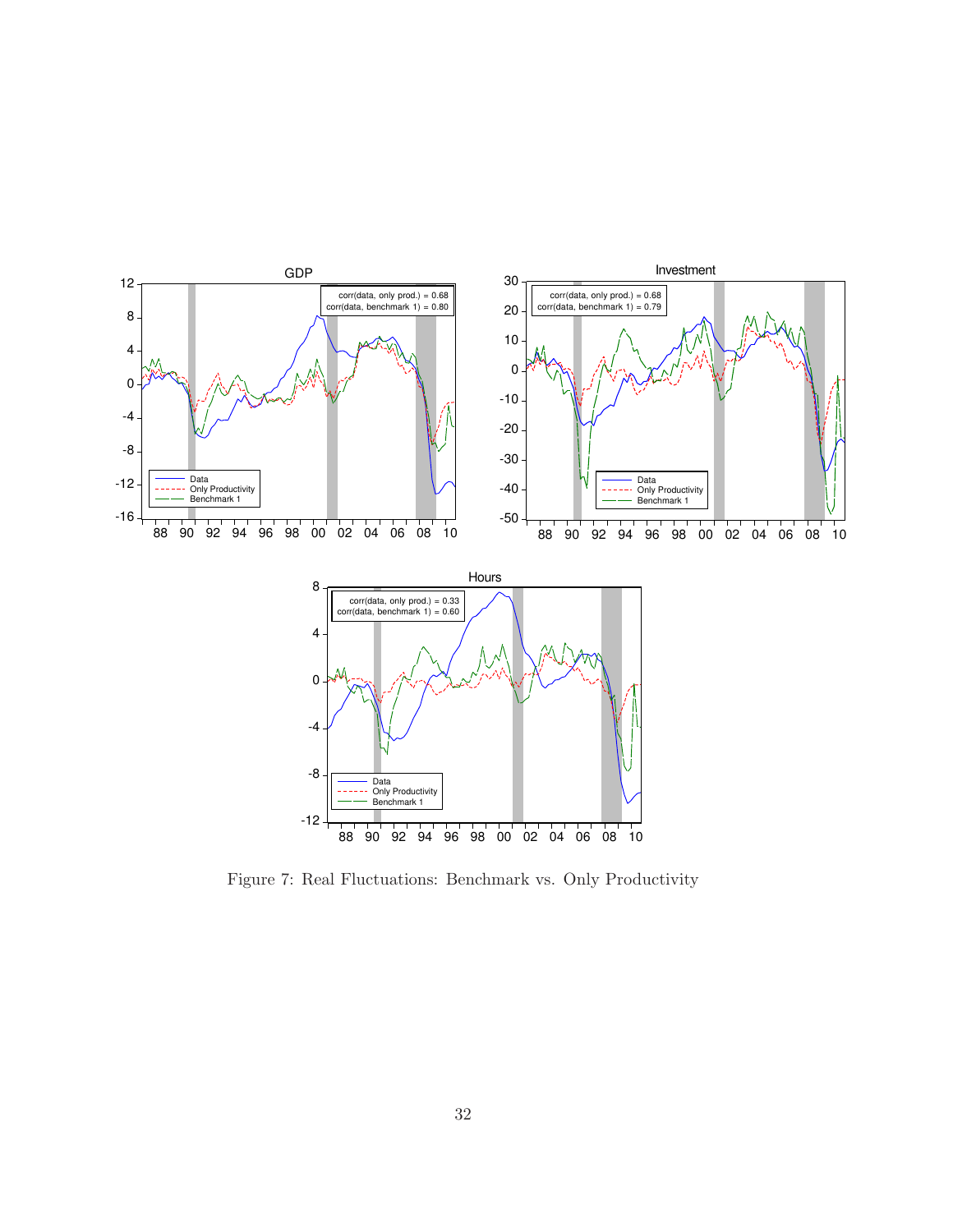Figure 7: Real Fluctuations: Benchmark vs. Only Productivity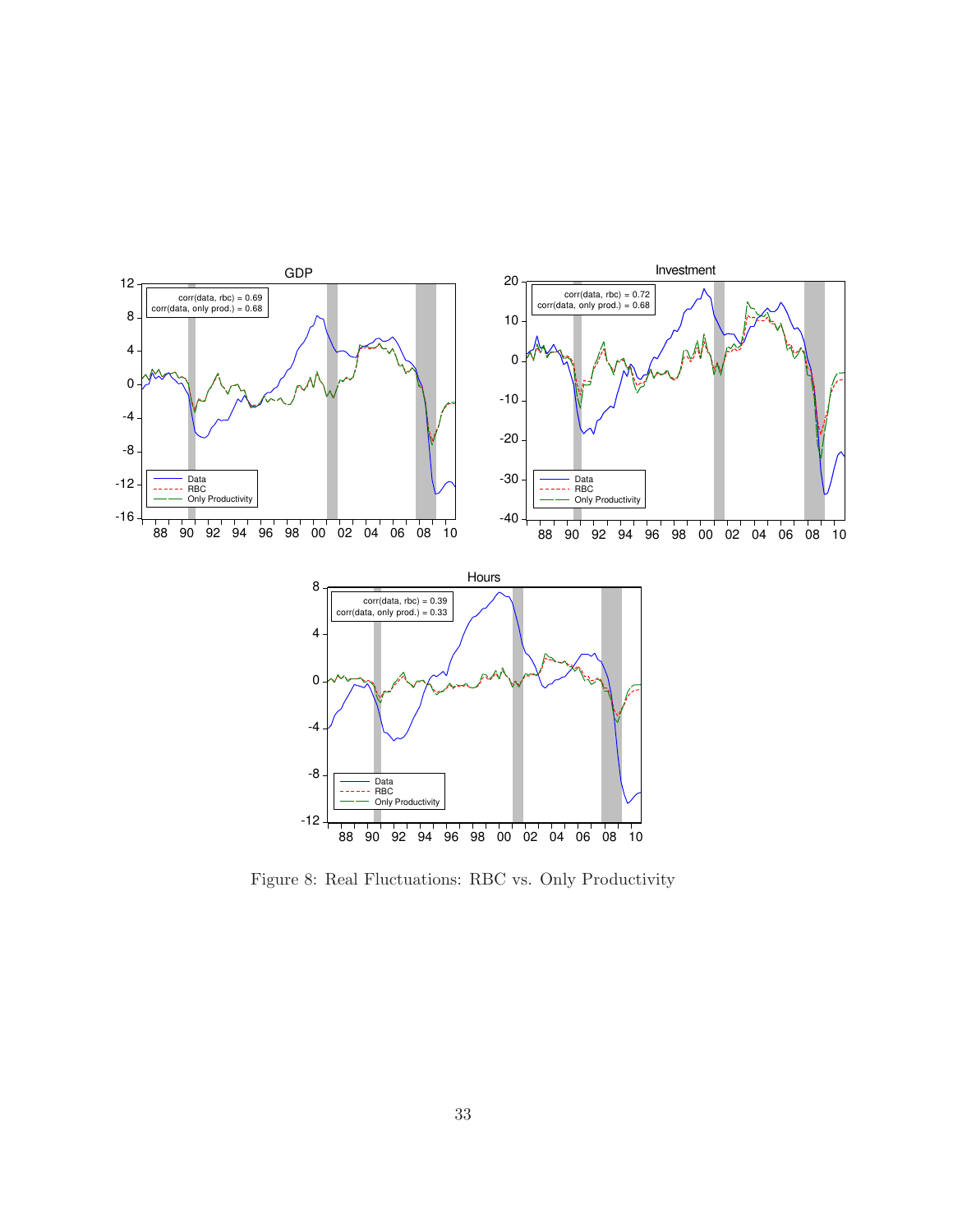Figure 8: Real Fluctuations: RBC vs. Only Productivity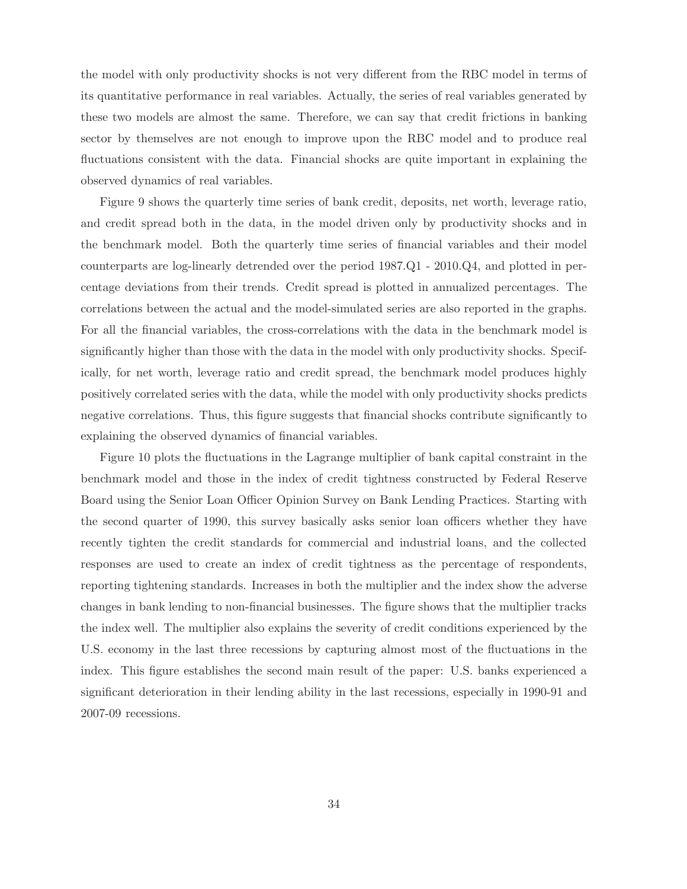the model with only productivity shocks is not very different from the RBC model in terms of its quantitative performance in real variables. Actually, the series of real variables generated by these two models are almost the same. Therefore, we can say that credit frictions in banking sector by themselves are not enough to improve upon the RBC model and to produce real fluctuations consistent with the data. Financial shocks are quite important in explaining the observed dynamics of real variables.

Figure 9 shows the quarterly time series of bank credit, deposits, net worth, leverage ratio, and credit spread both in the data, in the model driven only by productivity shocks and in the benchmark model. Both the quarterly time series of financial variables and their model counterparts are log-linearly detrended over the period 1987.Q1 - 2010.Q4, and plotted in percentage deviations from their trends. Credit spread is plotted in annualized percentages. The correlations between the actual and the model-simulated series are also reported in the graphs. For all the financial variables, the cross-correlations with the data in the benchmark model is significantly higher than those with the data in the model with only productivity shocks. Specifically, for net worth, leverage ratio and credit spread, the benchmark model produces highly positively correlated series with the data, while the model with only productivity shocks predicts negative correlations. Thus, this figure suggests that financial shocks contribute significantly to explaining the observed dynamics of financial variables.

Figure 10 plots the fluctuations in the Lagrange multiplier of bank capital constraint in the benchmark model and those in the index of credit tightness constructed by Federal Reserve Board using the Senior Loan Officer Opinion Survey on Bank Lending Practices. Starting with the second quarter of 1990, this survey basically asks senior loan officers whether they have recently tighten the credit standards for commercial and industrial loans, and the collected responses are used to create an index of credit tightness as the percentage of respondents, reporting tightening standards. Increases in both the multiplier and the index show the adverse changes in bank lending to non-financial businesses. The figure shows that the multiplier tracks the index well. The multiplier also explains the severity of credit conditions experienced by the U.S. economy in the last three recessions by capturing almost most of the fluctuations in the index. This figure establishes the second main result of the paper: U.S. banks experienced a significant deterioration in their lending ability in the last recessions, especially in 1990-91 and 2007-09 recessions.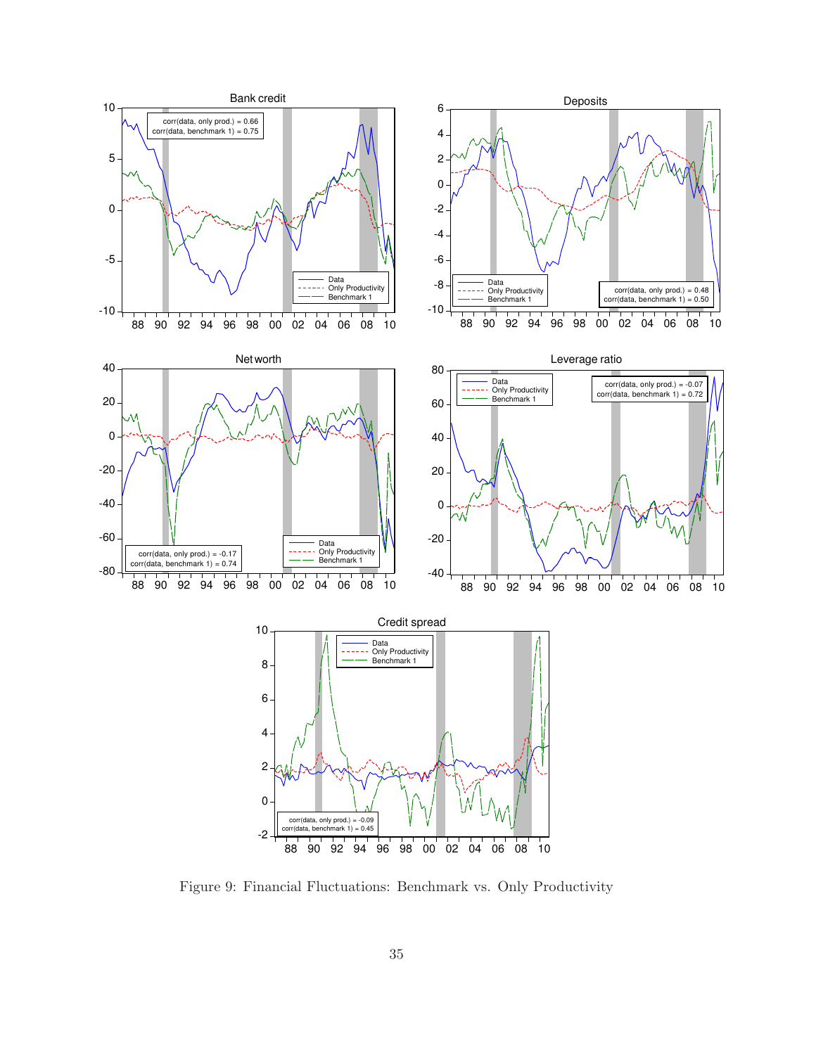Figure 9: Financial Fluctuations: Benchmark vs. Only Productivity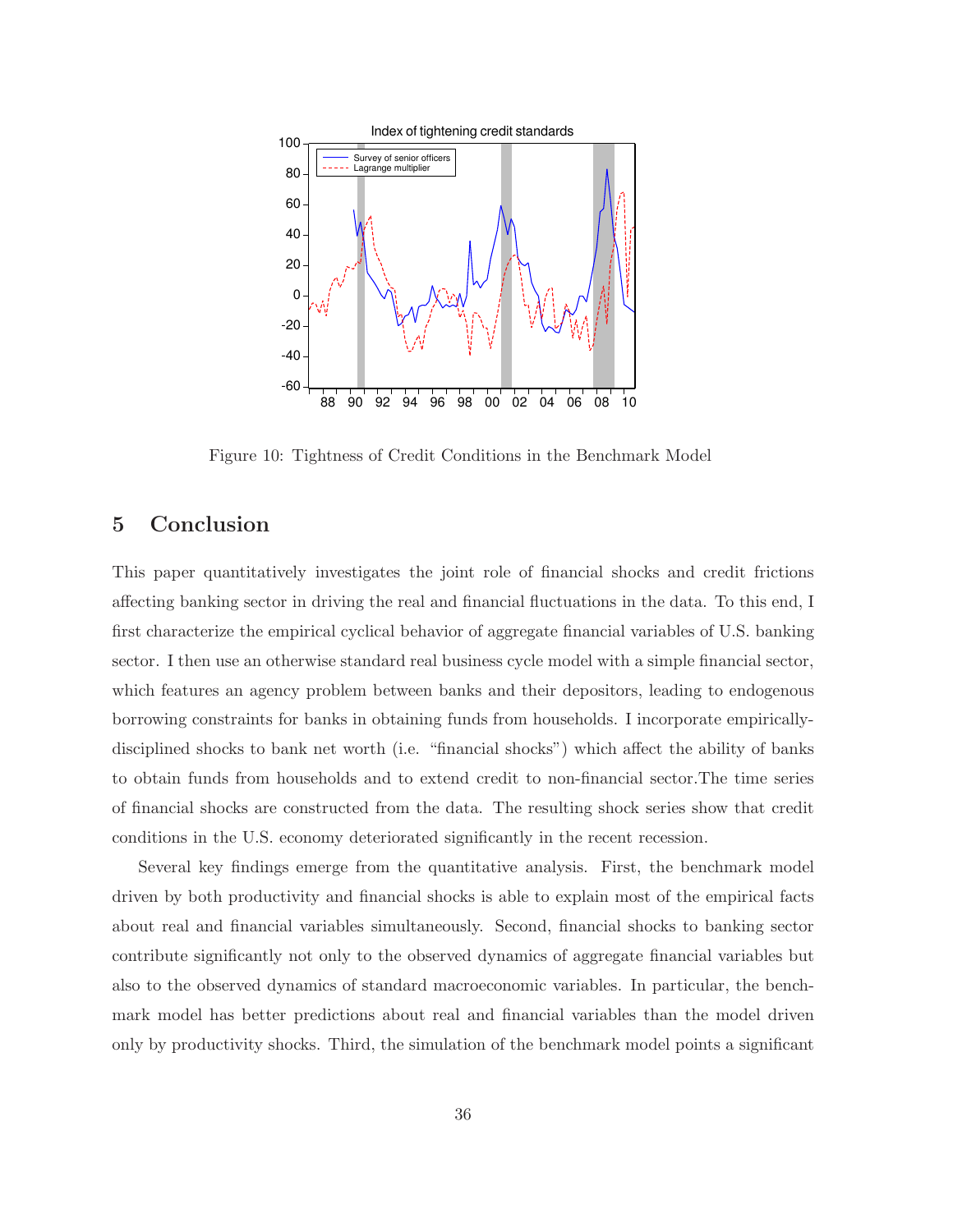Figure 10: Tightness of Credit Conditions in the Benchmark Model

## 5 Conclusion

This paper quantitatively investigates the joint role of financial shocks and credit frictions affecting banking sector in driving the real and financial fluctuations in the data. To this end, I first characterize the empirical cyclical behavior of aggregate financial variables of U.S. banking sector. I then use an otherwise standard real business cycle model with a simple financial sector, which features an agency problem between banks and their depositors, leading to endogenous borrowing constraints for banks in obtaining funds from households. I incorporate empirically-disciplined shocks to bank net worth (i.e. "financial shocks") which affect the ability of banks to obtain funds from households and to extend credit to non-financial sector.The time series of financial shocks are constructed from the data. The resulting shock series show that credit conditions in the U.S. economy deteriorated significantly in the recent recession.

Several key findings emerge from the quantitative analysis. First, the benchmark model driven by both productivity and financial shocks is able to explain most of the empirical facts about real and financial variables simultaneously. Second, financial shocks to banking sector contribute significantly not only to the observed dynamics of aggregate financial variables but also to the observed dynamics of standard macroeconomic variables. In particular, the benchmark model has better predictions about real and financial variables than the model driven only by productivity shocks. Third, the simulation of the benchmark model points a significant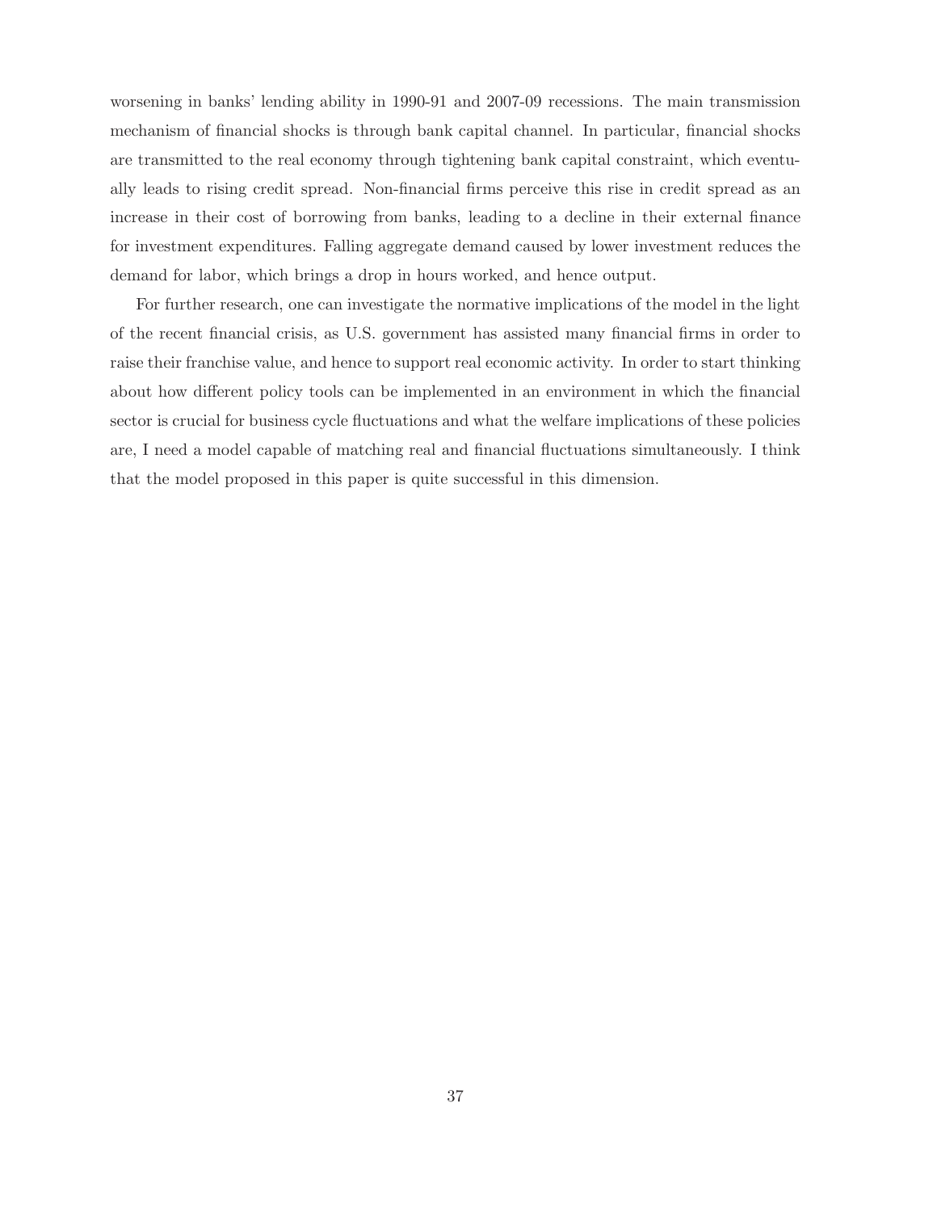worsening in banks' lending ability in 1990-91 and 2007-09 recessions. The main transmission mechanism of financial shocks is through bank capital channel. In particular, financial shocks are transmitted to the real economy through tightening bank capital constraint, which eventually leads to rising credit spread. Non-financial firms perceive this rise in credit spread as an increase in their cost of borrowing from banks, leading to a decline in their external finance for investment expenditures. Falling aggregate demand caused by lower investment reduces the demand for labor, which brings a drop in hours worked, and hence output.

For further research, one can investigate the normative implications of the model in the light of the recent financial crisis, as U.S. government has assisted many financial firms in order to raise their franchise value, and hence to support real economic activity. In order to start thinking about how different policy tools can be implemented in an environment in which the financial sector is crucial for business cycle fluctuations and what the welfare implications of these policies are, I need a model capable of matching real and financial fluctuations simultaneously. I think that the model proposed in this paper is quite successful in this dimension.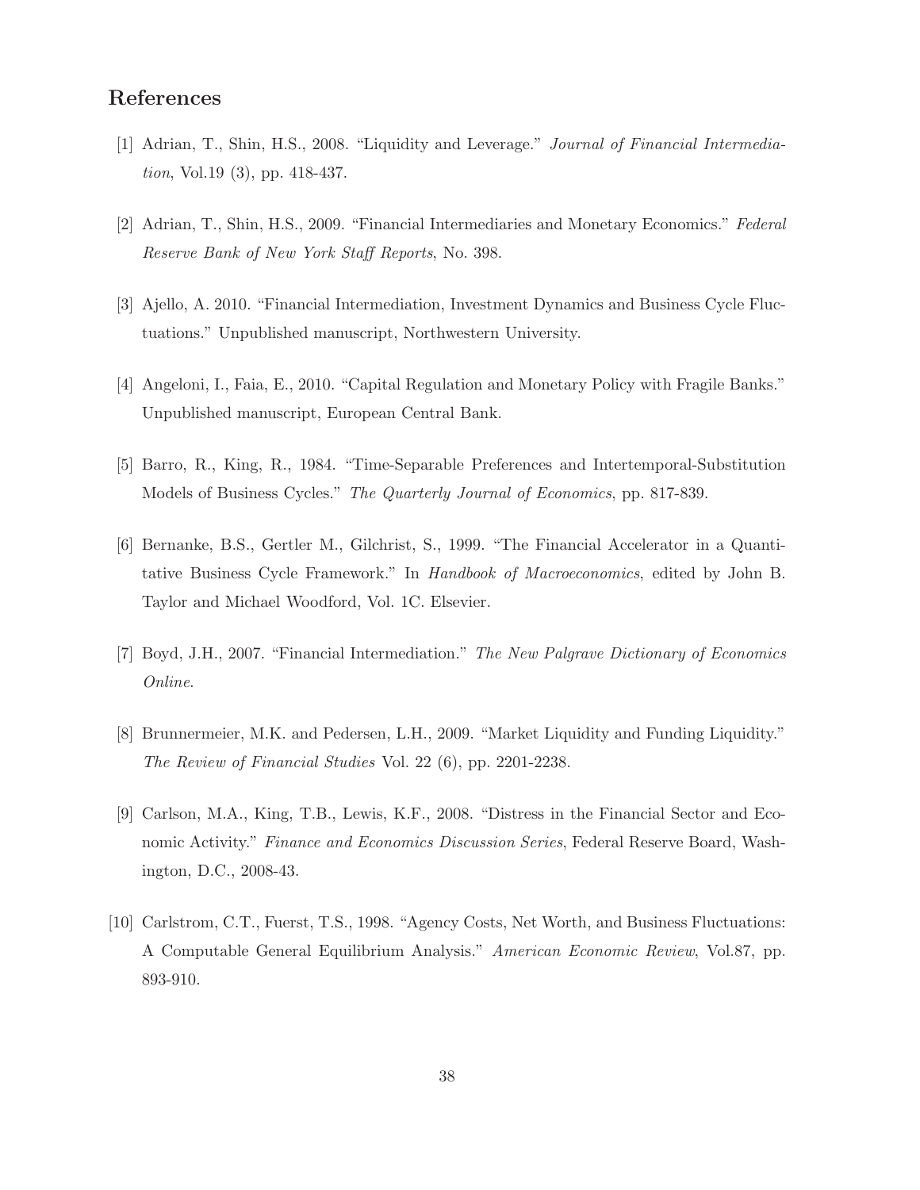## References

[1] Adrian, T., Shin, H.S., 2008. "Liquidity and Leverage." *Journal of Financial Intermediation*, Vol.19 (3), pp. 418-437.

[2] Adrian, T., Shin, H.S., 2009. "Financial Intermediaries and Monetary Economics." *Federal Reserve Bank of New York Staff Reports*, No. 398.

[3] Ajello, A. 2010. "Financial Intermediation, Investment Dynamics and Business Cycle Fluctuations." Unpublished manuscript, Northwestern University.

[4] Angeloni, I., Faia, E., 2010. "Capital Regulation and Monetary Policy with Fragile Banks." Unpublished manuscript, European Central Bank.

[5] Barro, R., King, R., 1984. "Time-Separable Preferences and Intertemporal-Substitution Models of Business Cycles." *The Quarterly Journal of Economics*, pp. 817-839.

[6] Bernanke, B.S., Gertler M., Gilchrist, S., 1999. "The Financial Accelerator in a Quantitative Business Cycle Framework." In *Handbook of Macroeconomics*, edited by John B. Taylor and Michael Woodford, Vol. 1C. Elsevier.

[7] Boyd, J.H., 2007. "Financial Intermediation." *The New Palgrave Dictionary of Economics Online*.

[8] Brunnermeier, M.K. and Pedersen, L.H., 2009. "Market Liquidity and Funding Liquidity." *The Review of Financial Studies* Vol. 22 (6), pp. 2201-2238.

[9] Carlson, M.A., King, T.B., Lewis, K.F., 2008. "Distress in the Financial Sector and Economic Activity." *Finance and Economics Discussion Series*, Federal Reserve Board, Washington, D.C., 2008-43.

[10] Carlstrom, C.T., Fuerst, T.S., 1998. "Agency Costs, Net Worth, and Business Fluctuations: A Computable General Equilibrium Analysis." *American Economic Review*, Vol.87, pp. 893-910.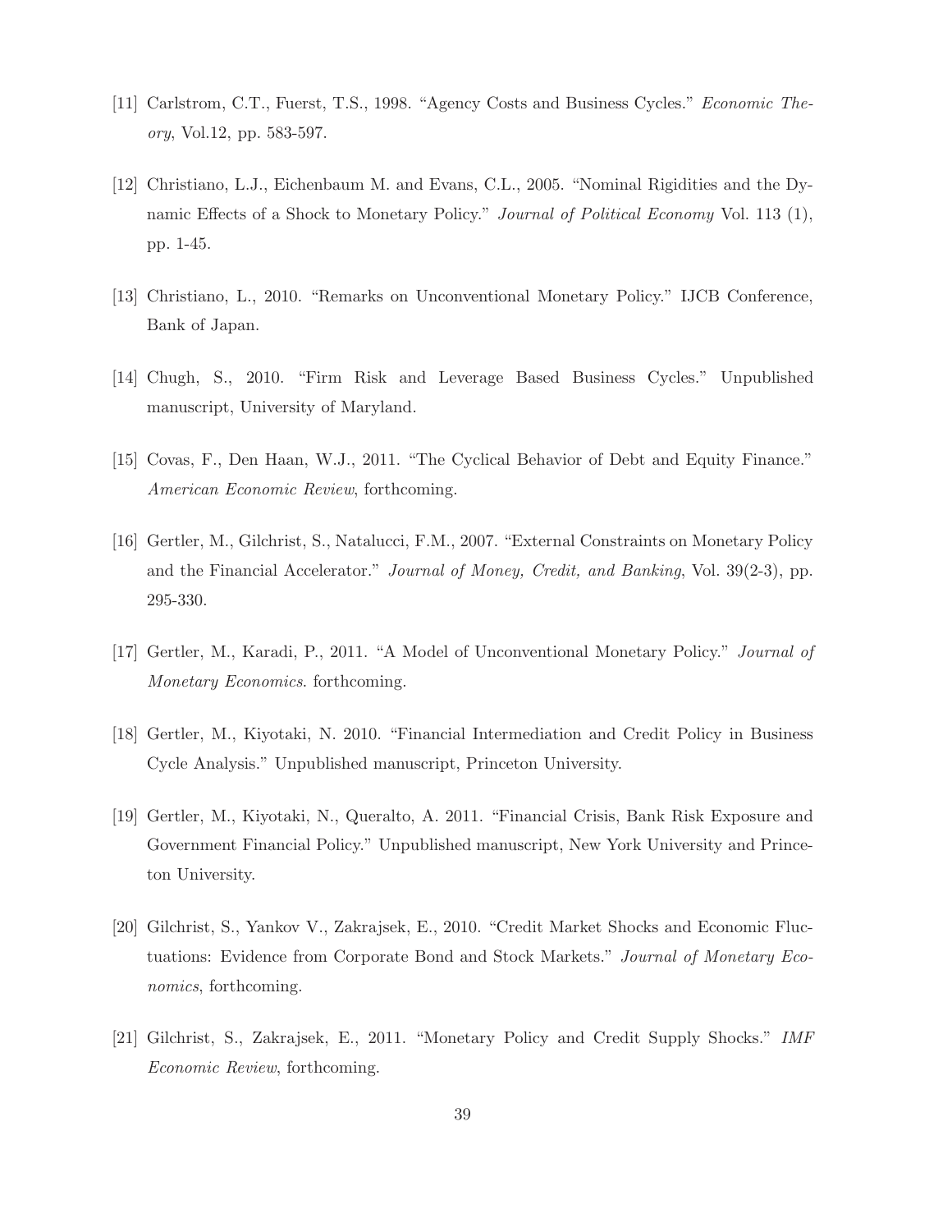[11] Carlstrom, C.T., Fuerst, T.S., 1998. "Agency Costs and Business Cycles." *Economic Theory*, Vol.12, pp. 583-597.

[12] Christiano, L.J., Eichenbaum M. and Evans, C.L., 2005. "Nominal Rigidities and the Dynamic Effects of a Shock to Monetary Policy." *Journal of Political Economy* Vol. 113 (1), pp. 1-45.

[13] Christiano, L., 2010. "Remarks on Unconventional Monetary Policy." IJCB Conference, Bank of Japan.

[14] Chugh, S., 2010. "Firm Risk and Leverage Based Business Cycles." Unpublished manuscript, University of Maryland.

[15] Covas, F., Den Haan, W.J., 2011. "The Cyclical Behavior of Debt and Equity Finance." *American Economic Review*, forthcoming.

[16] Gertler, M., Gilchrist, S., Natalucci, F.M., 2007. "External Constraints on Monetary Policy and the Financial Accelerator." *Journal of Money, Credit, and Banking*, Vol. 39(2-3), pp. 295-330.

[17] Gertler, M., Karadi, P., 2011. "A Model of Unconventional Monetary Policy." *Journal of Monetary Economics*. forthcoming.

[18] Gertler, M., Kiyotaki, N. 2010. "Financial Intermediation and Credit Policy in Business Cycle Analysis." Unpublished manuscript, Princeton University.

[19] Gertler, M., Kiyotaki, N., Queralto, A. 2011. "Financial Crisis, Bank Risk Exposure and Government Financial Policy." Unpublished manuscript, New York University and Princeton University.

[20] Gilchrist, S., Yankov V., Zakrajsek, E., 2010. "Credit Market Shocks and Economic Fluctuations: Evidence from Corporate Bond and Stock Markets." *Journal of Monetary Economics*, forthcoming.

[21] Gilchrist, S., Zakrajsek, E., 2011. "Monetary Policy and Credit Supply Shocks." *IMF Economic Review*, forthcoming.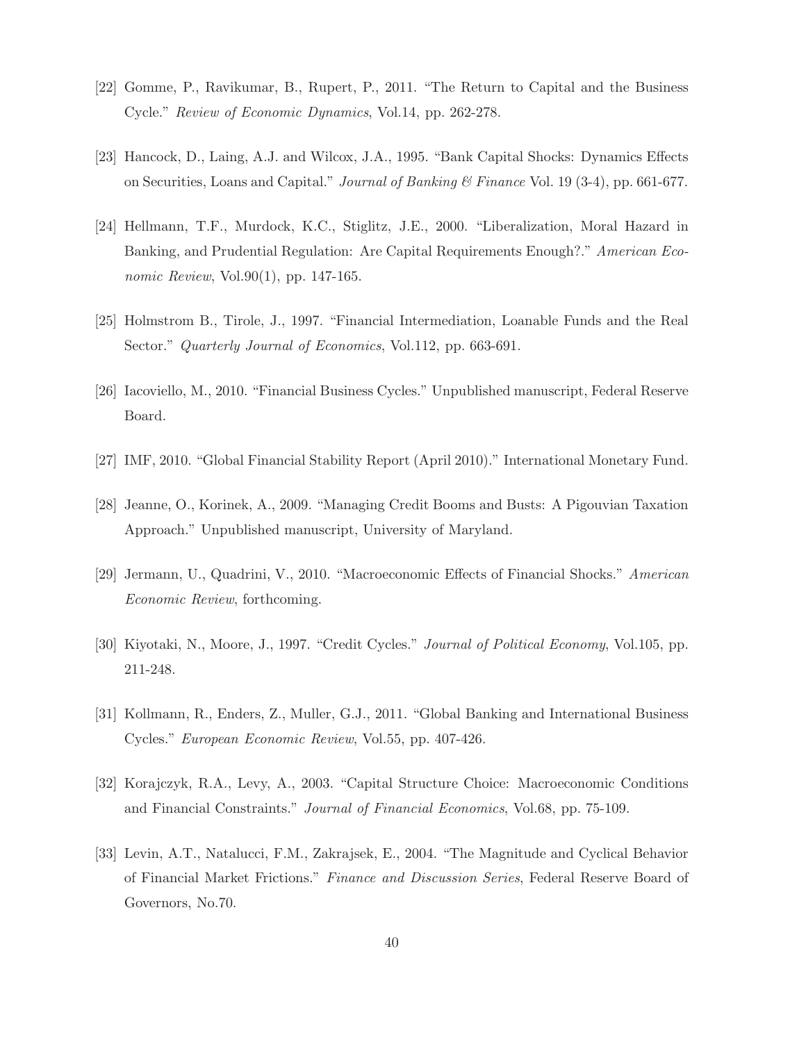[22] Gomme, P., Ravikumar, B., Rupert, P., 2011. "The Return to Capital and the Business Cycle." *Review of Economic Dynamics*, Vol.14, pp. 262-278.

[23] Hancock, D., Laing, A.J. and Wilcox, J.A., 1995. "Bank Capital Shocks: Dynamics Effects on Securities, Loans and Capital." *Journal of Banking & Finance* Vol. 19 (3-4), pp. 661-677.

[24] Hellmann, T.F., Murdock, K.C., Stiglitz, J.E., 2000. "Liberalization, Moral Hazard in Banking, and Prudential Regulation: Are Capital Requirements Enough?." *American Economic Review*, Vol.90(1), pp. 147-165.

[25] Holmstrom B., Tirole, J., 1997. "Financial Intermediation, Loanable Funds and the Real Sector." *Quarterly Journal of Economics*, Vol.112, pp. 663-691.

[26] Iacoviello, M., 2010. "Financial Business Cycles." Unpublished manuscript, Federal Reserve Board.

[27] IMF, 2010. "Global Financial Stability Report (April 2010)." International Monetary Fund.

[28] Jeanne, O., Korinek, A., 2009. "Managing Credit Booms and Busts: A Pigouvian Taxation Approach." Unpublished manuscript, University of Maryland.

[29] Jermann, U., Quadrini, V., 2010. "Macroeconomic Effects of Financial Shocks." *American Economic Review*, forthcoming.

[30] Kiyotaki, N., Moore, J., 1997. "Credit Cycles." *Journal of Political Economy*, Vol.105, pp. 211-248.

[31] Kollmann, R., Enders, Z., Muller, G.J., 2011. "Global Banking and International Business Cycles." *European Economic Review*, Vol.55, pp. 407-426.

[32] Korajczyk, R.A., Levy, A., 2003. "Capital Structure Choice: Macroeconomic Conditions and Financial Constraints." *Journal of Financial Economics*, Vol.68, pp. 75-109.

[33] Levin, A.T., Natalucci, F.M., Zakrajsek, E., 2004. "The Magnitude and Cyclical Behavior of Financial Market Frictions." *Finance and Discussion Series*, Federal Reserve Board of Governors, No.70.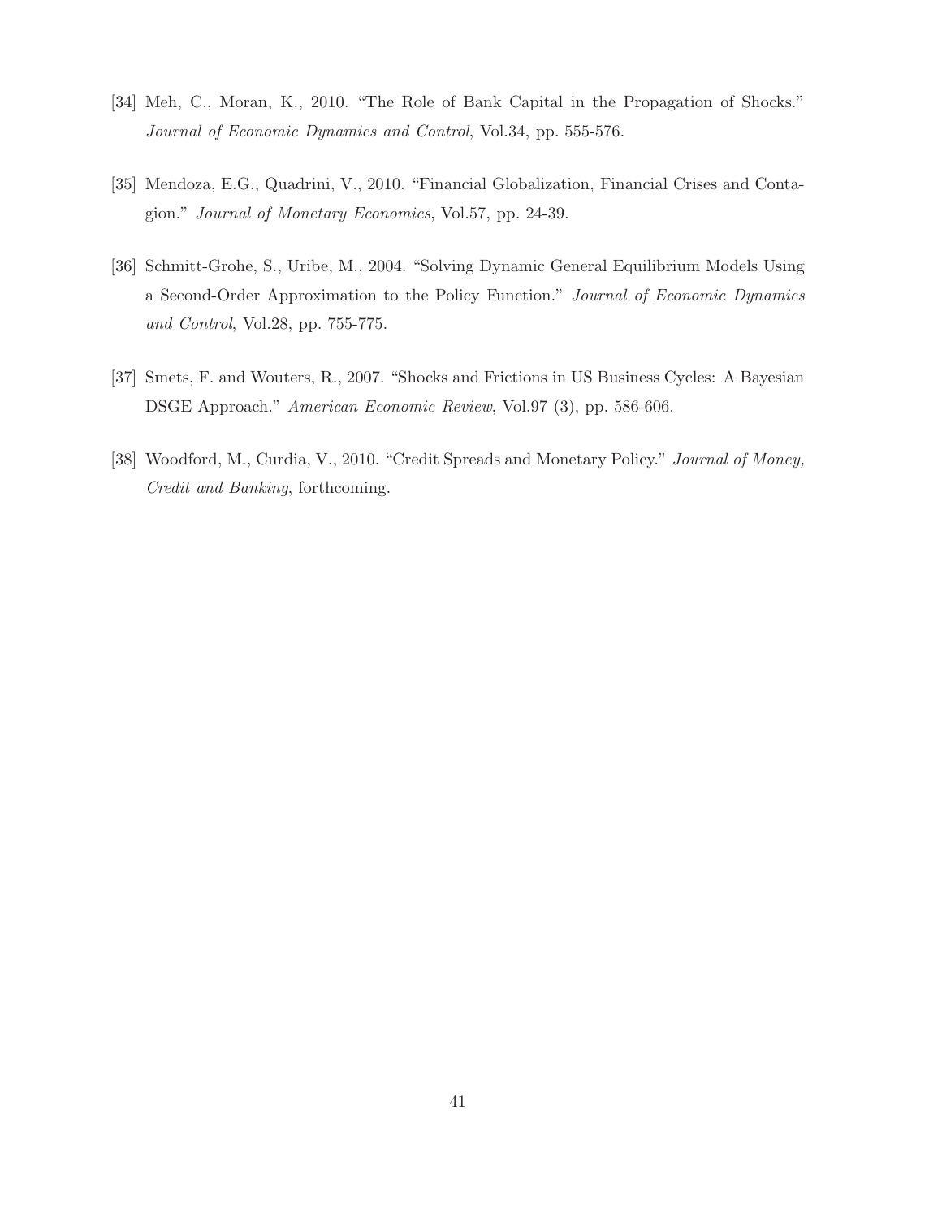[34] Meh, C., Moran, K., 2010. "The Role of Bank Capital in the Propagation of Shocks." *Journal of Economic Dynamics and Control*, Vol.34, pp. 555-576.

[35] Mendoza, E.G., Quadrini, V., 2010. "Financial Globalization, Financial Crises and Contagion." *Journal of Monetary Economics*, Vol.57, pp. 24-39.

[36] Schmitt-Grohe, S., Uribe, M., 2004. "Solving Dynamic General Equilibrium Models Using a Second-Order Approximation to the Policy Function." *Journal of Economic Dynamics and Control*, Vol.28, pp. 755-775.

[37] Smets, F. and Wouters, R., 2007. "Shocks and Frictions in US Business Cycles: A Bayesian DSGE Approach." *American Economic Review*, Vol.97 (3), pp. 586-606.

[38] Woodford, M., Curdia, V., 2010. "Credit Spreads and Monetary Policy." *Journal of Money, Credit and Banking*, forthcoming.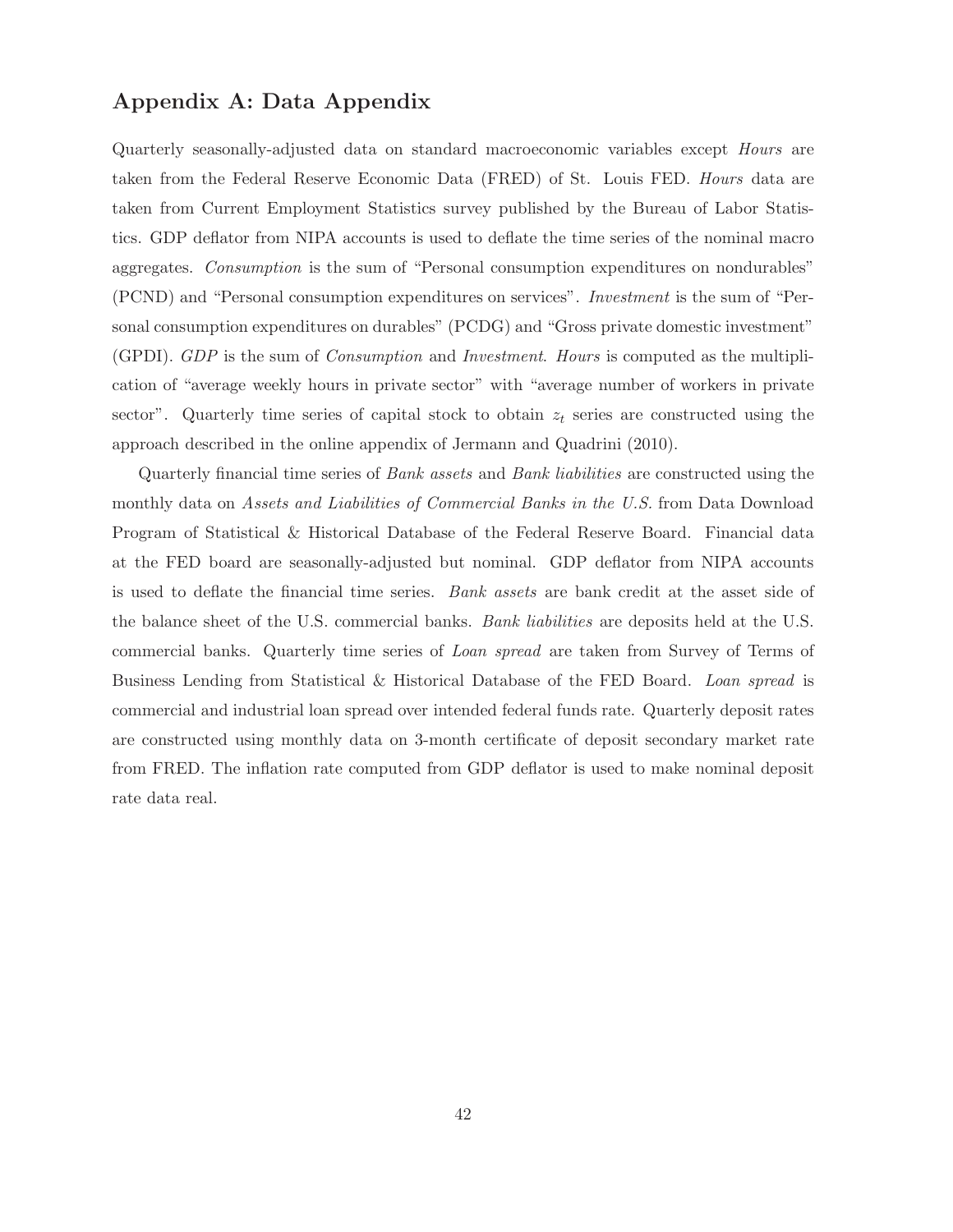## Appendix A: Data Appendix

Quarterly seasonally-adjusted data on standard macroeconomic variables except *Hours* are taken from the Federal Reserve Economic Data (FRED) of St. Louis FED. *Hours* data are taken from Current Employment Statistics survey published by the Bureau of Labor Statistics. GDP deflator from NIPA accounts is used to deflate the time series of the nominal macro aggregates. *Consumption* is the sum of "Personal consumption expenditures on nondurables" (PCND) and "Personal consumption expenditures on services". *Investment* is the sum of "Personal consumption expenditures on durables" (PCDG) and "Gross private domestic investment" (GPDI). *GDP* is the sum of *Consumption* and *Investment*. *Hours* is computed as the multiplication of "average weekly hours in private sector" with "average number of workers in private sector". Quarterly time series of capital stock to obtain $z_t$ series are constructed using the approach described in the online appendix of Jermann and Quadrini (2010).

Quarterly financial time series of *Bank assets* and *Bank liabilities* are constructed using the monthly data on *Assets and Liabilities of Commercial Banks in the U.S.* from Data Download Program of Statistical & Historical Database of the Federal Reserve Board. Financial data at the FED board are seasonally-adjusted but nominal. GDP deflator from NIPA accounts is used to deflate the financial time series. *Bank assets* are bank credit at the asset side of the balance sheet of the U.S. commercial banks. *Bank liabilities* are deposits held at the U.S. commercial banks. Quarterly time series of *Loan spread* are taken from Survey of Terms of Business Lending from Statistical & Historical Database of the FED Board. *Loan spread* is commercial and industrial loan spread over intended federal funds rate. Quarterly deposit rates are constructed using monthly data on 3-month certificate of deposit secondary market rate from FRED. The inflation rate computed from GDP deflator is used to make nominal deposit rate data real.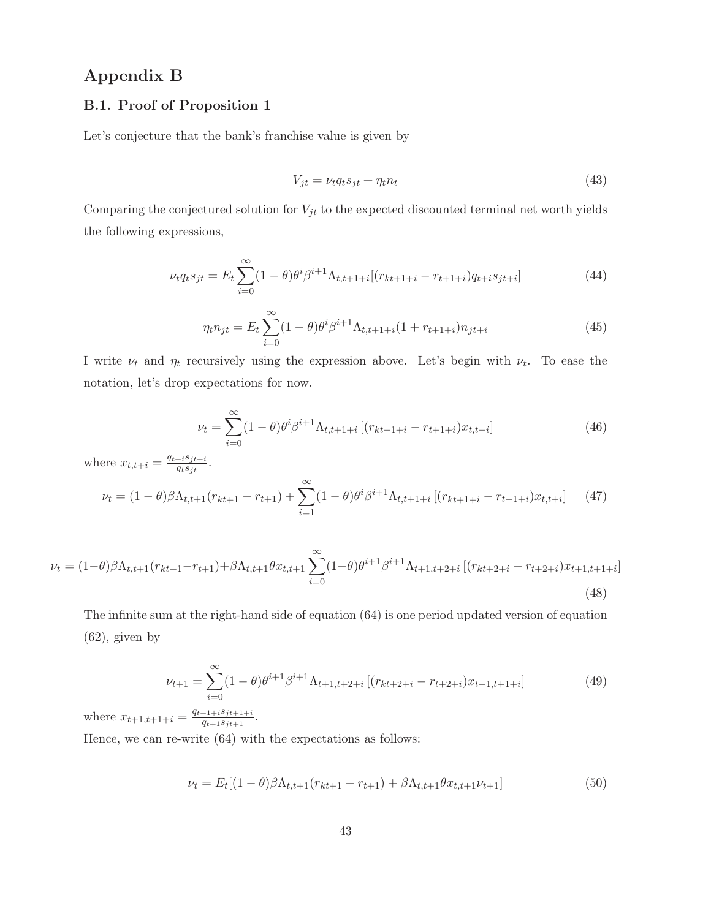# Appendix B

## B.1. Proof of Proposition 1

Let's conjecture that the bank's franchise value is given by

$$V_{jt} = \nu_t q_t s_{jt} + \eta_t n_t \tag{43}$$

Comparing the conjectured solution for $V_{jt}$ to the expected discounted terminal net worth yields the following expressions,

$$\nu_t q_t s_{jt} = E_t \sum_{i=0}^{\infty} (1-\theta)\theta^i \beta^{i+1} \Lambda_{t,t+1+i} [(r_{kt+1+i} - r_{t+1+i}) q_{t+i} s_{jt+i}] \tag{44}$$

$$\eta_t n_{jt} = E_t \sum_{i=0}^{\infty} (1-\theta)\theta^i \beta^{i+1} \Lambda_{t,t+1+i} (1 + r_{t+1+i}) n_{jt+i} \tag{45}$$

I write $\nu_t$ and $\eta_t$ recursively using the expression above. Let's begin with $\nu_t$. To ease the notation, let's drop expectations for now.

$$\nu_t = \sum_{i=0}^{\infty} (1-\theta)\theta^i \beta^{i+1} \Lambda_{t,t+1+i} \left[ (r_{kt+1+i} - r_{t+1+i}) x_{t,t+i} \right] \tag{46}$$

where $x_{t,t+i} = \frac{q_{t+i} s_{jt+i}}{q_t s_{jt}}$.

$$\nu_t = (1-\theta)\beta \Lambda_{t,t+1} (r_{kt+1} - r_{t+1}) + \sum_{i=1}^{\infty} (1-\theta)\theta^i \beta^{i+1} \Lambda_{t,t+1+i} \left[ (r_{kt+1+i} - r_{t+1+i}) x_{t,t+i} \right] \tag{47}$$

$$\nu_t = (1-\theta)\beta \Lambda_{t,t+1} (r_{kt+1} - r_{t+1}) + \beta \Lambda_{t,t+1} \theta x_{t,t+1} \sum_{i=0}^{\infty} (1-\theta)\theta^{i+1} \beta^{i+1} \Lambda_{t+1,t+2+i} \left[ (r_{kt+2+i} - r_{t+2+i}) x_{t+1,t+1+i} \right] \tag{48}$$

The infinite sum at the right-hand side of equation (64) is one period updated version of equation (62), given by

$$\nu_{t+1} = \sum_{i=0}^{\infty} (1-\theta)\theta^{i+1} \beta^{i+1} \Lambda_{t+1,t+2+i} \left[ (r_{kt+2+i} - r_{t+2+i}) x_{t+1,t+1+i} \right] \tag{49}$$

where $x_{t+1,t+1+i} = \frac{q_{t+1+i} s_{jt+1+i}}{q_{t+1} s_{jt+1}}$.

Hence, we can re-write (64) with the expectations as follows:

$$\nu_t = E_t [(1-\theta)\beta \Lambda_{t,t+1} (r_{kt+1} - r_{t+1}) + \beta \Lambda_{t,t+1} \theta x_{t,t+1} \nu_{t+1}] \tag{50}$$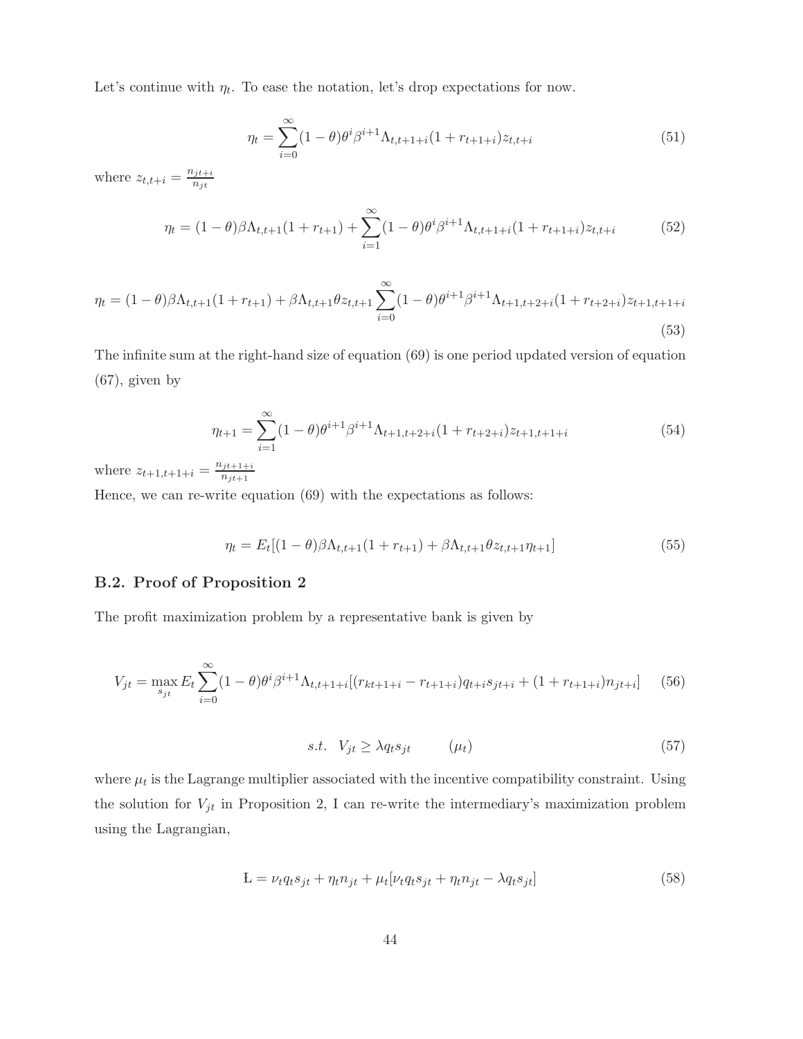Let's continue with $\eta_t$. To ease the notation, let's drop expectations for now.

$$\eta_t = \sum_{i=0}^{\infty}(1-\theta)\theta^i\beta^{i+1}\Lambda_{t,t+1+i}(1+r_{t+1+i})z_{t,t+i} \tag{51}$$

where $z_{t,t+i} = \frac{n_{jt+i}}{n_{jt}}$

$$\eta_t = (1-\theta)\beta\Lambda_{t,t+1}(1+r_{t+1}) + \sum_{i=1}^{\infty}(1-\theta)\theta^i\beta^{i+1}\Lambda_{t,t+1+i}(1+r_{t+1+i})z_{t,t+i} \tag{52}$$

$$\eta_t = (1-\theta)\beta\Lambda_{t,t+1}(1+r_{t+1}) + \beta\Lambda_{t,t+1}\theta z_{t,t+1}\sum_{i=0}^{\infty}(1-\theta)\theta^{i+1}\beta^{i+1}\Lambda_{t+1,t+2+i}(1+r_{t+2+i})z_{t+1,t+1+i} \tag{53}$$

The infinite sum at the right-hand size of equation (69) is one period updated version of equation (67), given by

$$\eta_{t+1} = \sum_{i=1}^{\infty}(1-\theta)\theta^{i+1}\beta^{i+1}\Lambda_{t+1,t+2+i}(1+r_{t+2+i})z_{t+1,t+1+i} \tag{54}$$

where $z_{t+1,t+1+i} = \frac{n_{jt+1+i}}{n_{jt+1}}$

Hence, we can re-write equation (69) with the expectations as follows:

$$\eta_t = E_t[(1-\theta)\beta\Lambda_{t,t+1}(1+r_{t+1}) + \beta\Lambda_{t,t+1}\theta z_{t,t+1}\eta_{t+1}] \tag{55}$$

### B.2. Proof of Proposition 2

The profit maximization problem by a representative bank is given by

$$V_{jt} = \max_{s_{jt}} E_t \sum_{i=0}^{\infty}(1-\theta)\theta^i\beta^{i+1}\Lambda_{t,t+1+i}[(r_{kt+1+i} - r_{t+1+i})q_{t+i}s_{jt+i} + (1+r_{t+1+i})n_{jt+i}] \tag{56}$$

$$s.t. \quad V_{jt} \geq \lambda q_t s_{jt} \qquad (\mu_t) \tag{57}$$

where $\mu_t$ is the Lagrange multiplier associated with the incentive compatibility constraint. Using the solution for $V_{jt}$ in Proposition 2, I can re-write the intermediary's maximization problem using the Lagrangian,

$$\text{Ł} = \nu_t q_t s_{jt} + \eta_t n_{jt} + \mu_t[\nu_t q_t s_{jt} + \eta_t n_{jt} - \lambda q_t s_{jt}] \tag{58}$$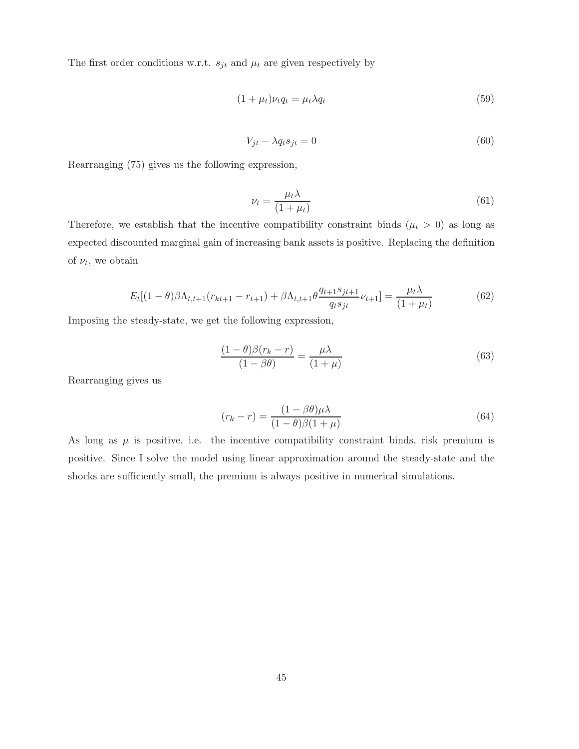The first order conditions w.r.t. $s_{jt}$ and $\mu_t$ are given respectively by

$$(1+\mu_t)\nu_t q_t = \mu_t \lambda q_t \tag{59}$$

$$V_{jt} - \lambda q_t s_{jt} = 0 \tag{60}$$

Rearranging (75) gives us the following expression,

$$\nu_t = \frac{\mu_t \lambda}{(1+\mu_t)} \tag{61}$$

Therefore, we establish that the incentive compatibility constraint binds ($\mu_t > 0$) as long as expected discounted marginal gain of increasing bank assets is positive. Replacing the definition of $\nu_t$, we obtain

$$E_t[(1-\theta)\beta\Lambda_{t,t+1}(r_{kt+1} - r_{t+1}) + \beta\Lambda_{t,t+1}\theta\frac{q_{t+1}s_{jt+1}}{q_t s_{jt}}\nu_{t+1}] = \frac{\mu_t \lambda}{(1+\mu_t)} \tag{62}$$

Imposing the steady-state, we get the following expression,

$$\frac{(1-\theta)\beta(r_k - r)}{(1-\beta\theta)} = \frac{\mu\lambda}{(1+\mu)} \tag{63}$$

Rearranging gives us

$$(r_k - r) = \frac{(1-\beta\theta)\mu\lambda}{(1-\theta)\beta(1+\mu)} \tag{64}$$

As long as $\mu$ is positive, i.e. the incentive compatibility constraint binds, risk premium is positive. Since I solve the model using linear approximation around the steady-state and the shocks are sufficiently small, the premium is always positive in numerical simulations.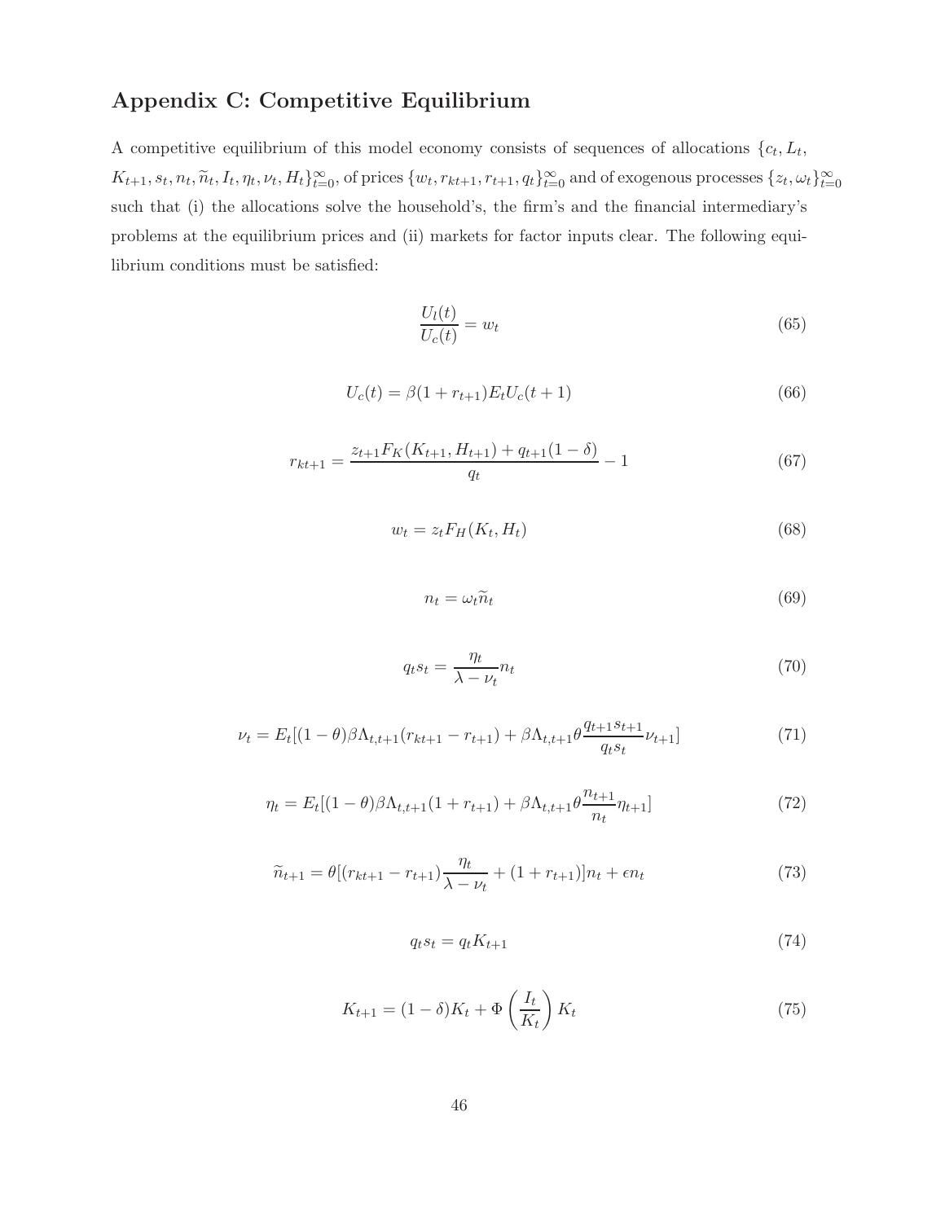## Appendix C: Competitive Equilibrium

A competitive equilibrium of this model economy consists of sequences of allocations $\{c_t, L_t, K_{t+1}, s_t, n_t, \widetilde{n}_t, I_t, \eta_t, \nu_t, H_t\}_{t=0}^{\infty}$, of prices $\{w_t, r_{kt+1}, r_{t+1}, q_t\}_{t=0}^{\infty}$ and of exogenous processes $\{z_t, \omega_t\}_{t=0}^{\infty}$ such that (i) the allocations solve the household's, the firm's and the financial intermediary's problems at the equilibrium prices and (ii) markets for factor inputs clear. The following equilibrium conditions must be satisfied:

$$\frac{U_l(t)}{U_c(t)} = w_t \tag{65}$$

$$U_c(t) = \beta(1 + r_{t+1})E_t U_c(t+1) \tag{66}$$

$$r_{kt+1} = \frac{z_{t+1}F_K(K_{t+1}, H_{t+1}) + q_{t+1}(1-\delta)}{q_t} - 1 \tag{67}$$

$$w_t = z_t F_H(K_t, H_t) \tag{68}$$

$$n_t = \omega_t \widetilde{n}_t \tag{69}$$

$$q_t s_t = \frac{\eta_t}{\lambda - \nu_t} n_t \tag{70}$$

$$\nu_t = E_t[(1-\theta)\beta\Lambda_{t,t+1}(r_{kt+1} - r_{t+1}) + \beta\Lambda_{t,t+1}\theta\frac{q_{t+1}s_{t+1}}{q_t s_t}\nu_{t+1}] \tag{71}$$

$$\eta_t = E_t[(1-\theta)\beta\Lambda_{t,t+1}(1 + r_{t+1}) + \beta\Lambda_{t,t+1}\theta\frac{n_{t+1}}{n_t}\eta_{t+1}] \tag{72}$$

$$\widetilde{n}_{t+1} = \theta[(r_{kt+1} - r_{t+1})\frac{\eta_t}{\lambda - \nu_t} + (1 + r_{t+1})]n_t + \epsilon n_t \tag{73}$$

$$q_t s_t = q_t K_{t+1} \tag{74}$$

$$K_{t+1} = (1-\delta)K_t + \Phi\left(\frac{I_t}{K_t}\right)K_t \tag{75}$$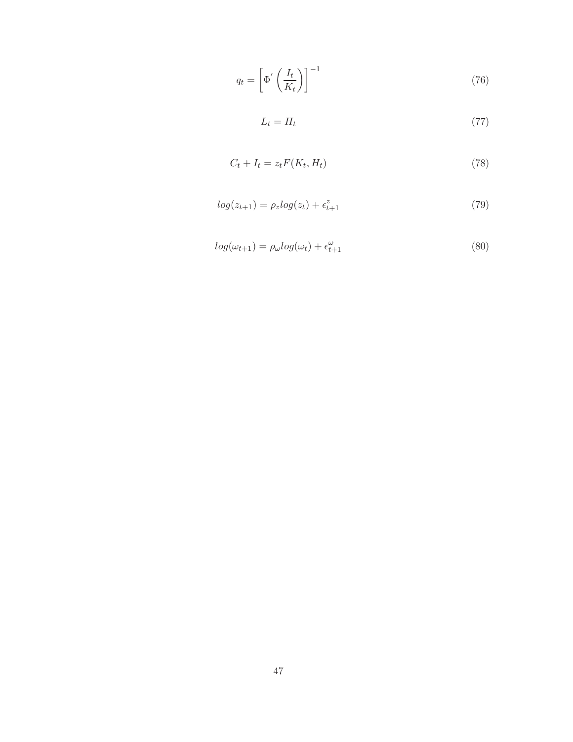$$q_t = \left[\Phi^{'}\left(\frac{I_t}{K_t}\right)\right]^{-1} \tag{76}$$

$$L_t = H_t \tag{77}$$

$$C_t + I_t = z_t F(K_t, H_t) \tag{78}$$

$$log(z_{t+1}) = \rho_z log(z_t) + \epsilon^z_{t+1} \tag{79}$$

$$log(\omega_{t+1}) = \rho_\omega log(\omega_t) + \epsilon^\omega_{t+1} \tag{80}$$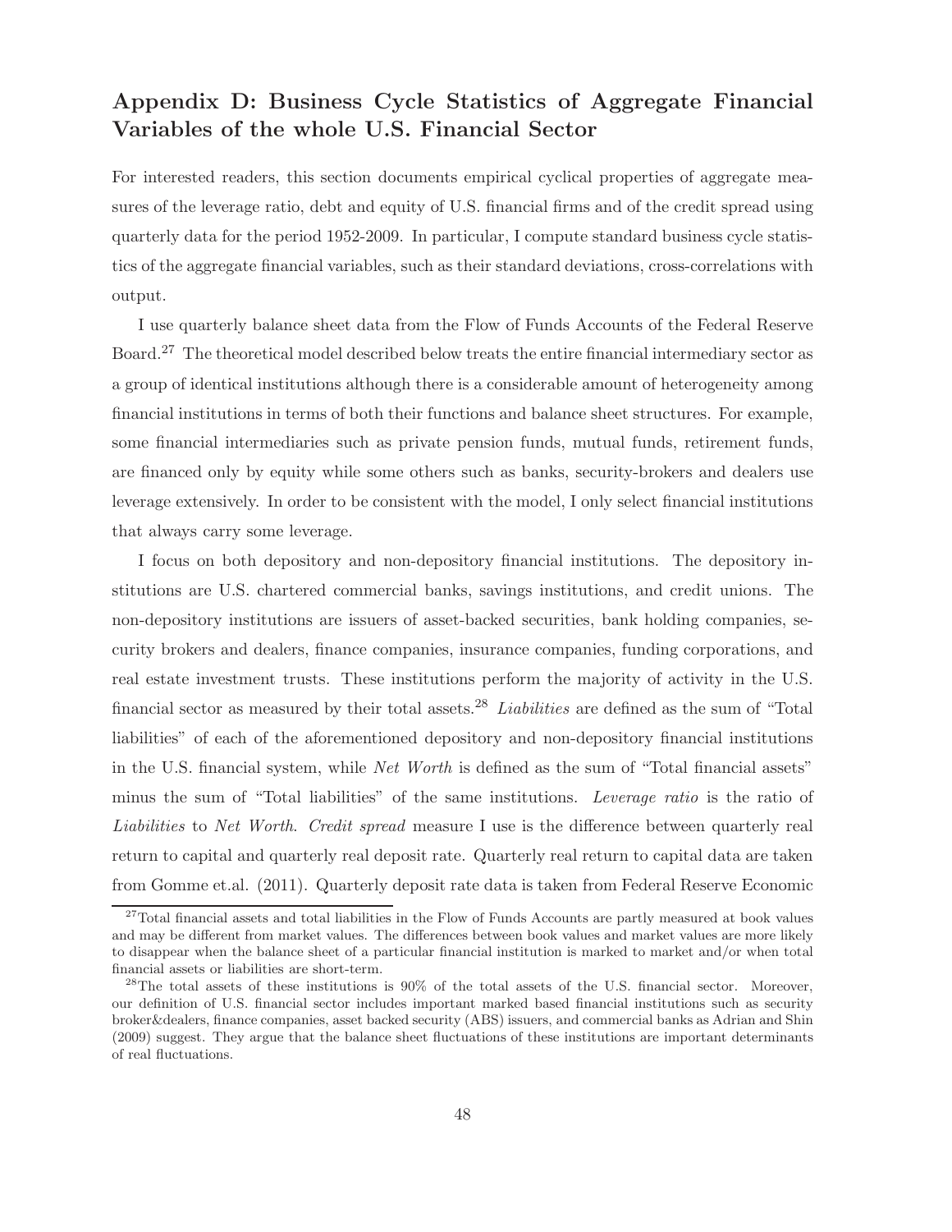## Appendix D: Business Cycle Statistics of Aggregate Financial Variables of the whole U.S. Financial Sector

For interested readers, this section documents empirical cyclical properties of aggregate measures of the leverage ratio, debt and equity of U.S. financial firms and of the credit spread using quarterly data for the period 1952-2009. In particular, I compute standard business cycle statistics of the aggregate financial variables, such as their standard deviations, cross-correlations with output.

I use quarterly balance sheet data from the Flow of Funds Accounts of the Federal Reserve Board.[27] The theoretical model described below treats the entire financial intermediary sector as a group of identical institutions although there is a considerable amount of heterogeneity among financial institutions in terms of both their functions and balance sheet structures. For example, some financial intermediaries such as private pension funds, mutual funds, retirement funds, are financed only by equity while some others such as banks, security-brokers and dealers use leverage extensively. In order to be consistent with the model, I only select financial institutions that always carry some leverage.

I focus on both depository and non-depository financial institutions. The depository institutions are U.S. chartered commercial banks, savings institutions, and credit unions. The non-depository institutions are issuers of asset-backed securities, bank holding companies, security brokers and dealers, finance companies, insurance companies, funding corporations, and real estate investment trusts. These institutions perform the majority of activity in the U.S. financial sector as measured by their total assets.[28] *Liabilities* are defined as the sum of "Total liabilities" of each of the aforementioned depository and non-depository financial institutions in the U.S. financial system, while *Net Worth* is defined as the sum of "Total financial assets" minus the sum of "Total liabilities" of the same institutions. *Leverage ratio* is the ratio of *Liabilities* to *Net Worth*. *Credit spread* measure I use is the difference between quarterly real return to capital and quarterly real deposit rate. Quarterly real return to capital data are taken from Gomme et.al. (2011). Quarterly deposit rate data is taken from Federal Reserve Economic

[27] Total financial assets and total liabilities in the Flow of Funds Accounts are partly measured at book values and may be different from market values. The differences between book values and market values are more likely to disappear when the balance sheet of a particular financial institution is marked to market and/or when total financial assets or liabilities are short-term.

[28] The total assets of these institutions is 90% of the total assets of the U.S. financial sector. Moreover, our definition of U.S. financial sector includes important marked based financial institutions such as security broker&dealers, finance companies, asset backed security (ABS) issuers, and commercial banks as Adrian and Shin (2009) suggest. They argue that the balance sheet fluctuations of these institutions are important determinants of real fluctuations.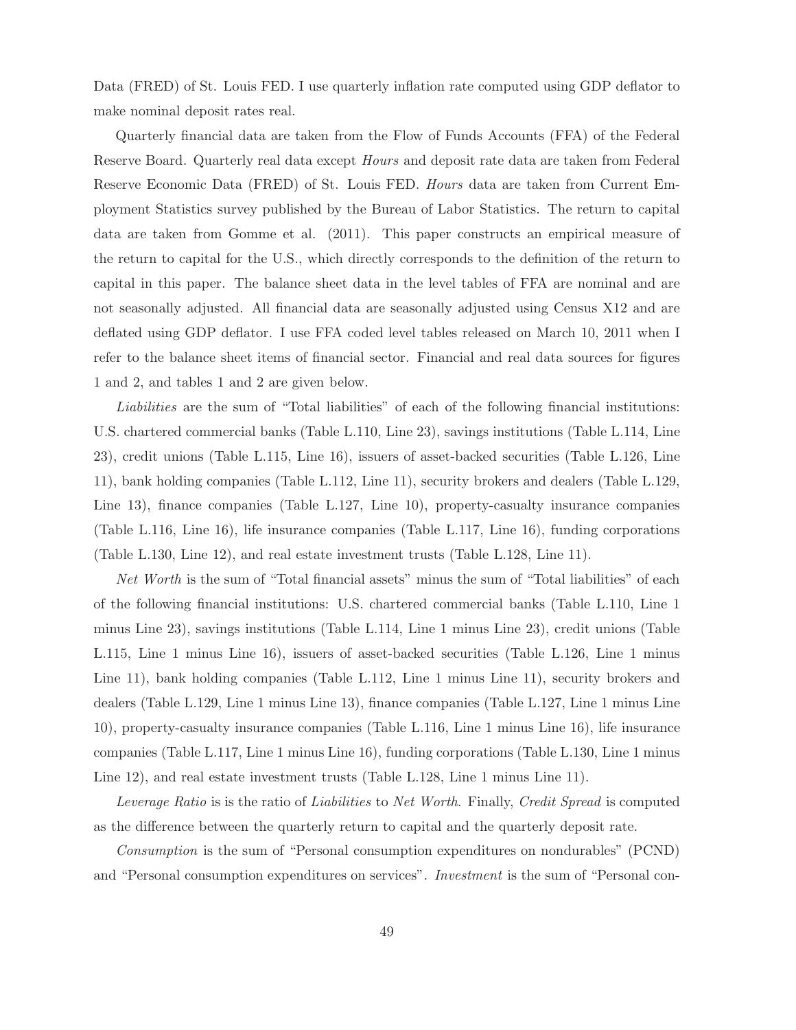Data (FRED) of St. Louis FED. I use quarterly inflation rate computed using GDP deflator to make nominal deposit rates real.

Quarterly financial data are taken from the Flow of Funds Accounts (FFA) of the Federal Reserve Board. Quarterly real data except *Hours* and deposit rate data are taken from Federal Reserve Economic Data (FRED) of St. Louis FED. *Hours* data are taken from Current Employment Statistics survey published by the Bureau of Labor Statistics. The return to capital data are taken from Gomme et al. (2011). This paper constructs an empirical measure of the return to capital for the U.S., which directly corresponds to the definition of the return to capital in this paper. The balance sheet data in the level tables of FFA are nominal and are not seasonally adjusted. All financial data are seasonally adjusted using Census X12 and are deflated using GDP deflator. I use FFA coded level tables released on March 10, 2011 when I refer to the balance sheet items of financial sector. Financial and real data sources for figures 1 and 2, and tables 1 and 2 are given below.

*Liabilities* are the sum of "Total liabilities" of each of the following financial institutions: U.S. chartered commercial banks (Table L.110, Line 23), savings institutions (Table L.114, Line 23), credit unions (Table L.115, Line 16), issuers of asset-backed securities (Table L.126, Line 11), bank holding companies (Table L.112, Line 11), security brokers and dealers (Table L.129, Line 13), finance companies (Table L.127, Line 10), property-casualty insurance companies (Table L.116, Line 16), life insurance companies (Table L.117, Line 16), funding corporations (Table L.130, Line 12), and real estate investment trusts (Table L.128, Line 11).

*Net Worth* is the sum of "Total financial assets" minus the sum of "Total liabilities" of each of the following financial institutions: U.S. chartered commercial banks (Table L.110, Line 1 minus Line 23), savings institutions (Table L.114, Line 1 minus Line 23), credit unions (Table L.115, Line 1 minus Line 16), issuers of asset-backed securities (Table L.126, Line 1 minus Line 11), bank holding companies (Table L.112, Line 1 minus Line 11), security brokers and dealers (Table L.129, Line 1 minus Line 13), finance companies (Table L.127, Line 1 minus Line 10), property-casualty insurance companies (Table L.116, Line 1 minus Line 16), life insurance companies (Table L.117, Line 1 minus Line 16), funding corporations (Table L.130, Line 1 minus Line 12), and real estate investment trusts (Table L.128, Line 1 minus Line 11).

*Leverage Ratio* is is the ratio of *Liabilities* to *Net Worth*. Finally, *Credit Spread* is computed as the difference between the quarterly return to capital and the quarterly deposit rate.

*Consumption* is the sum of "Personal consumption expenditures on nondurables" (PCND) and "Personal consumption expenditures on services". *Investment* is the sum of "Personal con-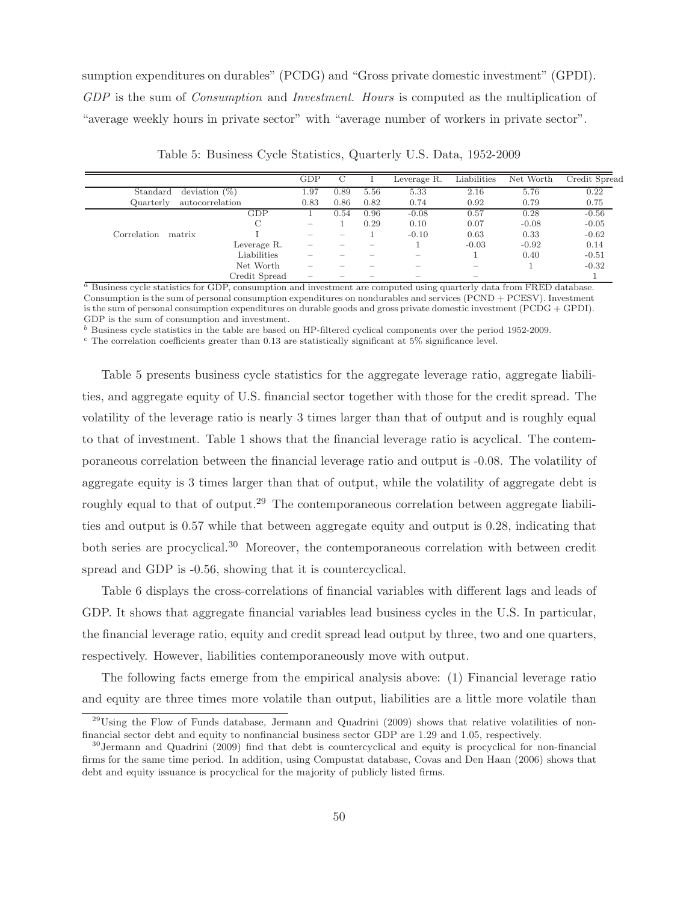sumption expenditures on durables" (PCDG) and "Gross private domestic investment" (GPDI). *GDP* is the sum of *Consumption* and *Investment*. *Hours* is computed as the multiplication of "average weekly hours in private sector" with "average number of workers in private sector".

Table 5: Business Cycle Statistics, Quarterly U.S. Data, 1952-2009

| | | GDP | C | I | Leverage R. | Liabilities | Net Worth | Credit Spread |
|---|---|---|---|---|---|---|---|---|
| Standard deviation (%) | | 1.97 | 0.89 | 5.56 | 5.33 | 2.16 | 5.76 | 0.22 |
| Quarterly autocorrelation | | 0.83 | 0.86 | 0.82 | 0.74 | 0.92 | 0.79 | 0.75 |
| Correlation matrix | GDP | 1 | 0.54 | 0.96 | -0.08 | 0.57 | 0.28 | -0.56 |
| | C | – | 1 | 0.29 | 0.10 | 0.07 | -0.08 | -0.05 |
| | I | – | – | 1 | -0.10 | 0.63 | 0.33 | -0.62 |
| | Leverage R. | – | – | – | 1 | -0.03 | -0.92 | 0.14 |
| | Liabilities | – | – | – | – | 1 | 0.40 | -0.51 |
| | Net Worth | – | – | – | – | – | 1 | -0.32 |
| | Credit Spread | – | – | – | – | – | | 1 |

[a] Business cycle statistics for GDP, consumption and investment are computed using quarterly data from FRED database. Consumption is the sum of personal consumption expenditures on nondurables and services (PCND + PCESV). Investment is the sum of personal consumption expenditures on durable goods and gross private domestic investment (PCDG + GPDI). GDP is the sum of consumption and investment.

[b] Business cycle statistics in the table are based on HP-filtered cyclical components over the period 1952-2009.

[c] The correlation coefficients greater than 0.13 are statistically significant at 5% significance level.

Table 5 presents business cycle statistics for the aggregate leverage ratio, aggregate liabilities, and aggregate equity of U.S. financial sector together with those for the credit spread. The volatility of the leverage ratio is nearly 3 times larger than that of output and is roughly equal to that of investment. Table 1 shows that the financial leverage ratio is acyclical. The contemporaneous correlation between the financial leverage ratio and output is -0.08. The volatility of aggregate equity is 3 times larger than that of output, while the volatility of aggregate debt is roughly equal to that of output.[29] The contemporaneous correlation between aggregate liabilities and output is 0.57 while that between aggregate equity and output is 0.28, indicating that both series are procyclical.[30] Moreover, the contemporaneous correlation with between credit spread and GDP is -0.56, showing that it is countercyclical.

Table 6 displays the cross-correlations of financial variables with different lags and leads of GDP. It shows that aggregate financial variables lead business cycles in the U.S. In particular, the financial leverage ratio, equity and credit spread lead output by three, two and one quarters, respectively. However, liabilities contemporaneously move with output.

The following facts emerge from the empirical analysis above: (1) Financial leverage ratio and equity are three times more volatile than output, liabilities are a little more volatile than

[29] Using the Flow of Funds database, Jermann and Quadrini (2009) shows that relative volatilities of nonfinancial sector debt and equity to nonfinancial business sector GDP are 1.29 and 1.05, respectively.

[30] Jermann and Quadrini (2009) find that debt is countercyclical and equity is procyclical for non-financial firms for the same time period. In addition, using Compustat database, Covas and Den Haan (2006) shows that debt and equity issuance is procyclical for the majority of publicly listed firms.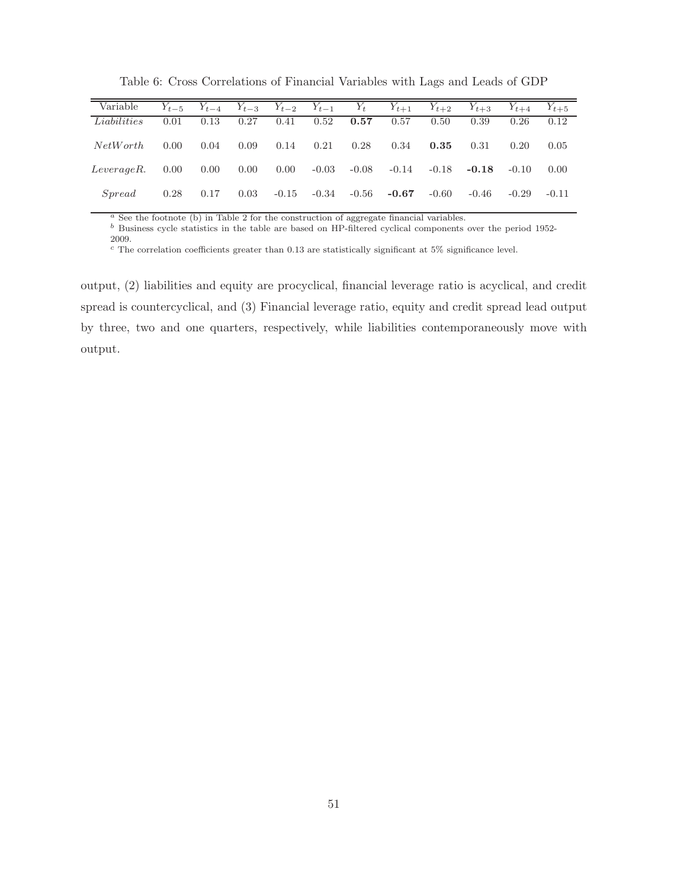Table 6: Cross Correlations of Financial Variables with Lags and Leads of GDP

| Variable | $Y_{t-5}$ | $Y_{t-4}$ | $Y_{t-3}$ | $Y_{t-2}$ | $Y_{t-1}$ | $Y_t$ | $Y_{t+1}$ | $Y_{t+2}$ | $Y_{t+3}$ | $Y_{t+4}$ | $Y_{t+5}$ |
|---|---|---|---|---|---|---|---|---|---|---|---|
| *Liabilities* | 0.01 | 0.13 | 0.27 | 0.41 | 0.52 | **0.57** | 0.57 | 0.50 | 0.39 | 0.26 | 0.12 |
| *NetWorth* | 0.00 | 0.04 | 0.09 | 0.14 | 0.21 | 0.28 | 0.34 | **0.35** | 0.31 | 0.20 | 0.05 |
| *LeverageR.* | 0.00 | 0.00 | 0.00 | 0.00 | -0.03 | -0.08 | -0.14 | -0.18 | **-0.18** | -0.10 | 0.00 |
| *Spread* | 0.28 | 0.17 | 0.03 | -0.15 | -0.34 | -0.56 | **-0.67** | -0.60 | -0.46 | -0.29 | -0.11 |

[a] See the footnote (b) in Table 2 for the construction of aggregate financial variables.
[b] Business cycle statistics in the table are based on HP-filtered cyclical components over the period 1952-2009.
[c] The correlation coefficients greater than 0.13 are statistically significant at 5% significance level.

output, (2) liabilities and equity are procyclical, financial leverage ratio is acyclical, and credit spread is countercyclical, and (3) Financial leverage ratio, equity and credit spread lead output by three, two and one quarters, respectively, while liabilities contemporaneously move with output.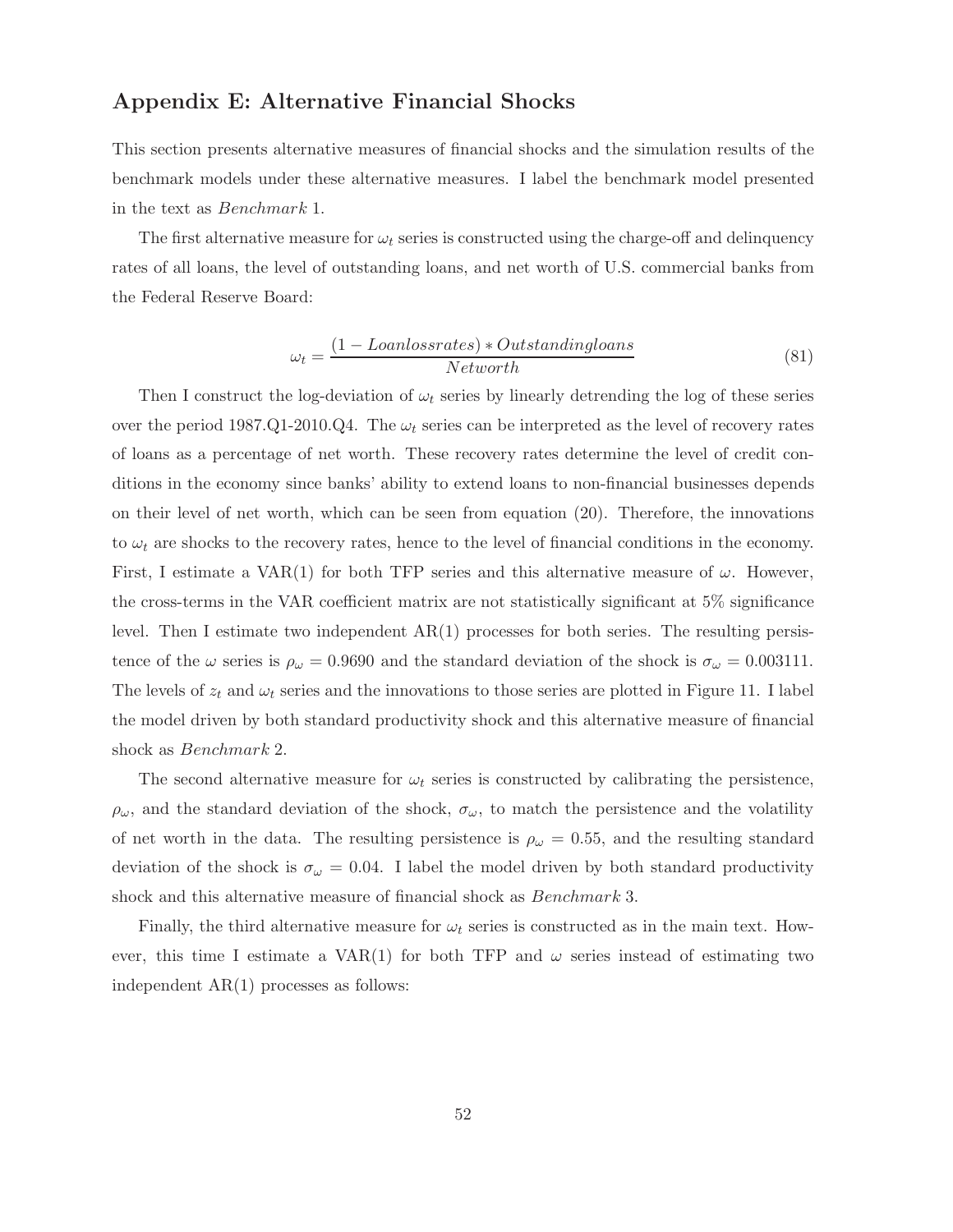## Appendix E: Alternative Financial Shocks

This section presents alternative measures of financial shocks and the simulation results of the benchmark models under these alternative measures. I label the benchmark model presented in the text as *Benchmark* 1.

The first alternative measure for $\omega_t$ series is constructed using the charge-off and delinquency rates of all loans, the level of outstanding loans, and net worth of U.S. commercial banks from the Federal Reserve Board:

$$\omega_t = \frac{(1 - Loanlossrates) * Outstandingloans}{Networth} \tag{81}$$

Then I construct the log-deviation of $\omega_t$ series by linearly detrending the log of these series over the period 1987.Q1-2010.Q4. The $\omega_t$ series can be interpreted as the level of recovery rates of loans as a percentage of net worth. These recovery rates determine the level of credit conditions in the economy since banks' ability to extend loans to non-financial businesses depends on their level of net worth, which can be seen from equation (20). Therefore, the innovations to $\omega_t$ are shocks to the recovery rates, hence to the level of financial conditions in the economy. First, I estimate a VAR(1) for both TFP series and this alternative measure of $\omega$. However, the cross-terms in the VAR coefficient matrix are not statistically significant at 5% significance level. Then I estimate two independent AR(1) processes for both series. The resulting persistence of the $\omega$ series is $\rho_\omega = 0.9690$ and the standard deviation of the shock is $\sigma_\omega = 0.003111$. The levels of $z_t$ and $\omega_t$ series and the innovations to those series are plotted in Figure 11. I label the model driven by both standard productivity shock and this alternative measure of financial shock as *Benchmark* 2.

The second alternative measure for $\omega_t$ series is constructed by calibrating the persistence, $\rho_\omega$, and the standard deviation of the shock, $\sigma_\omega$, to match the persistence and the volatility of net worth in the data. The resulting persistence is $\rho_\omega = 0.55$, and the resulting standard deviation of the shock is $\sigma_\omega = 0.04$. I label the model driven by both standard productivity shock and this alternative measure of financial shock as *Benchmark* 3.

Finally, the third alternative measure for $\omega_t$ series is constructed as in the main text. However, this time I estimate a VAR(1) for both TFP and $\omega$ series instead of estimating two independent AR(1) processes as follows: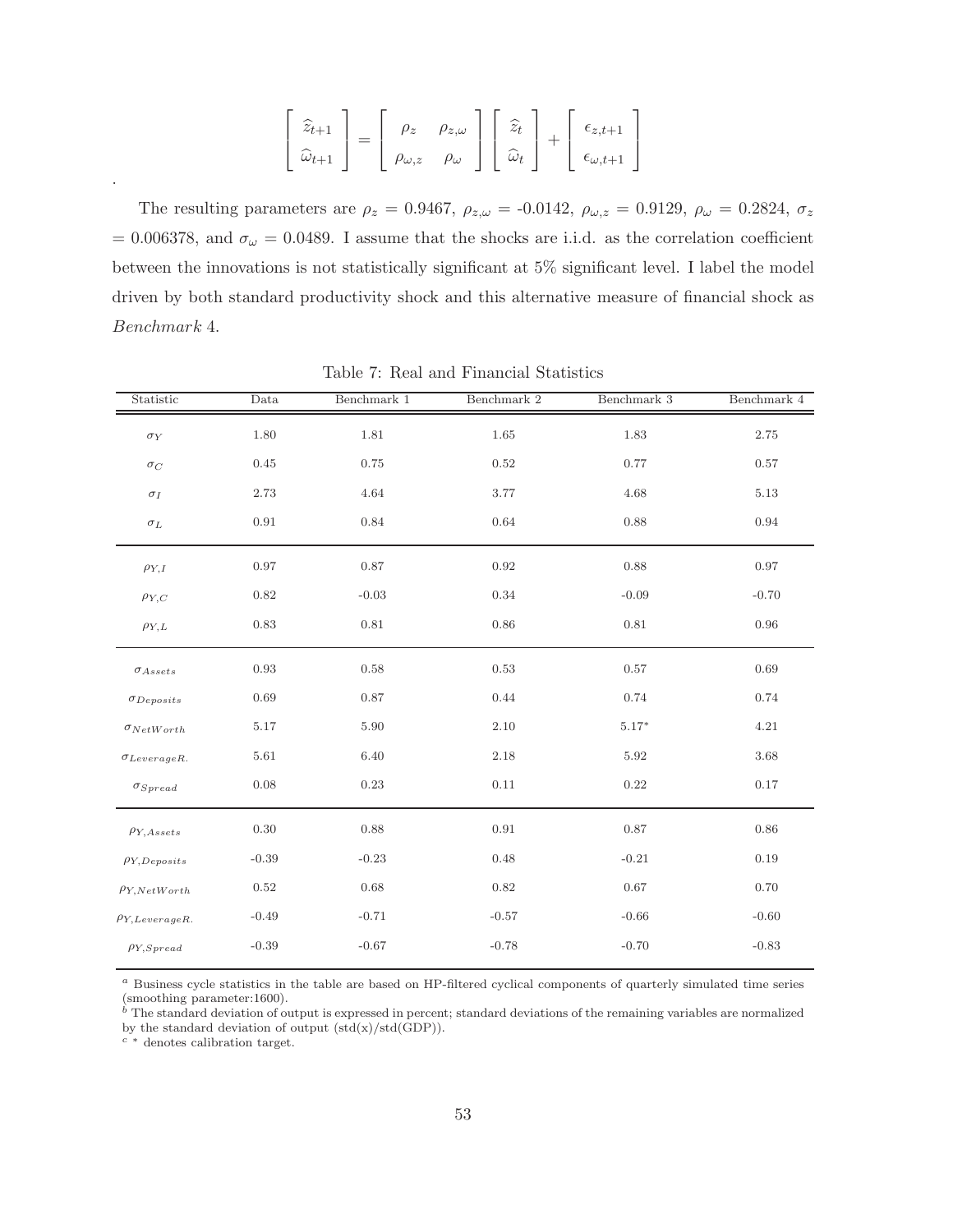$$
\begin{bmatrix} \widehat{z}_{t+1} \\ \widehat{\omega}_{t+1} \end{bmatrix} = \begin{bmatrix} \rho_z & \rho_{z,\omega} \\ \rho_{\omega,z} & \rho_\omega \end{bmatrix} \begin{bmatrix} \widehat{z}_t \\ \widehat{\omega}_t \end{bmatrix} + \begin{bmatrix} \epsilon_{z,t+1} \\ \epsilon_{\omega,t+1} \end{bmatrix}
$$

.

The resulting parameters are $\rho_z$ = 0.9467, $\rho_{z,\omega}$ = -0.0142, $\rho_{\omega,z}$ = 0.9129, $\rho_\omega$ = 0.2824, $\sigma_z$ = 0.006378, and $\sigma_\omega$ = 0.0489. I assume that the shocks are i.i.d. as the correlation coefficient between the innovations is not statistically significant at 5% significant level. I label the model driven by both standard productivity shock and this alternative measure of financial shock as *Benchmark* 4.

Table 7: Real and Financial Statistics

| Statistic | Data | Benchmark 1 | Benchmark 2 | Benchmark 3 | Benchmark 4 |
|---|---|---|---|---|---|
| $\sigma_Y$ | 1.80 | 1.81 | 1.65 | 1.83 | 2.75 |
| $\sigma_C$ | 0.45 | 0.75 | 0.52 | 0.77 | 0.57 |
| $\sigma_I$ | 2.73 | 4.64 | 3.77 | 4.68 | 5.13 |
| $\sigma_L$ | 0.91 | 0.84 | 0.64 | 0.88 | 0.94 |
| $\rho_{Y,I}$ | 0.97 | 0.87 | 0.92 | 0.88 | 0.97 |
| $\rho_{Y,C}$ | 0.82 | -0.03 | 0.34 | -0.09 | -0.70 |
| $\rho_{Y,L}$ | 0.83 | 0.81 | 0.86 | 0.81 | 0.96 |
| $\sigma_{Assets}$ | 0.93 | 0.58 | 0.53 | 0.57 | 0.69 |
| $\sigma_{Deposits}$ | 0.69 | 0.87 | 0.44 | 0.74 | 0.74 |
| $\sigma_{NetWorth}$ | 5.17 | 5.90 | 2.10 | 5.17* | 4.21 |
| $\sigma_{LeverageR.}$ | 5.61 | 6.40 | 2.18 | 5.92 | 3.68 |
| $\sigma_{Spread}$ | 0.08 | 0.23 | 0.11 | 0.22 | 0.17 |
| $\rho_{Y,Assets}$ | 0.30 | 0.88 | 0.91 | 0.87 | 0.86 |
| $\rho_{Y,Deposits}$ | -0.39 | -0.23 | 0.48 | -0.21 | 0.19 |
| $\rho_{Y,NetWorth}$ | 0.52 | 0.68 | 0.82 | 0.67 | 0.70 |
| $\rho_{Y,LeverageR.}$ | -0.49 | -0.71 | -0.57 | -0.66 | -0.60 |
| $\rho_{Y,Spread}$ | -0.39 | -0.67 | -0.78 | -0.70 | -0.83 |

[a] Business cycle statistics in the table are based on HP-filtered cyclical components of quarterly simulated time series (smoothing parameter:1600).
[b] The standard deviation of output is expressed in percent; standard deviations of the remaining variables are normalized by the standard deviation of output (std(x)/std(GDP)).
[c] * denotes calibration target.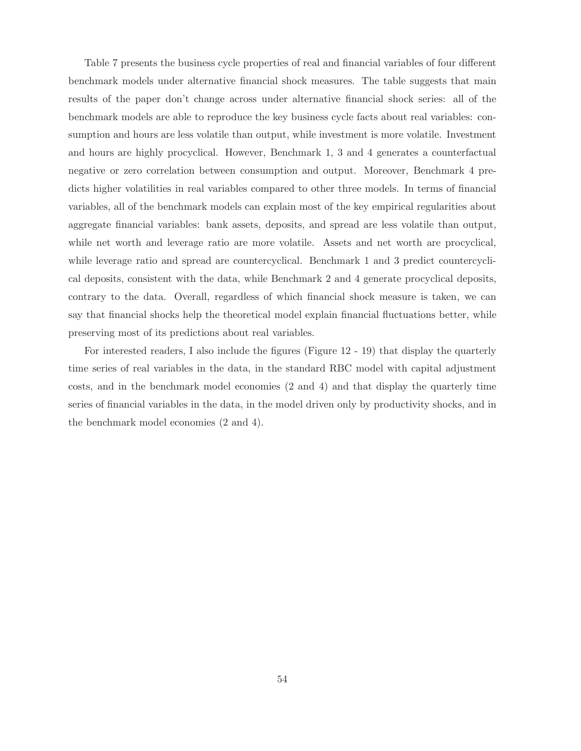Table 7 presents the business cycle properties of real and financial variables of four different benchmark models under alternative financial shock measures. The table suggests that main results of the paper don't change across under alternative financial shock series: all of the benchmark models are able to reproduce the key business cycle facts about real variables: consumption and hours are less volatile than output, while investment is more volatile. Investment and hours are highly procyclical. However, Benchmark 1, 3 and 4 generates a counterfactual negative or zero correlation between consumption and output. Moreover, Benchmark 4 predicts higher volatilities in real variables compared to other three models. In terms of financial variables, all of the benchmark models can explain most of the key empirical regularities about aggregate financial variables: bank assets, deposits, and spread are less volatile than output, while net worth and leverage ratio are more volatile. Assets and net worth are procyclical, while leverage ratio and spread are countercyclical. Benchmark 1 and 3 predict countercyclical deposits, consistent with the data, while Benchmark 2 and 4 generate procyclical deposits, contrary to the data. Overall, regardless of which financial shock measure is taken, we can say that financial shocks help the theoretical model explain financial fluctuations better, while preserving most of its predictions about real variables.

For interested readers, I also include the figures (Figure 12 - 19) that display the quarterly time series of real variables in the data, in the standard RBC model with capital adjustment costs, and in the benchmark model economies (2 and 4) and that display the quarterly time series of financial variables in the data, in the model driven only by productivity shocks, and in the benchmark model economies (2 and 4).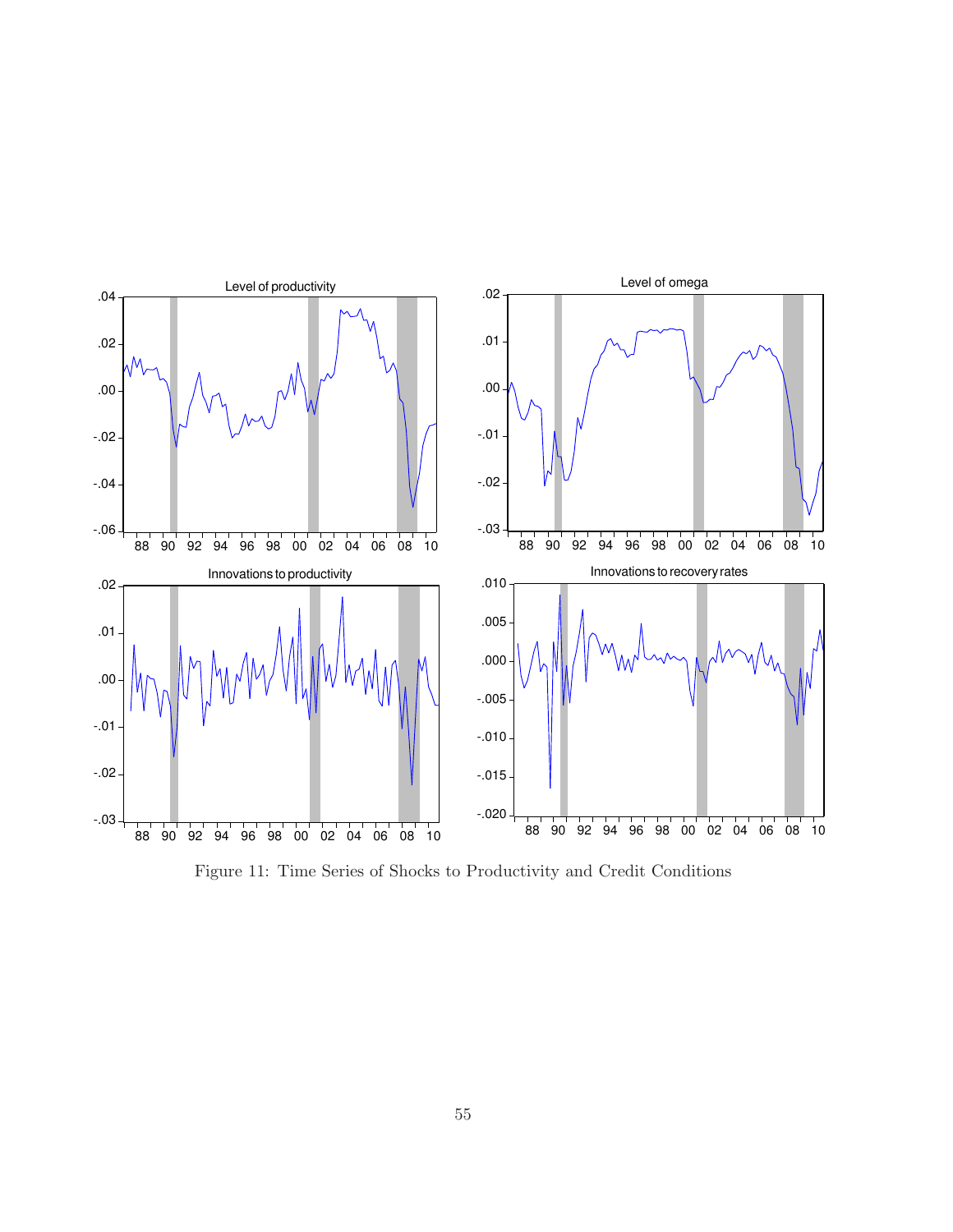Figure 11: Time Series of Shocks to Productivity and Credit Conditions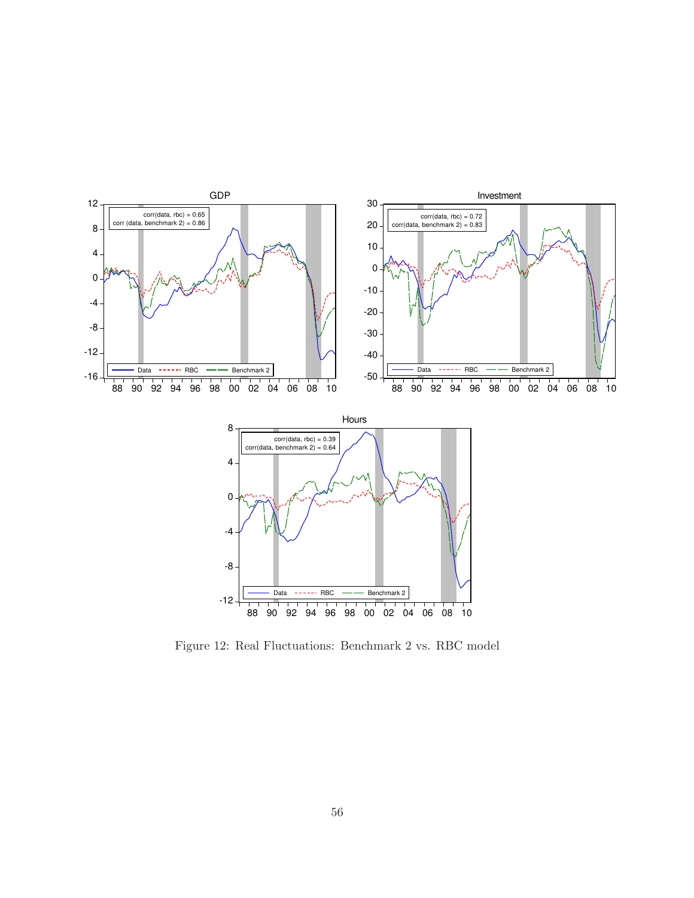Figure 12: Real Fluctuations: Benchmark 2 vs. RBC model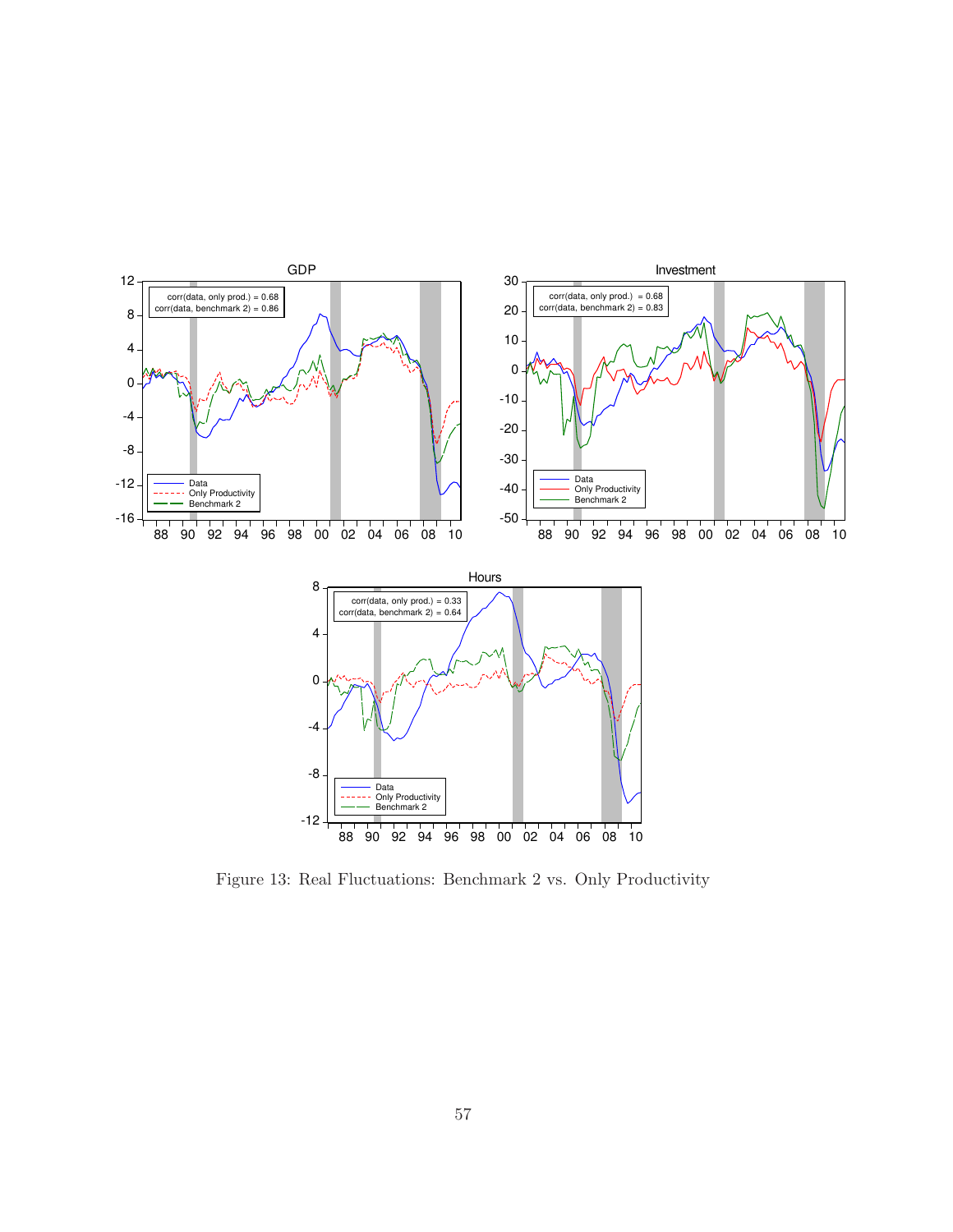Figure 13: Real Fluctuations: Benchmark 2 vs. Only Productivity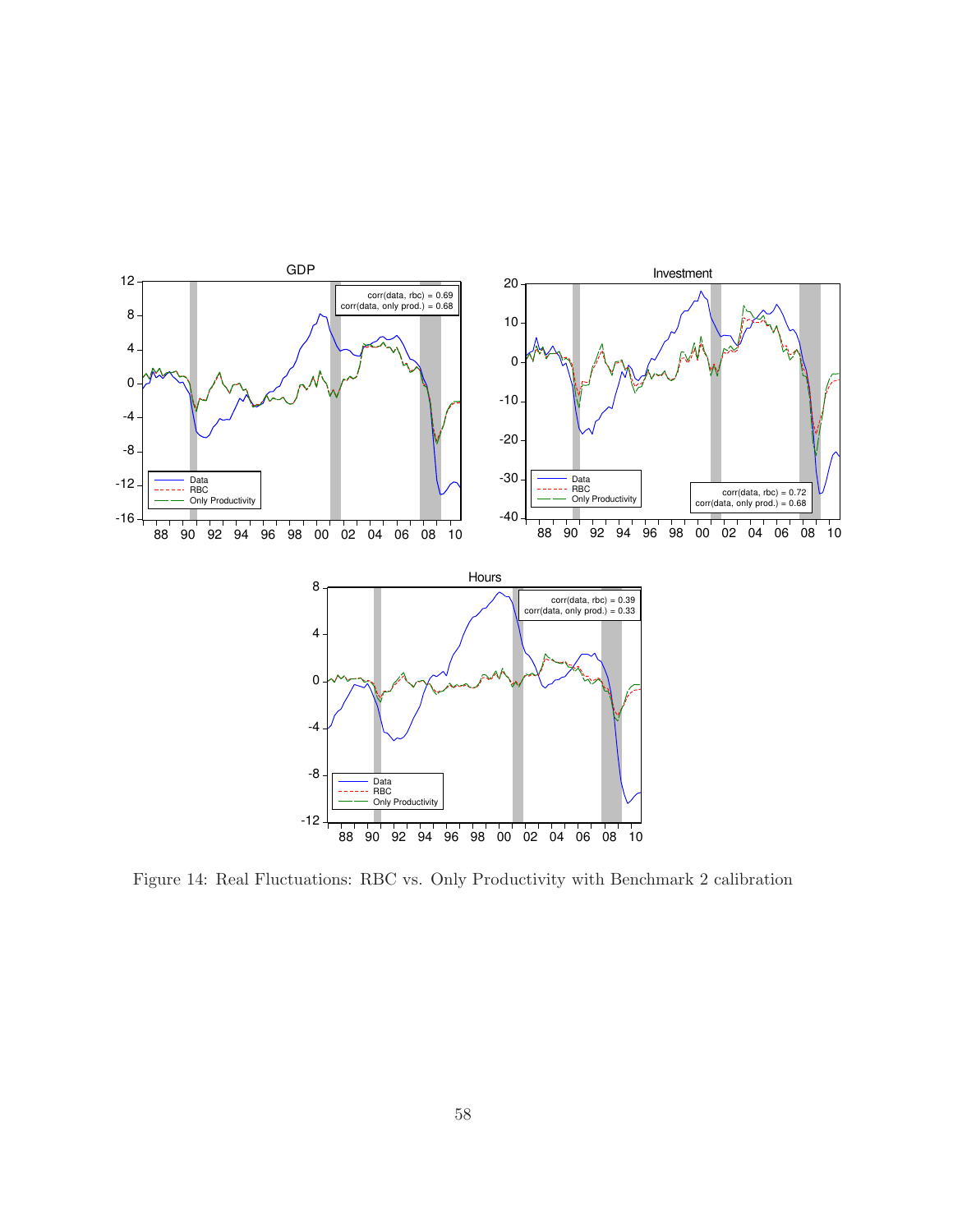Figure 14: Real Fluctuations: RBC vs. Only Productivity with Benchmark 2 calibration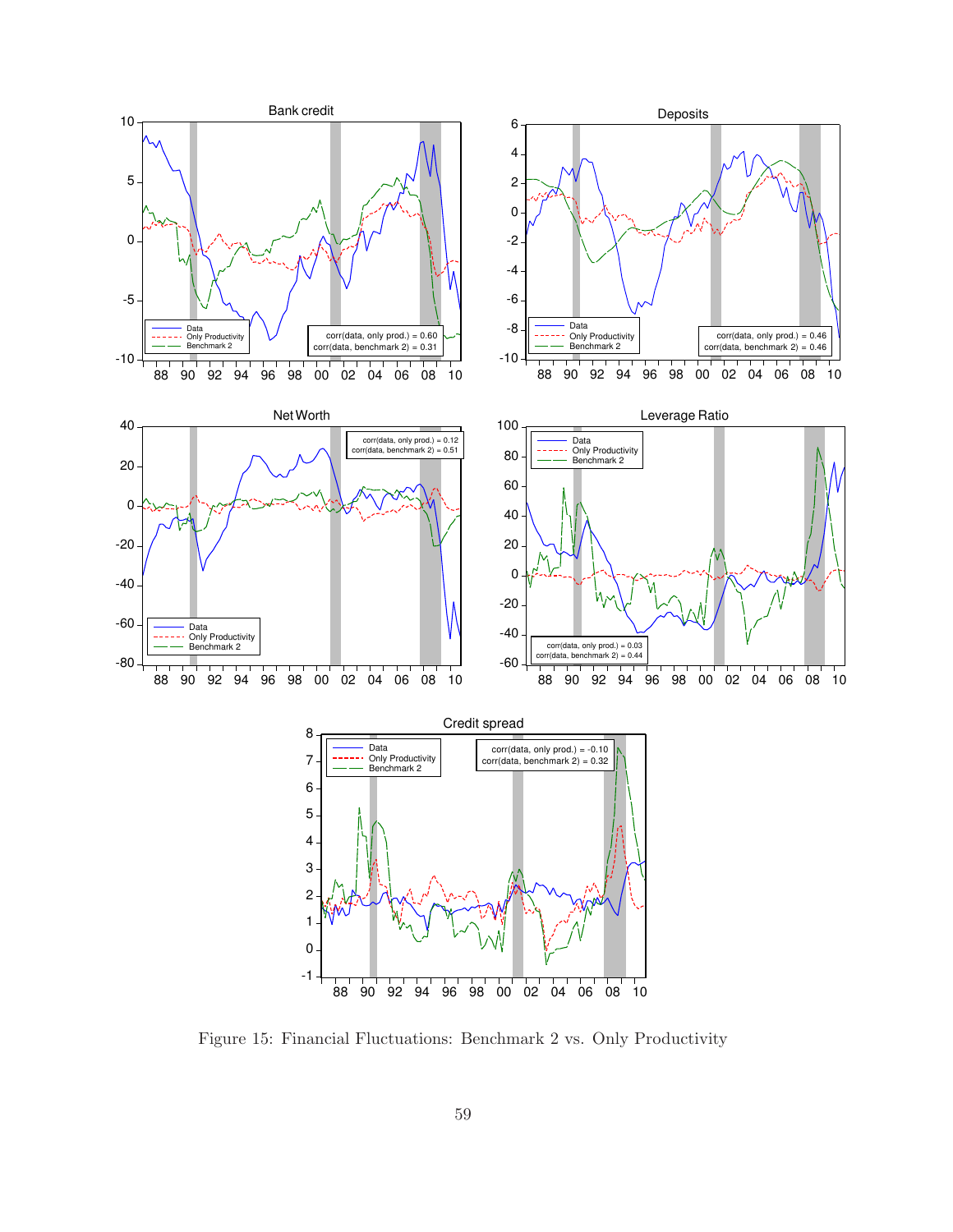Figure 15: Financial Fluctuations: Benchmark 2 vs. Only Productivity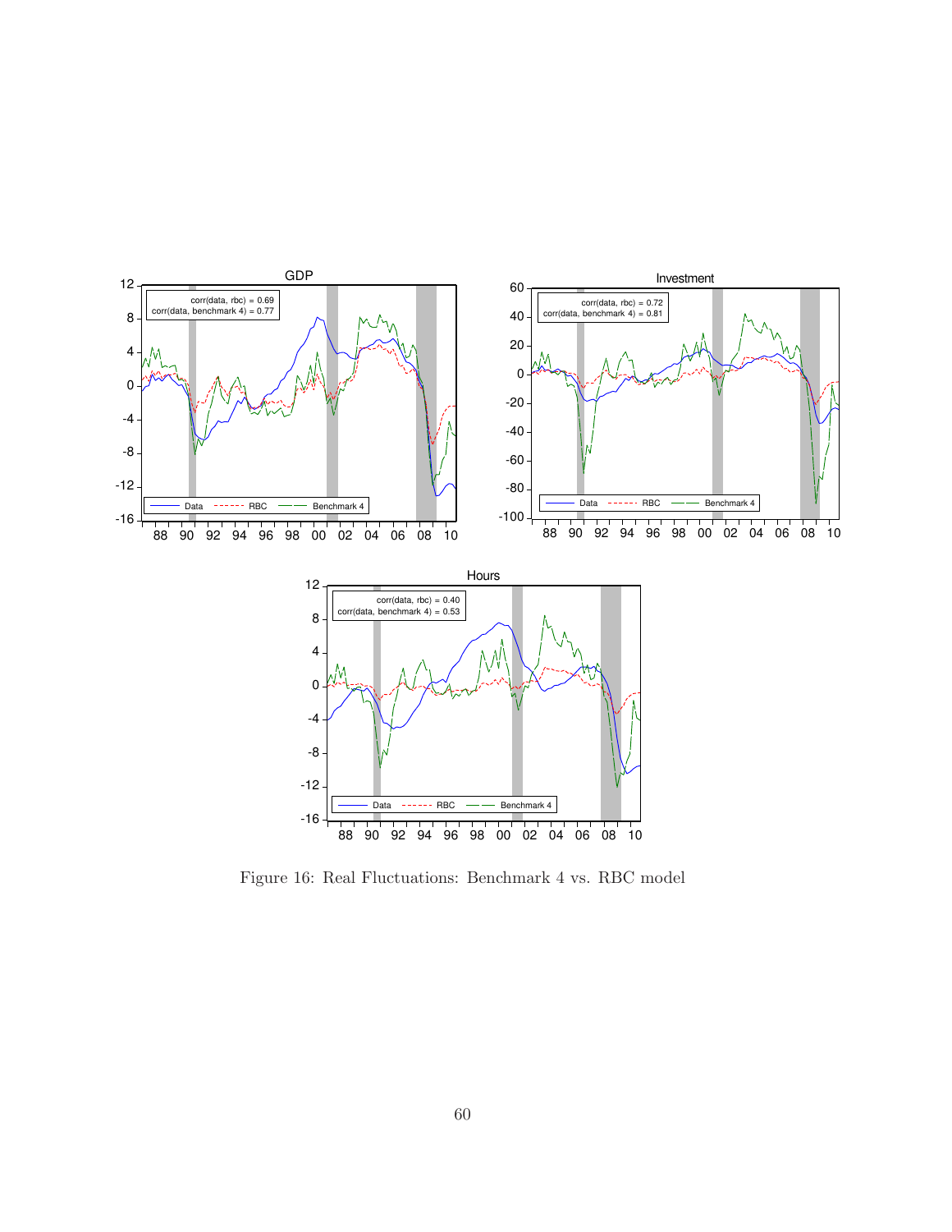Figure 16: Real Fluctuations: Benchmark 4 vs. RBC model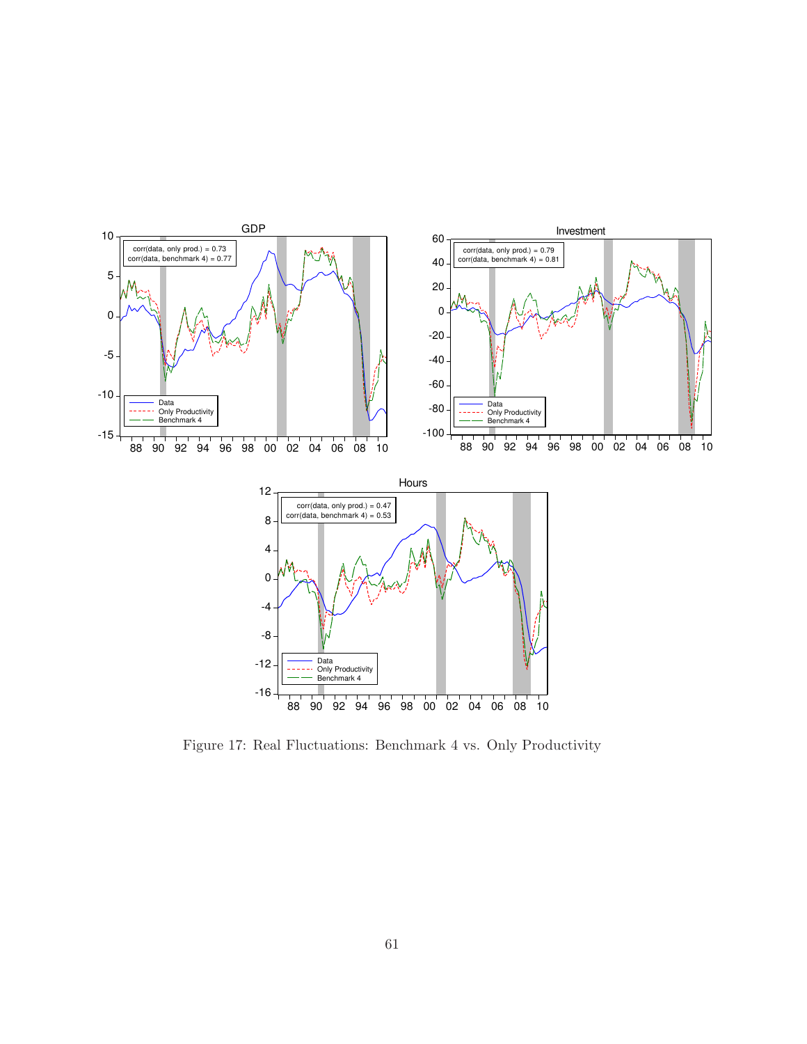Figure 17: Real Fluctuations: Benchmark 4 vs. Only Productivity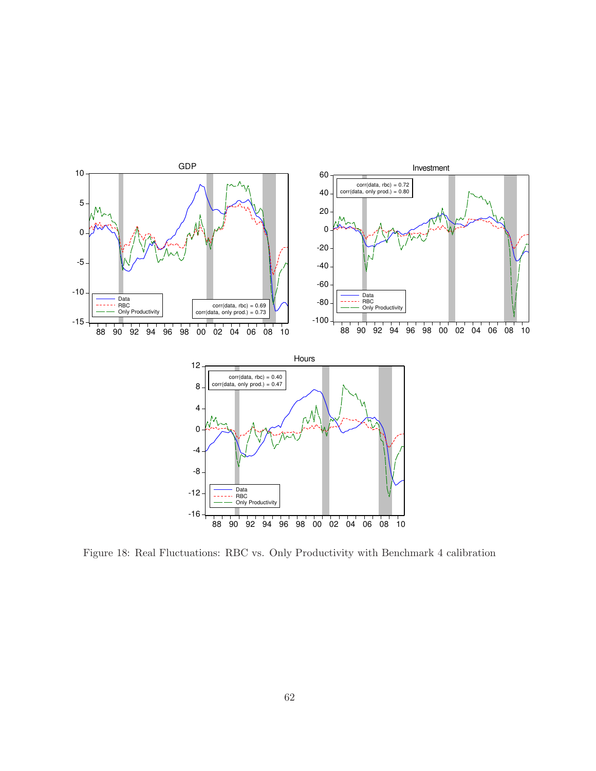Figure 18: Real Fluctuations: RBC vs. Only Productivity with Benchmark 4 calibration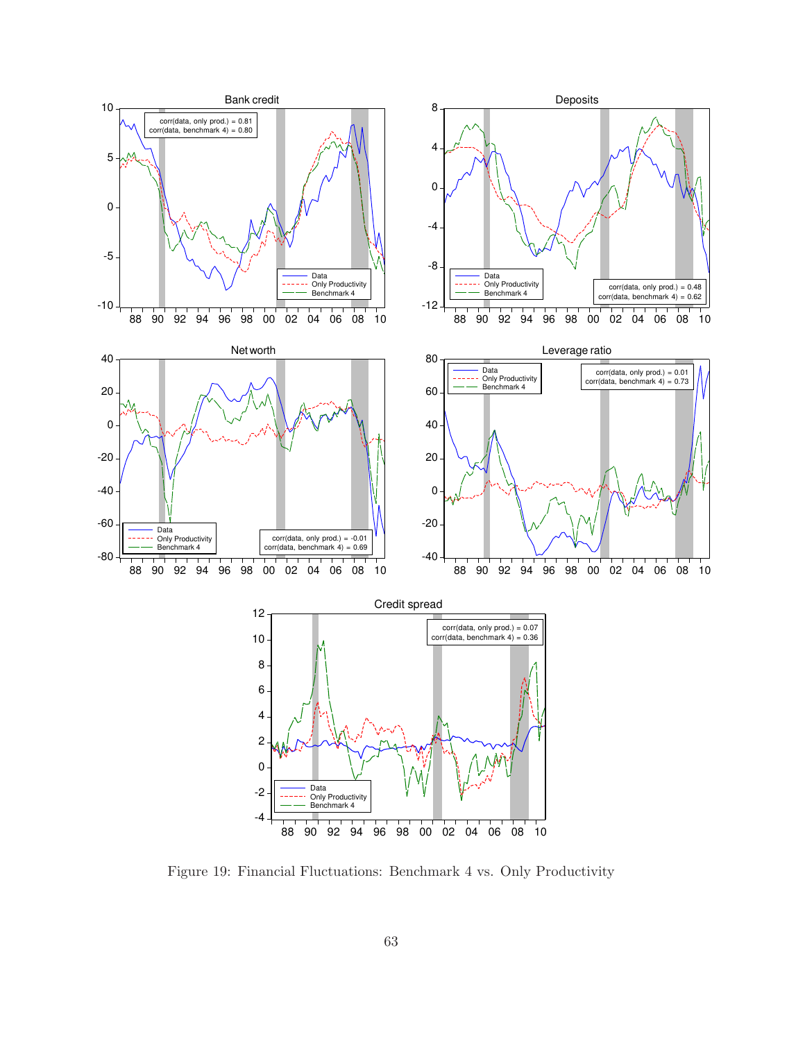Bank credit

corr(data, only prod.) = 0.81
corr(data, benchmark 4) = 0.80

Data
Only Productivity
Benchmark 4

Deposits

corr(data, only prod.) = 0.48
corr(data, benchmark 4) = 0.62

Data
Only Productivity
Benchmark 4

Net worth

corr(data, only prod.) = -0.01
corr(data, benchmark 4) = 0.69

Data
Only Productivity
Benchmark 4

Leverage ratio

corr(data, only prod.) = 0.01
corr(data, benchmark 4) = 0.73

Data
Only Productivity
Benchmark 4

Credit spread

corr(data, only prod.) = 0.07
corr(data, benchmark 4) = 0.36

Data
Only Productivity
Benchmark 4

Figure 19: Financial Fluctuations: Benchmark 4 vs. Only Productivity